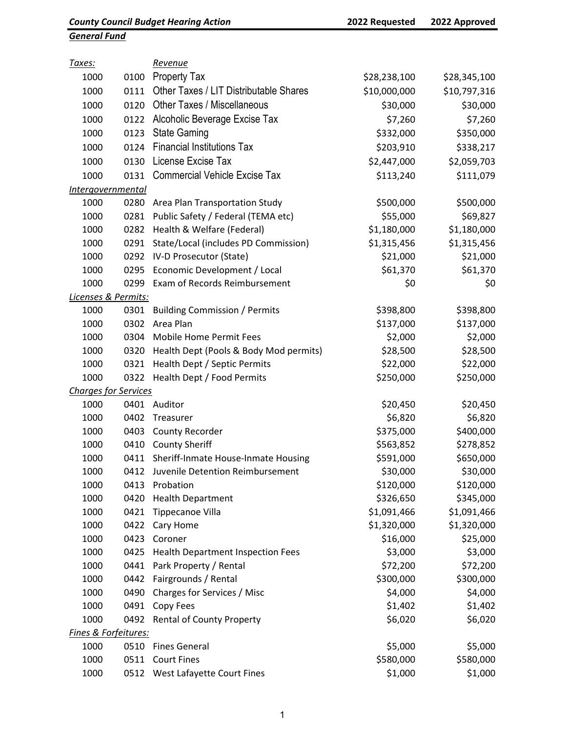| *County Council Budget Hearing Action* | | | 2022 Requested | 2022 Approved |
|---|---|---|---|---|
| ***General Fund*** | | | | |
| *Taxes:* | | *Revenue* | | |
| 1000 | 0100 | Property Tax | $28,238,100 | $28,345,100 |
| 1000 | 0111 | Other Taxes / LIT Distributable Shares | $10,000,000 | $10,797,316 |
| 1000 | 0120 | Other Taxes / Miscellaneous | $30,000 | $30,000 |
| 1000 | 0122 | Alcoholic Beverage Excise Tax | $7,260 | $7,260 |
| 1000 | 0123 | State Gaming | $332,000 | $350,000 |
| 1000 | 0124 | Financial Institutions Tax | $203,910 | $338,217 |
| 1000 | 0130 | License Excise Tax | $2,447,000 | $2,059,703 |
| 1000 | 0131 | Commercial Vehicle Excise Tax | $113,240 | $111,079 |
| *Intergovernmental* | | | | |
| 1000 | 0280 | Area Plan Transportation Study | $500,000 | $500,000 |
| 1000 | 0281 | Public Safety / Federal (TEMA etc) | $55,000 | $69,827 |
| 1000 | 0282 | Health & Welfare (Federal) | $1,180,000 | $1,180,000 |
| 1000 | 0291 | State/Local (includes PD Commission) | $1,315,456 | $1,315,456 |
| 1000 | 0292 | IV-D Prosecutor (State) | $21,000 | $21,000 |
| 1000 | 0295 | Economic Development / Local | $61,370 | $61,370 |
| 1000 | 0299 | Exam of Records Reimbursement | $0 | $0 |
| *Licenses & Permits:* | | | | |
| 1000 | 0301 | Building Commission / Permits | $398,800 | $398,800 |
| 1000 | 0302 | Area Plan | $137,000 | $137,000 |
| 1000 | 0304 | Mobile Home Permit Fees | $2,000 | $2,000 |
| 1000 | 0320 | Health Dept (Pools & Body Mod permits) | $28,500 | $28,500 |
| 1000 | 0321 | Health Dept / Septic Permits | $22,000 | $22,000 |
| 1000 | 0322 | Health Dept / Food Permits | $250,000 | $250,000 |
| *Charges for Services* | | | | |
| 1000 | 0401 | Auditor | $20,450 | $20,450 |
| 1000 | 0402 | Treasurer | $6,820 | $6,820 |
| 1000 | 0403 | County Recorder | $375,000 | $400,000 |
| 1000 | 0410 | County Sheriff | $563,852 | $278,852 |
| 1000 | 0411 | Sheriff-Inmate House-Inmate Housing | $591,000 | $650,000 |
| 1000 | 0412 | Juvenile Detention Reimbursement | $30,000 | $30,000 |
| 1000 | 0413 | Probation | $120,000 | $120,000 |
| 1000 | 0420 | Health Department | $326,650 | $345,000 |
| 1000 | 0421 | Tippecanoe Villa | $1,091,466 | $1,091,466 |
| 1000 | 0422 | Cary Home | $1,320,000 | $1,320,000 |
| 1000 | 0423 | Coroner | $16,000 | $25,000 |
| 1000 | 0425 | Health Department Inspection Fees | $3,000 | $3,000 |
| 1000 | 0441 | Park Property / Rental | $72,200 | $72,200 |
| 1000 | 0442 | Fairgrounds / Rental | $300,000 | $300,000 |
| 1000 | 0490 | Charges for Services / Misc | $4,000 | $4,000 |
| 1000 | 0491 | Copy Fees | $1,402 | $1,402 |
| 1000 | 0492 | Rental of County Property | $6,020 | $6,020 |
| *Fines & Forfeitures:* | | | | |
| 1000 | 0510 | Fines General | $5,000 | $5,000 |
| 1000 | 0511 | Court Fines | $580,000 | $580,000 |
| 1000 | 0512 | West Lafayette Court Fines | $1,000 | $1,000 |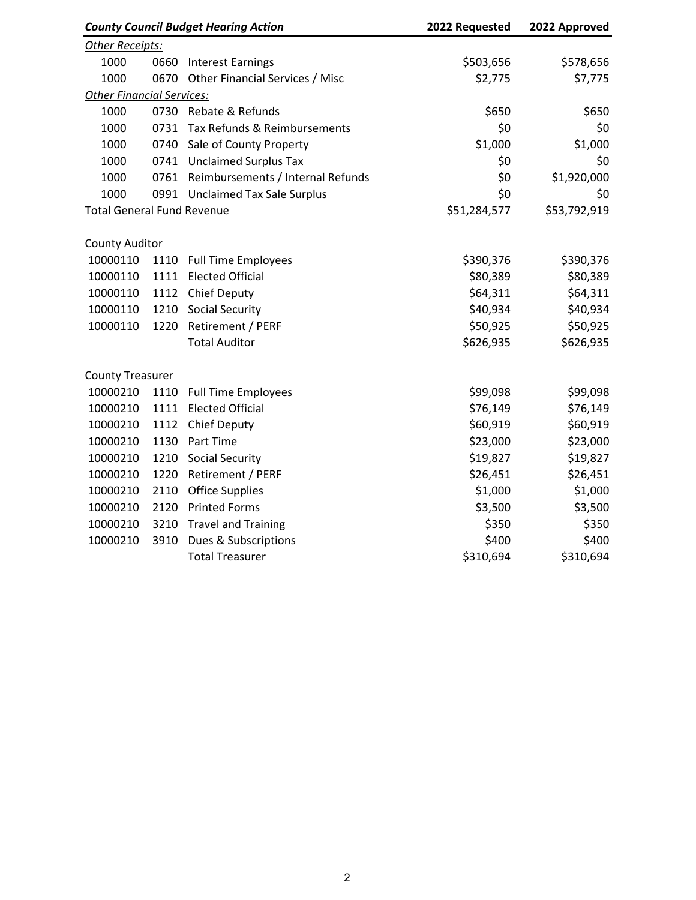| *County Council Budget Hearing Action* | | | 2022 Requested | 2022 Approved |
|---|---|---|---|---|
| *Other Receipts:* | | | | |
| 1000 | 0660 | Interest Earnings | $503,656 | $578,656 |
| 1000 | 0670 | Other Financial Services / Misc | $2,775 | $7,775 |
| *Other Financial Services:* | | | | |
| 1000 | 0730 | Rebate & Refunds | $650 | $650 |
| 1000 | 0731 | Tax Refunds & Reimbursements | $0 | $0 |
| 1000 | 0740 | Sale of County Property | $1,000 | $1,000 |
| 1000 | 0741 | Unclaimed Surplus Tax | $0 | $0 |
| 1000 | 0761 | Reimbursements / Internal Refunds | $0 | $1,920,000 |
| 1000 | 0991 | Unclaimed Tax Sale Surplus | $0 | $0 |
| Total General Fund Revenue | | | $51,284,577 | $53,792,919 |
| | | | | |
| County Auditor | | | | |
| 10000110 | 1110 | Full Time Employees | $390,376 | $390,376 |
| 10000110 | 1111 | Elected Official | $80,389 | $80,389 |
| 10000110 | 1112 | Chief Deputy | $64,311 | $64,311 |
| 10000110 | 1210 | Social Security | $40,934 | $40,934 |
| 10000110 | 1220 | Retirement / PERF | $50,925 | $50,925 |
| | | Total Auditor | $626,935 | $626,935 |
| | | | | |
| County Treasurer | | | | |
| 10000210 | 1110 | Full Time Employees | $99,098 | $99,098 |
| 10000210 | 1111 | Elected Official | $76,149 | $76,149 |
| 10000210 | 1112 | Chief Deputy | $60,919 | $60,919 |
| 10000210 | 1130 | Part Time | $23,000 | $23,000 |
| 10000210 | 1210 | Social Security | $19,827 | $19,827 |
| 10000210 | 1220 | Retirement / PERF | $26,451 | $26,451 |
| 10000210 | 2110 | Office Supplies | $1,000 | $1,000 |
| 10000210 | 2120 | Printed Forms | $3,500 | $3,500 |
| 10000210 | 3210 | Travel and Training | $350 | $350 |
| 10000210 | 3910 | Dues & Subscriptions | $400 | $400 |
| | | Total Treasurer | $310,694 | $310,694 |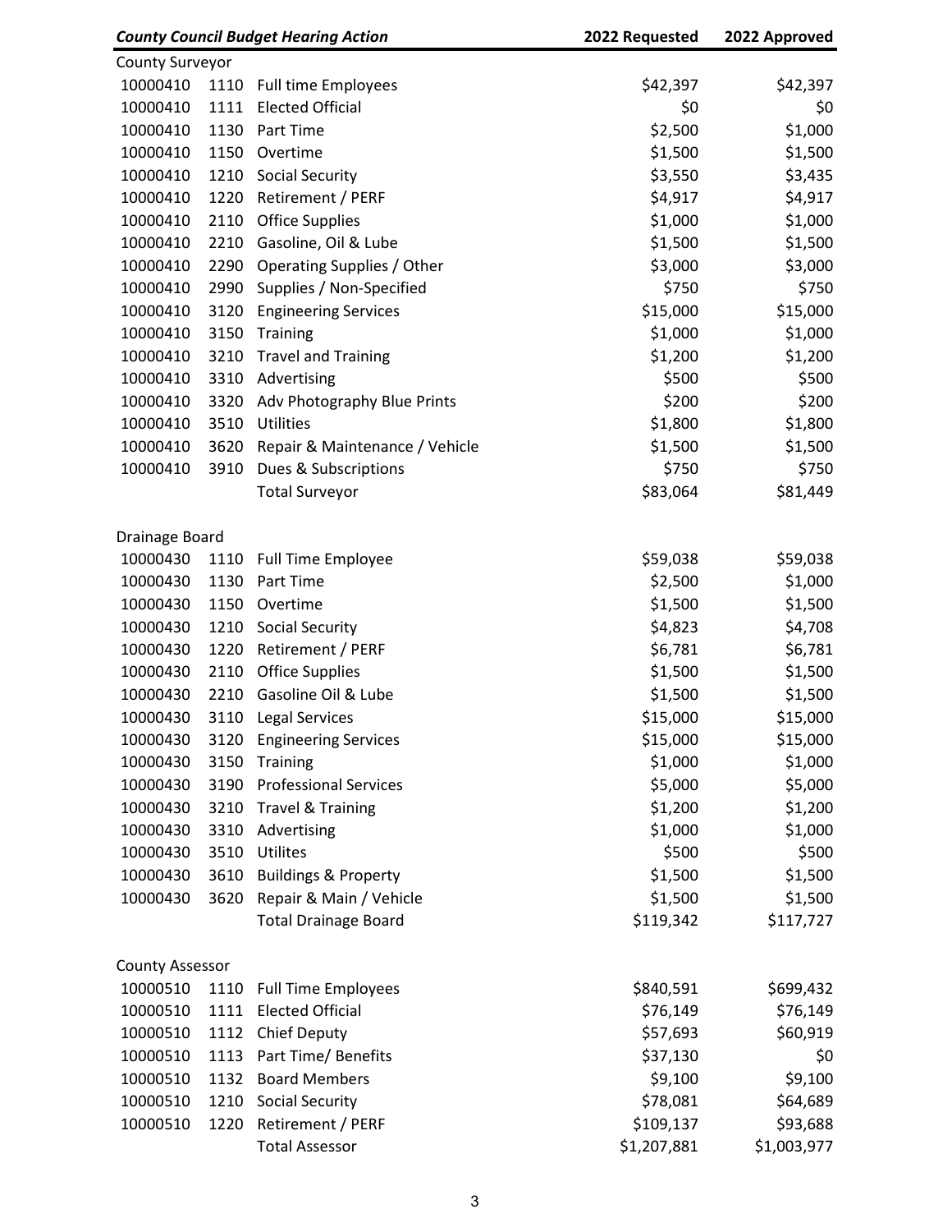| *County Council Budget Hearing Action* | | | 2022 Requested | 2022 Approved |
|---|---|---|---|---|
| County Surveyor | | | | |
| 10000410 | 1110 | Full time Employees | $42,397 | $42,397 |
| 10000410 | 1111 | Elected Official | $0 | $0 |
| 10000410 | 1130 | Part Time | $2,500 | $1,000 |
| 10000410 | 1150 | Overtime | $1,500 | $1,500 |
| 10000410 | 1210 | Social Security | $3,550 | $3,435 |
| 10000410 | 1220 | Retirement / PERF | $4,917 | $4,917 |
| 10000410 | 2110 | Office Supplies | $1,000 | $1,000 |
| 10000410 | 2210 | Gasoline, Oil & Lube | $1,500 | $1,500 |
| 10000410 | 2290 | Operating Supplies / Other | $3,000 | $3,000 |
| 10000410 | 2990 | Supplies / Non-Specified | $750 | $750 |
| 10000410 | 3120 | Engineering Services | $15,000 | $15,000 |
| 10000410 | 3150 | Training | $1,000 | $1,000 |
| 10000410 | 3210 | Travel and Training | $1,200 | $1,200 |
| 10000410 | 3310 | Advertising | $500 | $500 |
| 10000410 | 3320 | Adv Photography Blue Prints | $200 | $200 |
| 10000410 | 3510 | Utilities | $1,800 | $1,800 |
| 10000410 | 3620 | Repair & Maintenance / Vehicle | $1,500 | $1,500 |
| 10000410 | 3910 | Dues & Subscriptions | $750 | $750 |
| | | Total Surveyor | $83,064 | $81,449 |
| | | | | |
| Drainage Board | | | | |
| 10000430 | 1110 | Full Time Employee | $59,038 | $59,038 |
| 10000430 | 1130 | Part Time | $2,500 | $1,000 |
| 10000430 | 1150 | Overtime | $1,500 | $1,500 |
| 10000430 | 1210 | Social Security | $4,823 | $4,708 |
| 10000430 | 1220 | Retirement / PERF | $6,781 | $6,781 |
| 10000430 | 2110 | Office Supplies | $1,500 | $1,500 |
| 10000430 | 2210 | Gasoline Oil & Lube | $1,500 | $1,500 |
| 10000430 | 3110 | Legal Services | $15,000 | $15,000 |
| 10000430 | 3120 | Engineering Services | $15,000 | $15,000 |
| 10000430 | 3150 | Training | $1,000 | $1,000 |
| 10000430 | 3190 | Professional Services | $5,000 | $5,000 |
| 10000430 | 3210 | Travel & Training | $1,200 | $1,200 |
| 10000430 | 3310 | Advertising | $1,000 | $1,000 |
| 10000430 | 3510 | Utilites | $500 | $500 |
| 10000430 | 3610 | Buildings & Property | $1,500 | $1,500 |
| 10000430 | 3620 | Repair & Main / Vehicle | $1,500 | $1,500 |
| | | Total Drainage Board | $119,342 | $117,727 |
| | | | | |
| County Assessor | | | | |
| 10000510 | 1110 | Full Time Employees | $840,591 | $699,432 |
| 10000510 | 1111 | Elected Official | $76,149 | $76,149 |
| 10000510 | 1112 | Chief Deputy | $57,693 | $60,919 |
| 10000510 | 1113 | Part Time/ Benefits | $37,130 | $0 |
| 10000510 | 1132 | Board Members | $9,100 | $9,100 |
| 10000510 | 1210 | Social Security | $78,081 | $64,689 |
| 10000510 | 1220 | Retirement / PERF | $109,137 | $93,688 |
| | | Total Assessor | $1,207,881 | $1,003,977 |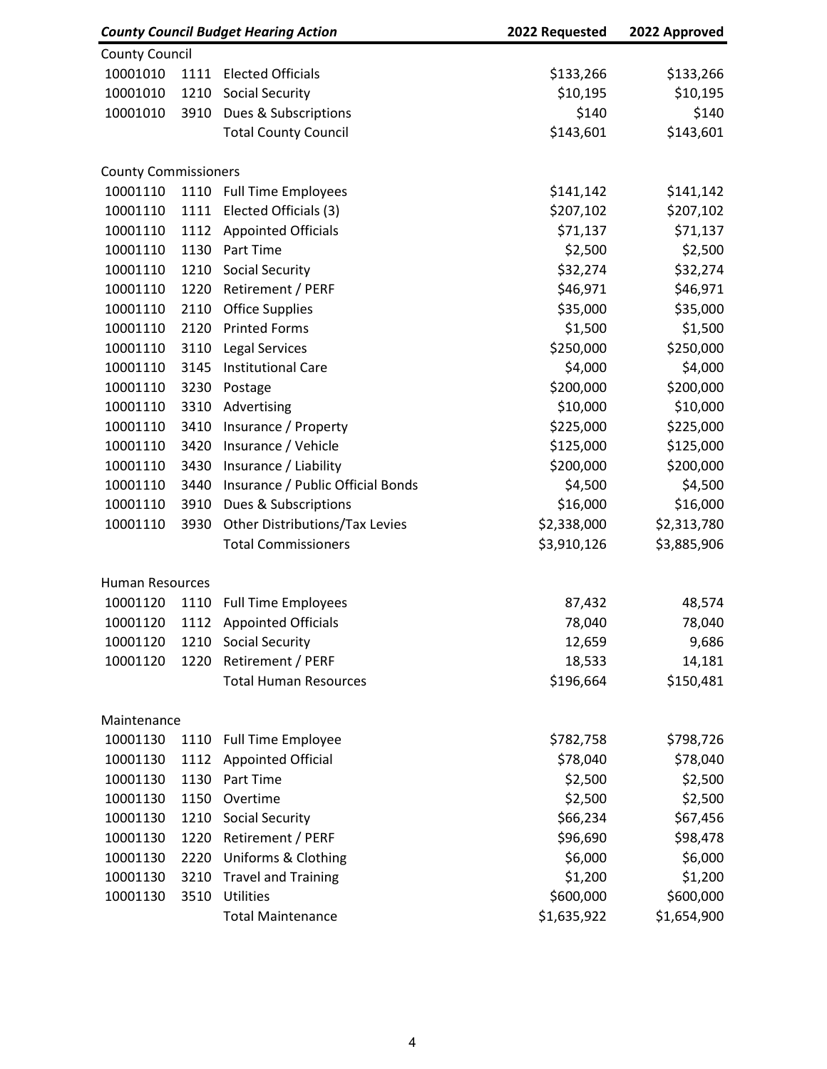| *County Council Budget Hearing Action* | | | 2022 Requested | 2022 Approved |
|---|---|---|---|---|
| County Council | | | | |
| 10001010 | 1111 | Elected Officials | $133,266 | $133,266 |
| 10001010 | 1210 | Social Security | $10,195 | $10,195 |
| 10001010 | 3910 | Dues & Subscriptions | $140 | $140 |
| | | Total County Council | $143,601 | $143,601 |
| | | | | |
| County Commissioners | | | | |
| 10001110 | 1110 | Full Time Employees | $141,142 | $141,142 |
| 10001110 | 1111 | Elected Officials (3) | $207,102 | $207,102 |
| 10001110 | 1112 | Appointed Officials | $71,137 | $71,137 |
| 10001110 | 1130 | Part Time | $2,500 | $2,500 |
| 10001110 | 1210 | Social Security | $32,274 | $32,274 |
| 10001110 | 1220 | Retirement / PERF | $46,971 | $46,971 |
| 10001110 | 2110 | Office Supplies | $35,000 | $35,000 |
| 10001110 | 2120 | Printed Forms | $1,500 | $1,500 |
| 10001110 | 3110 | Legal Services | $250,000 | $250,000 |
| 10001110 | 3145 | Institutional Care | $4,000 | $4,000 |
| 10001110 | 3230 | Postage | $200,000 | $200,000 |
| 10001110 | 3310 | Advertising | $10,000 | $10,000 |
| 10001110 | 3410 | Insurance / Property | $225,000 | $225,000 |
| 10001110 | 3420 | Insurance / Vehicle | $125,000 | $125,000 |
| 10001110 | 3430 | Insurance / Liability | $200,000 | $200,000 |
| 10001110 | 3440 | Insurance / Public Official Bonds | $4,500 | $4,500 |
| 10001110 | 3910 | Dues & Subscriptions | $16,000 | $16,000 |
| 10001110 | 3930 | Other Distributions/Tax Levies | $2,338,000 | $2,313,780 |
| | | Total Commissioners | $3,910,126 | $3,885,906 |
| | | | | |
| Human Resources | | | | |
| 10001120 | 1110 | Full Time Employees | 87,432 | 48,574 |
| 10001120 | 1112 | Appointed Officials | 78,040 | 78,040 |
| 10001120 | 1210 | Social Security | 12,659 | 9,686 |
| 10001120 | 1220 | Retirement / PERF | 18,533 | 14,181 |
| | | Total Human Resources | $196,664 | $150,481 |
| | | | | |
| Maintenance | | | | |
| 10001130 | 1110 | Full Time Employee | $782,758 | $798,726 |
| 10001130 | 1112 | Appointed Official | $78,040 | $78,040 |
| 10001130 | 1130 | Part Time | $2,500 | $2,500 |
| 10001130 | 1150 | Overtime | $2,500 | $2,500 |
| 10001130 | 1210 | Social Security | $66,234 | $67,456 |
| 10001130 | 1220 | Retirement / PERF | $96,690 | $98,478 |
| 10001130 | 2220 | Uniforms & Clothing | $6,000 | $6,000 |
| 10001130 | 3210 | Travel and Training | $1,200 | $1,200 |
| 10001130 | 3510 | Utilities | $600,000 | $600,000 |
| | | Total Maintenance | $1,635,922 | $1,654,900 |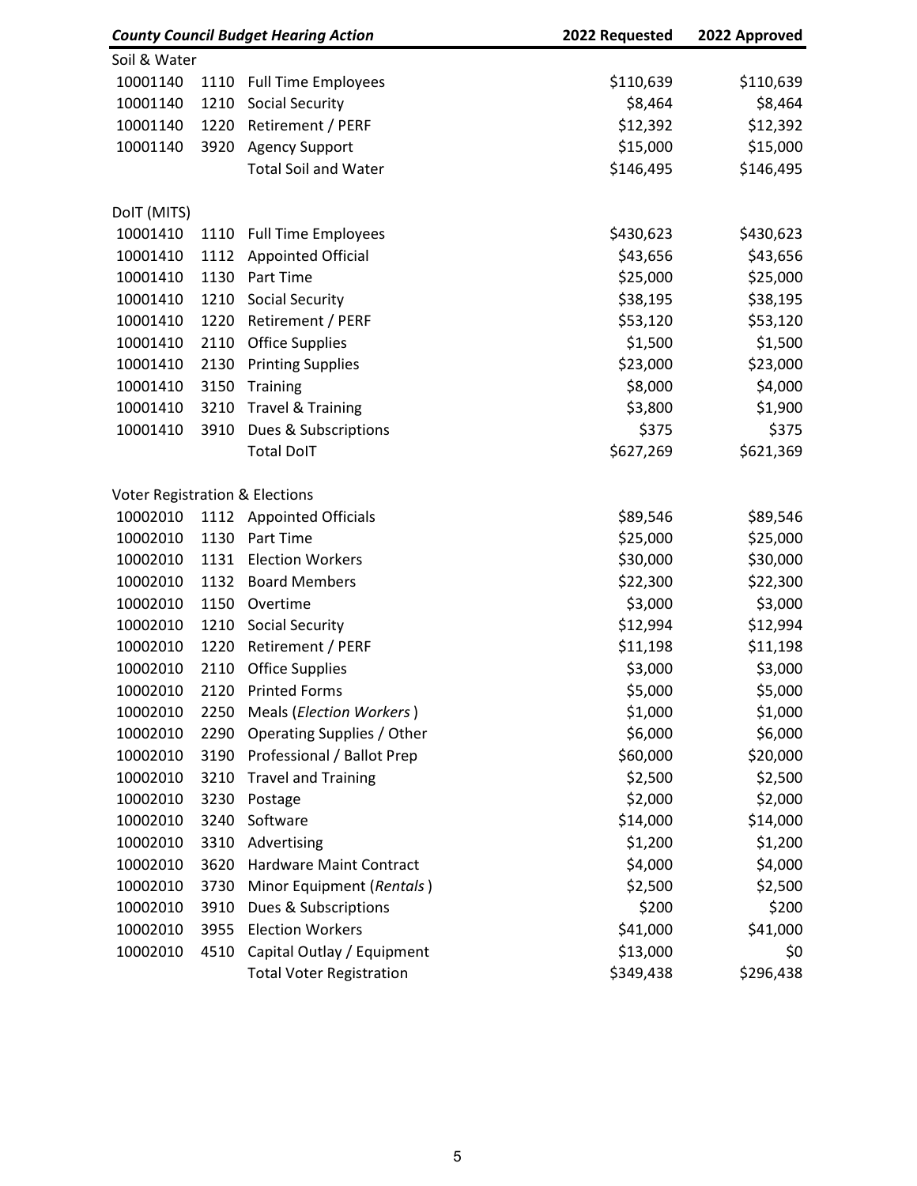| *County Council Budget Hearing Action* | | | 2022 Requested | 2022 Approved |
|---|---|---|---|---|
| Soil & Water | | | | |
| 10001140 | 1110 | Full Time Employees | $110,639 | $110,639 |
| 10001140 | 1210 | Social Security | $8,464 | $8,464 |
| 10001140 | 1220 | Retirement / PERF | $12,392 | $12,392 |
| 10001140 | 3920 | Agency Support | $15,000 | $15,000 |
| | | Total Soil and Water | $146,495 | $146,495 |
| | | | | |
| DoIT (MITS) | | | | |
| 10001410 | 1110 | Full Time Employees | $430,623 | $430,623 |
| 10001410 | 1112 | Appointed Official | $43,656 | $43,656 |
| 10001410 | 1130 | Part Time | $25,000 | $25,000 |
| 10001410 | 1210 | Social Security | $38,195 | $38,195 |
| 10001410 | 1220 | Retirement / PERF | $53,120 | $53,120 |
| 10001410 | 2110 | Office Supplies | $1,500 | $1,500 |
| 10001410 | 2130 | Printing Supplies | $23,000 | $23,000 |
| 10001410 | 3150 | Training | $8,000 | $4,000 |
| 10001410 | 3210 | Travel & Training | $3,800 | $1,900 |
| 10001410 | 3910 | Dues & Subscriptions | $375 | $375 |
| | | Total DoIT | $627,269 | $621,369 |
| | | | | |
| Voter Registration & Elections | | | | |
| 10002010 | 1112 | Appointed Officials | $89,546 | $89,546 |
| 10002010 | 1130 | Part Time | $25,000 | $25,000 |
| 10002010 | 1131 | Election Workers | $30,000 | $30,000 |
| 10002010 | 1132 | Board Members | $22,300 | $22,300 |
| 10002010 | 1150 | Overtime | $3,000 | $3,000 |
| 10002010 | 1210 | Social Security | $12,994 | $12,994 |
| 10002010 | 1220 | Retirement / PERF | $11,198 | $11,198 |
| 10002010 | 2110 | Office Supplies | $3,000 | $3,000 |
| 10002010 | 2120 | Printed Forms | $5,000 | $5,000 |
| 10002010 | 2250 | Meals (*Election Workers*) | $1,000 | $1,000 |
| 10002010 | 2290 | Operating Supplies / Other | $6,000 | $6,000 |
| 10002010 | 3190 | Professional / Ballot Prep | $60,000 | $20,000 |
| 10002010 | 3210 | Travel and Training | $2,500 | $2,500 |
| 10002010 | 3230 | Postage | $2,000 | $2,000 |
| 10002010 | 3240 | Software | $14,000 | $14,000 |
| 10002010 | 3310 | Advertising | $1,200 | $1,200 |
| 10002010 | 3620 | Hardware Maint Contract | $4,000 | $4,000 |
| 10002010 | 3730 | Minor Equipment (*Rentals*) | $2,500 | $2,500 |
| 10002010 | 3910 | Dues & Subscriptions | $200 | $200 |
| 10002010 | 3955 | Election Workers | $41,000 | $41,000 |
| 10002010 | 4510 | Capital Outlay / Equipment | $13,000 | $0 |
| | | Total Voter Registration | $349,438 | $296,438 |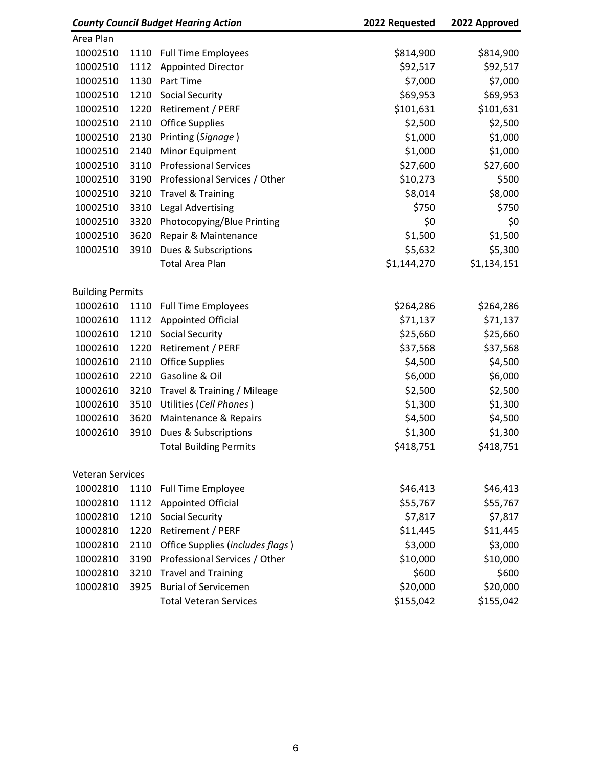| *County Council Budget Hearing Action* | | | 2022 Requested | 2022 Approved |
|---|---|---|---|---|
| Area Plan | | | | |
| 10002510 | 1110 | Full Time Employees | $814,900 | $814,900 |
| 10002510 | 1112 | Appointed Director | $92,517 | $92,517 |
| 10002510 | 1130 | Part Time | $7,000 | $7,000 |
| 10002510 | 1210 | Social Security | $69,953 | $69,953 |
| 10002510 | 1220 | Retirement / PERF | $101,631 | $101,631 |
| 10002510 | 2110 | Office Supplies | $2,500 | $2,500 |
| 10002510 | 2130 | Printing (*Signage* ) | $1,000 | $1,000 |
| 10002510 | 2140 | Minor Equipment | $1,000 | $1,000 |
| 10002510 | 3110 | Professional Services | $27,600 | $27,600 |
| 10002510 | 3190 | Professional Services / Other | $10,273 | $500 |
| 10002510 | 3210 | Travel & Training | $8,014 | $8,000 |
| 10002510 | 3310 | Legal Advertising | $750 | $750 |
| 10002510 | 3320 | Photocopying/Blue Printing | $0 | $0 |
| 10002510 | 3620 | Repair & Maintenance | $1,500 | $1,500 |
| 10002510 | 3910 | Dues & Subscriptions | $5,632 | $5,300 |
| | | Total Area Plan | $1,144,270 | $1,134,151 |
| | | | | |
| Building Permits | | | | |
| 10002610 | 1110 | Full Time Employees | $264,286 | $264,286 |
| 10002610 | 1112 | Appointed Official | $71,137 | $71,137 |
| 10002610 | 1210 | Social Security | $25,660 | $25,660 |
| 10002610 | 1220 | Retirement / PERF | $37,568 | $37,568 |
| 10002610 | 2110 | Office Supplies | $4,500 | $4,500 |
| 10002610 | 2210 | Gasoline & Oil | $6,000 | $6,000 |
| 10002610 | 3210 | Travel & Training / Mileage | $2,500 | $2,500 |
| 10002610 | 3510 | Utilities (*Cell Phones* ) | $1,300 | $1,300 |
| 10002610 | 3620 | Maintenance & Repairs | $4,500 | $4,500 |
| 10002610 | 3910 | Dues & Subscriptions | $1,300 | $1,300 |
| | | Total Building Permits | $418,751 | $418,751 |
| | | | | |
| Veteran Services | | | | |
| 10002810 | 1110 | Full Time Employee | $46,413 | $46,413 |
| 10002810 | 1112 | Appointed Official | $55,767 | $55,767 |
| 10002810 | 1210 | Social Security | $7,817 | $7,817 |
| 10002810 | 1220 | Retirement / PERF | $11,445 | $11,445 |
| 10002810 | 2110 | Office Supplies (*includes flags* ) | $3,000 | $3,000 |
| 10002810 | 3190 | Professional Services / Other | $10,000 | $10,000 |
| 10002810 | 3210 | Travel and Training | $600 | $600 |
| 10002810 | 3925 | Burial of Servicemen | $20,000 | $20,000 |
| | | Total Veteran Services | $155,042 | $155,042 |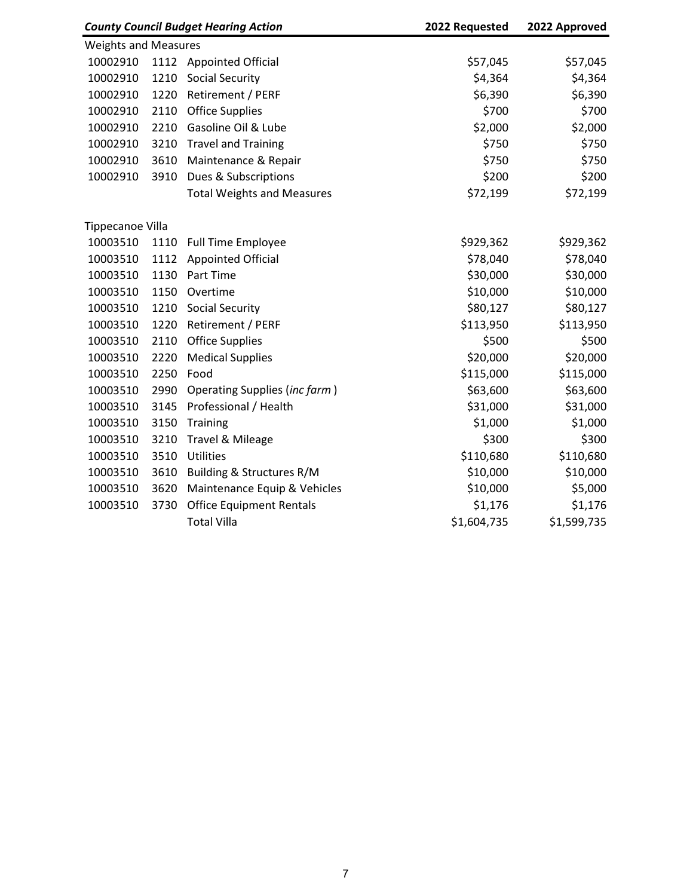| *County Council Budget Hearing Action* | | | 2022 Requested | 2022 Approved |
|---|---|---|---|---|
| Weights and Measures | | | | |
| 10002910 | 1112 | Appointed Official | $57,045 | $57,045 |
| 10002910 | 1210 | Social Security | $4,364 | $4,364 |
| 10002910 | 1220 | Retirement / PERF | $6,390 | $6,390 |
| 10002910 | 2110 | Office Supplies | $700 | $700 |
| 10002910 | 2210 | Gasoline Oil & Lube | $2,000 | $2,000 |
| 10002910 | 3210 | Travel and Training | $750 | $750 |
| 10002910 | 3610 | Maintenance & Repair | $750 | $750 |
| 10002910 | 3910 | Dues & Subscriptions | $200 | $200 |
| | | Total Weights and Measures | $72,199 | $72,199 |
| | | | | |
| Tippecanoe Villa | | | | |
| 10003510 | 1110 | Full Time Employee | $929,362 | $929,362 |
| 10003510 | 1112 | Appointed Official | $78,040 | $78,040 |
| 10003510 | 1130 | Part Time | $30,000 | $30,000 |
| 10003510 | 1150 | Overtime | $10,000 | $10,000 |
| 10003510 | 1210 | Social Security | $80,127 | $80,127 |
| 10003510 | 1220 | Retirement / PERF | $113,950 | $113,950 |
| 10003510 | 2110 | Office Supplies | $500 | $500 |
| 10003510 | 2220 | Medical Supplies | $20,000 | $20,000 |
| 10003510 | 2250 | Food | $115,000 | $115,000 |
| 10003510 | 2990 | Operating Supplies (*inc farm*) | $63,600 | $63,600 |
| 10003510 | 3145 | Professional / Health | $31,000 | $31,000 |
| 10003510 | 3150 | Training | $1,000 | $1,000 |
| 10003510 | 3210 | Travel & Mileage | $300 | $300 |
| 10003510 | 3510 | Utilities | $110,680 | $110,680 |
| 10003510 | 3610 | Building & Structures R/M | $10,000 | $10,000 |
| 10003510 | 3620 | Maintenance Equip & Vehicles | $10,000 | $5,000 |
| 10003510 | 3730 | Office Equipment Rentals | $1,176 | $1,176 |
| | | Total Villa | $1,604,735 | $1,599,735 |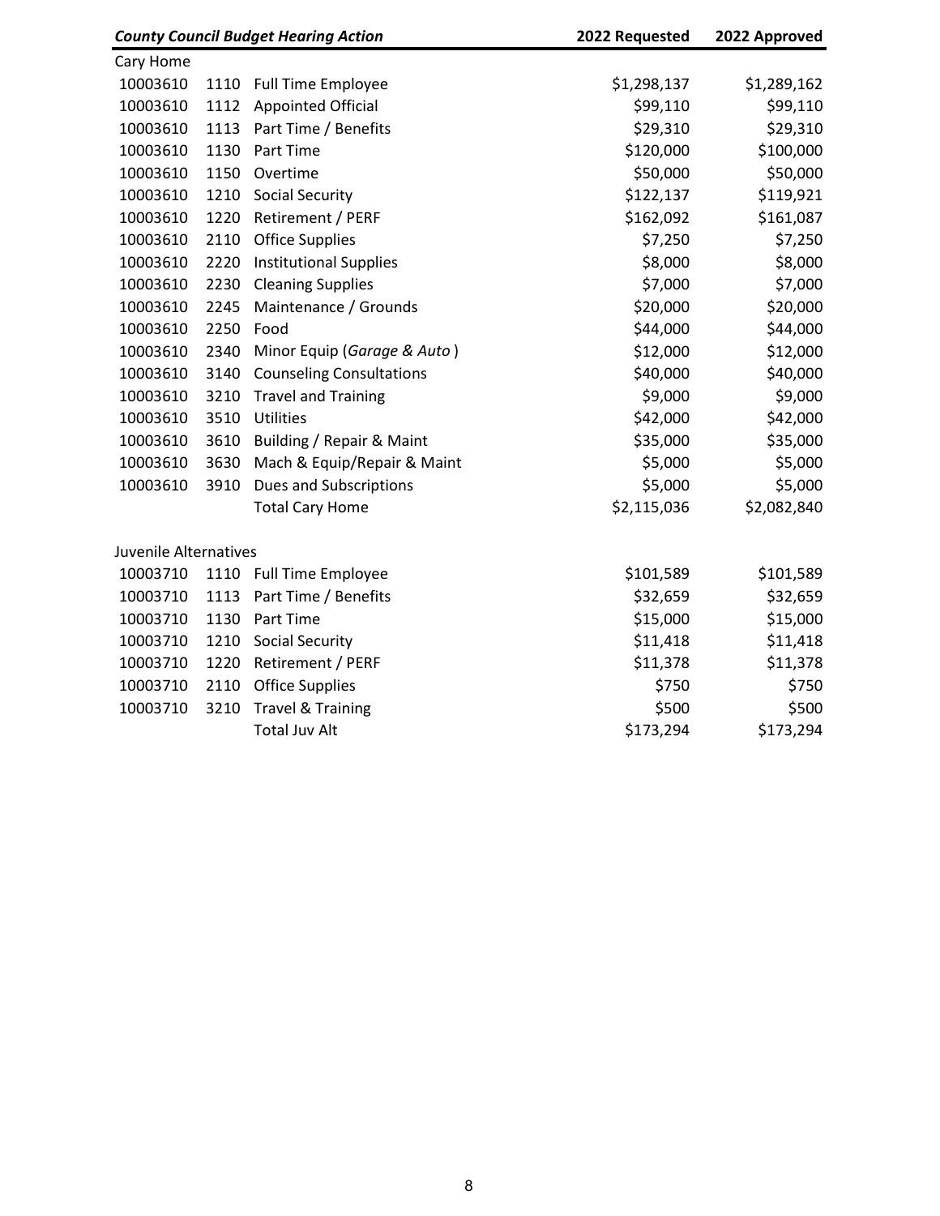| *County Council Budget Hearing Action* | | | 2022 Requested | 2022 Approved |
|---|---|---|---|---|
| Cary Home | | | | |
| 10003610 | 1110 | Full Time Employee | $1,298,137 | $1,289,162 |
| 10003610 | 1112 | Appointed Official | $99,110 | $99,110 |
| 10003610 | 1113 | Part Time / Benefits | $29,310 | $29,310 |
| 10003610 | 1130 | Part Time | $120,000 | $100,000 |
| 10003610 | 1150 | Overtime | $50,000 | $50,000 |
| 10003610 | 1210 | Social Security | $122,137 | $119,921 |
| 10003610 | 1220 | Retirement / PERF | $162,092 | $161,087 |
| 10003610 | 2110 | Office Supplies | $7,250 | $7,250 |
| 10003610 | 2220 | Institutional Supplies | $8,000 | $8,000 |
| 10003610 | 2230 | Cleaning Supplies | $7,000 | $7,000 |
| 10003610 | 2245 | Maintenance / Grounds | $20,000 | $20,000 |
| 10003610 | 2250 | Food | $44,000 | $44,000 |
| 10003610 | 2340 | Minor Equip (*Garage & Auto*) | $12,000 | $12,000 |
| 10003610 | 3140 | Counseling Consultations | $40,000 | $40,000 |
| 10003610 | 3210 | Travel and Training | $9,000 | $9,000 |
| 10003610 | 3510 | Utilities | $42,000 | $42,000 |
| 10003610 | 3610 | Building / Repair & Maint | $35,000 | $35,000 |
| 10003610 | 3630 | Mach & Equip/Repair & Maint | $5,000 | $5,000 |
| 10003610 | 3910 | Dues and Subscriptions | $5,000 | $5,000 |
| | | Total Cary Home | $2,115,036 | $2,082,840 |
| | | | | |
| Juvenile Alternatives | | | | |
| 10003710 | 1110 | Full Time Employee | $101,589 | $101,589 |
| 10003710 | 1113 | Part Time / Benefits | $32,659 | $32,659 |
| 10003710 | 1130 | Part Time | $15,000 | $15,000 |
| 10003710 | 1210 | Social Security | $11,418 | $11,418 |
| 10003710 | 1220 | Retirement / PERF | $11,378 | $11,378 |
| 10003710 | 2110 | Office Supplies | $750 | $750 |
| 10003710 | 3210 | Travel & Training | $500 | $500 |
| | | Total Juv Alt | $173,294 | $173,294 |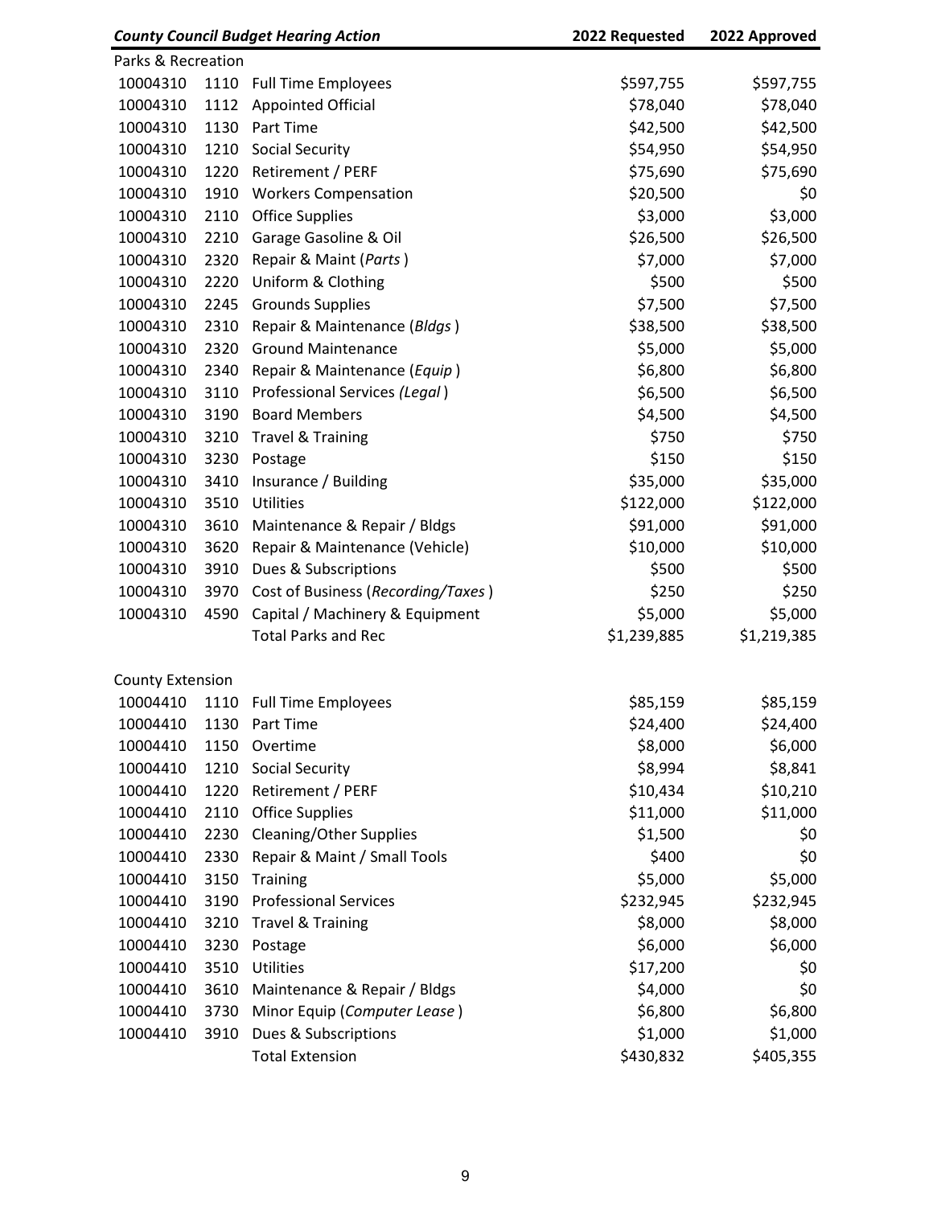| County Council Budget Hearing Action | | | 2022 Requested | 2022 Approved |
|---|---|---|---|---|
| Parks & Recreation | | | | |
| 10004310 | 1110 | Full Time Employees | $597,755 | $597,755 |
| 10004310 | 1112 | Appointed Official | $78,040 | $78,040 |
| 10004310 | 1130 | Part Time | $42,500 | $42,500 |
| 10004310 | 1210 | Social Security | $54,950 | $54,950 |
| 10004310 | 1220 | Retirement / PERF | $75,690 | $75,690 |
| 10004310 | 1910 | Workers Compensation | $20,500 | $0 |
| 10004310 | 2110 | Office Supplies | $3,000 | $3,000 |
| 10004310 | 2210 | Garage Gasoline & Oil | $26,500 | $26,500 |
| 10004310 | 2320 | Repair & Maint (*Parts*) | $7,000 | $7,000 |
| 10004310 | 2220 | Uniform & Clothing | $500 | $500 |
| 10004310 | 2245 | Grounds Supplies | $7,500 | $7,500 |
| 10004310 | 2310 | Repair & Maintenance (*Bldgs*) | $38,500 | $38,500 |
| 10004310 | 2320 | Ground Maintenance | $5,000 | $5,000 |
| 10004310 | 2340 | Repair & Maintenance (*Equip*) | $6,800 | $6,800 |
| 10004310 | 3110 | Professional Services (*Legal*) | $6,500 | $6,500 |
| 10004310 | 3190 | Board Members | $4,500 | $4,500 |
| 10004310 | 3210 | Travel & Training | $750 | $750 |
| 10004310 | 3230 | Postage | $150 | $150 |
| 10004310 | 3410 | Insurance / Building | $35,000 | $35,000 |
| 10004310 | 3510 | Utilities | $122,000 | $122,000 |
| 10004310 | 3610 | Maintenance & Repair / Bldgs | $91,000 | $91,000 |
| 10004310 | 3620 | Repair & Maintenance (Vehicle) | $10,000 | $10,000 |
| 10004310 | 3910 | Dues & Subscriptions | $500 | $500 |
| 10004310 | 3970 | Cost of Business (*Recording/Taxes*) | $250 | $250 |
| 10004310 | 4590 | Capital / Machinery & Equipment | $5,000 | $5,000 |
| | | Total Parks and Rec | $1,239,885 | $1,219,385 |
| | | | | |
| County Extension | | | | |
| 10004410 | 1110 | Full Time Employees | $85,159 | $85,159 |
| 10004410 | 1130 | Part Time | $24,400 | $24,400 |
| 10004410 | 1150 | Overtime | $8,000 | $6,000 |
| 10004410 | 1210 | Social Security | $8,994 | $8,841 |
| 10004410 | 1220 | Retirement / PERF | $10,434 | $10,210 |
| 10004410 | 2110 | Office Supplies | $11,000 | $11,000 |
| 10004410 | 2230 | Cleaning/Other Supplies | $1,500 | $0 |
| 10004410 | 2330 | Repair & Maint / Small Tools | $400 | $0 |
| 10004410 | 3150 | Training | $5,000 | $5,000 |
| 10004410 | 3190 | Professional Services | $232,945 | $232,945 |
| 10004410 | 3210 | Travel & Training | $8,000 | $8,000 |
| 10004410 | 3230 | Postage | $6,000 | $6,000 |
| 10004410 | 3510 | Utilities | $17,200 | $0 |
| 10004410 | 3610 | Maintenance & Repair / Bldgs | $4,000 | $0 |
| 10004410 | 3730 | Minor Equip (*Computer Lease*) | $6,800 | $6,800 |
| 10004410 | 3910 | Dues & Subscriptions | $1,000 | $1,000 |
| | | Total Extension | $430,832 | $405,355 |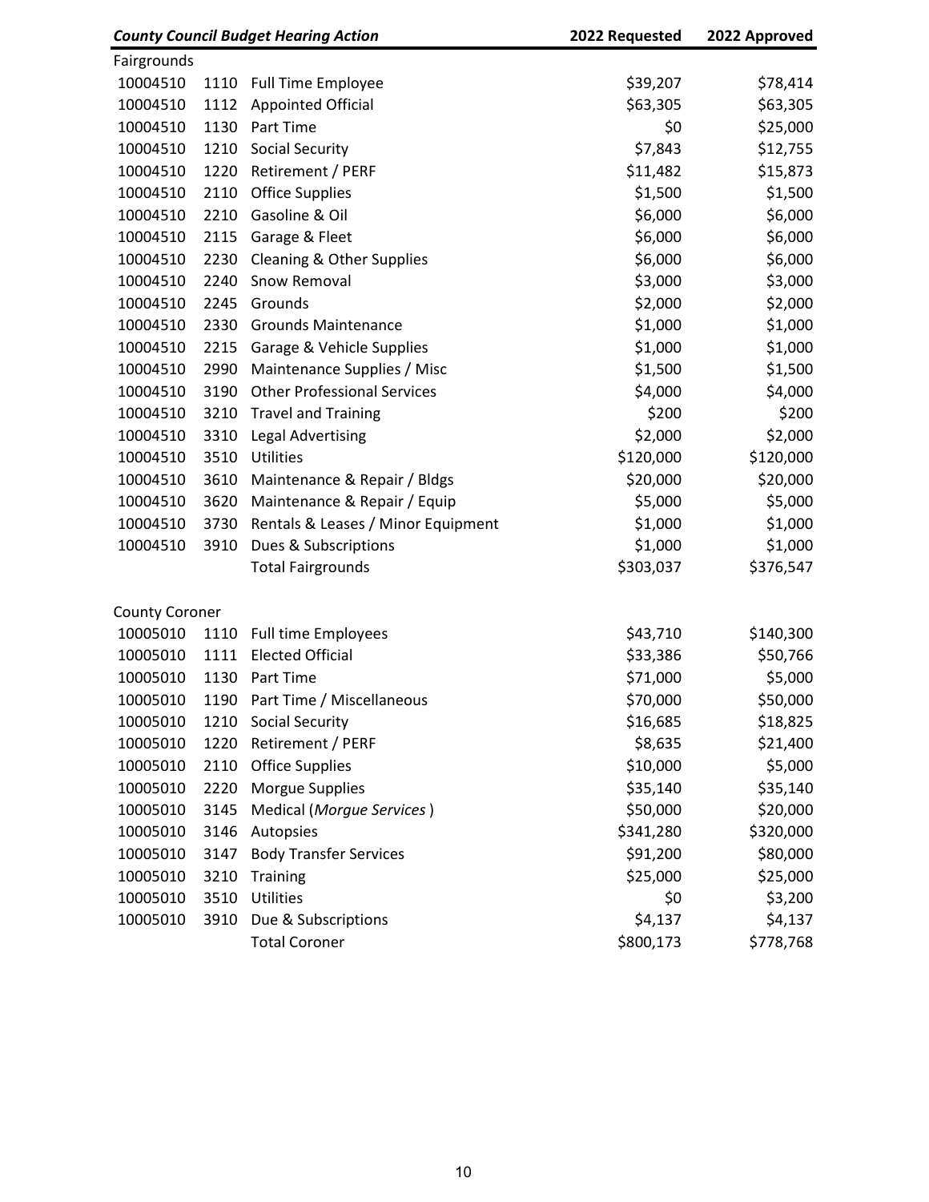| *County Council Budget Hearing Action* | | | 2022 Requested | 2022 Approved |
|---|---|---|---|---|
| Fairgrounds | | | | |
| 10004510 | 1110 | Full Time Employee | $39,207 | $78,414 |
| 10004510 | 1112 | Appointed Official | $63,305 | $63,305 |
| 10004510 | 1130 | Part Time | $0 | $25,000 |
| 10004510 | 1210 | Social Security | $7,843 | $12,755 |
| 10004510 | 1220 | Retirement / PERF | $11,482 | $15,873 |
| 10004510 | 2110 | Office Supplies | $1,500 | $1,500 |
| 10004510 | 2210 | Gasoline & Oil | $6,000 | $6,000 |
| 10004510 | 2115 | Garage & Fleet | $6,000 | $6,000 |
| 10004510 | 2230 | Cleaning & Other Supplies | $6,000 | $6,000 |
| 10004510 | 2240 | Snow Removal | $3,000 | $3,000 |
| 10004510 | 2245 | Grounds | $2,000 | $2,000 |
| 10004510 | 2330 | Grounds Maintenance | $1,000 | $1,000 |
| 10004510 | 2215 | Garage & Vehicle Supplies | $1,000 | $1,000 |
| 10004510 | 2990 | Maintenance Supplies / Misc | $1,500 | $1,500 |
| 10004510 | 3190 | Other Professional Services | $4,000 | $4,000 |
| 10004510 | 3210 | Travel and Training | $200 | $200 |
| 10004510 | 3310 | Legal Advertising | $2,000 | $2,000 |
| 10004510 | 3510 | Utilities | $120,000 | $120,000 |
| 10004510 | 3610 | Maintenance & Repair / Bldgs | $20,000 | $20,000 |
| 10004510 | 3620 | Maintenance & Repair / Equip | $5,000 | $5,000 |
| 10004510 | 3730 | Rentals & Leases / Minor Equipment | $1,000 | $1,000 |
| 10004510 | 3910 | Dues & Subscriptions | $1,000 | $1,000 |
| | | Total Fairgrounds | $303,037 | $376,547 |
| | | | | |
| County Coroner | | | | |
| 10005010 | 1110 | Full time Employees | $43,710 | $140,300 |
| 10005010 | 1111 | Elected Official | $33,386 | $50,766 |
| 10005010 | 1130 | Part Time | $71,000 | $5,000 |
| 10005010 | 1190 | Part Time / Miscellaneous | $70,000 | $50,000 |
| 10005010 | 1210 | Social Security | $16,685 | $18,825 |
| 10005010 | 1220 | Retirement / PERF | $8,635 | $21,400 |
| 10005010 | 2110 | Office Supplies | $10,000 | $5,000 |
| 10005010 | 2220 | Morgue Supplies | $35,140 | $35,140 |
| 10005010 | 3145 | Medical (*Morgue Services*) | $50,000 | $20,000 |
| 10005010 | 3146 | Autopsies | $341,280 | $320,000 |
| 10005010 | 3147 | Body Transfer Services | $91,200 | $80,000 |
| 10005010 | 3210 | Training | $25,000 | $25,000 |
| 10005010 | 3510 | Utilities | $0 | $3,200 |
| 10005010 | 3910 | Due & Subscriptions | $4,137 | $4,137 |
| | | Total Coroner | $800,173 | $778,768 |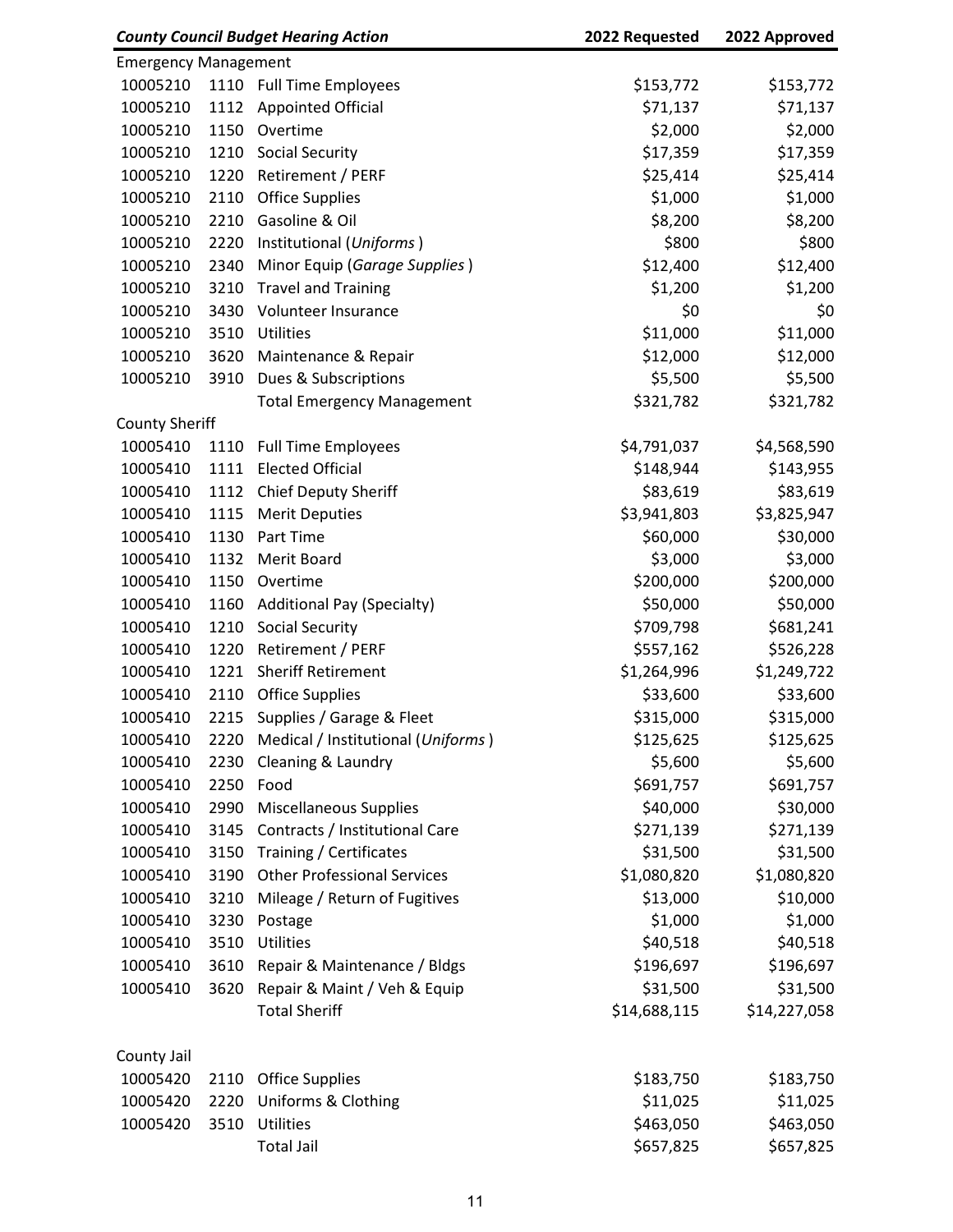| *County Council Budget Hearing Action* | | | 2022 Requested | 2022 Approved |
|---|---|---|---|---|
| Emergency Management | | | | |
| 10005210 | 1110 | Full Time Employees | $153,772 | $153,772 |
| 10005210 | 1112 | Appointed Official | $71,137 | $71,137 |
| 10005210 | 1150 | Overtime | $2,000 | $2,000 |
| 10005210 | 1210 | Social Security | $17,359 | $17,359 |
| 10005210 | 1220 | Retirement / PERF | $25,414 | $25,414 |
| 10005210 | 2110 | Office Supplies | $1,000 | $1,000 |
| 10005210 | 2210 | Gasoline & Oil | $8,200 | $8,200 |
| 10005210 | 2220 | Institutional (*Uniforms*) | $800 | $800 |
| 10005210 | 2340 | Minor Equip (*Garage Supplies*) | $12,400 | $12,400 |
| 10005210 | 3210 | Travel and Training | $1,200 | $1,200 |
| 10005210 | 3430 | Volunteer Insurance | $0 | $0 |
| 10005210 | 3510 | Utilities | $11,000 | $11,000 |
| 10005210 | 3620 | Maintenance & Repair | $12,000 | $12,000 |
| 10005210 | 3910 | Dues & Subscriptions | $5,500 | $5,500 |
| | | Total Emergency Management | $321,782 | $321,782 |
| County Sheriff | | | | |
| 10005410 | 1110 | Full Time Employees | $4,791,037 | $4,568,590 |
| 10005410 | 1111 | Elected Official | $148,944 | $143,955 |
| 10005410 | 1112 | Chief Deputy Sheriff | $83,619 | $83,619 |
| 10005410 | 1115 | Merit Deputies | $3,941,803 | $3,825,947 |
| 10005410 | 1130 | Part Time | $60,000 | $30,000 |
| 10005410 | 1132 | Merit Board | $3,000 | $3,000 |
| 10005410 | 1150 | Overtime | $200,000 | $200,000 |
| 10005410 | 1160 | Additional Pay (Specialty) | $50,000 | $50,000 |
| 10005410 | 1210 | Social Security | $709,798 | $681,241 |
| 10005410 | 1220 | Retirement / PERF | $557,162 | $526,228 |
| 10005410 | 1221 | Sheriff Retirement | $1,264,996 | $1,249,722 |
| 10005410 | 2110 | Office Supplies | $33,600 | $33,600 |
| 10005410 | 2215 | Supplies / Garage & Fleet | $315,000 | $315,000 |
| 10005410 | 2220 | Medical / Institutional (*Uniforms*) | $125,625 | $125,625 |
| 10005410 | 2230 | Cleaning & Laundry | $5,600 | $5,600 |
| 10005410 | 2250 | Food | $691,757 | $691,757 |
| 10005410 | 2990 | Miscellaneous Supplies | $40,000 | $30,000 |
| 10005410 | 3145 | Contracts / Institutional Care | $271,139 | $271,139 |
| 10005410 | 3150 | Training / Certificates | $31,500 | $31,500 |
| 10005410 | 3190 | Other Professional Services | $1,080,820 | $1,080,820 |
| 10005410 | 3210 | Mileage / Return of Fugitives | $13,000 | $10,000 |
| 10005410 | 3230 | Postage | $1,000 | $1,000 |
| 10005410 | 3510 | Utilities | $40,518 | $40,518 |
| 10005410 | 3610 | Repair & Maintenance / Bldgs | $196,697 | $196,697 |
| 10005410 | 3620 | Repair & Maint / Veh & Equip | $31,500 | $31,500 |
| | | Total Sheriff | $14,688,115 | $14,227,058 |
| County Jail | | | | |
| 10005420 | 2110 | Office Supplies | $183,750 | $183,750 |
| 10005420 | 2220 | Uniforms & Clothing | $11,025 | $11,025 |
| 10005420 | 3510 | Utilities | $463,050 | $463,050 |
| | | Total Jail | $657,825 | $657,825 |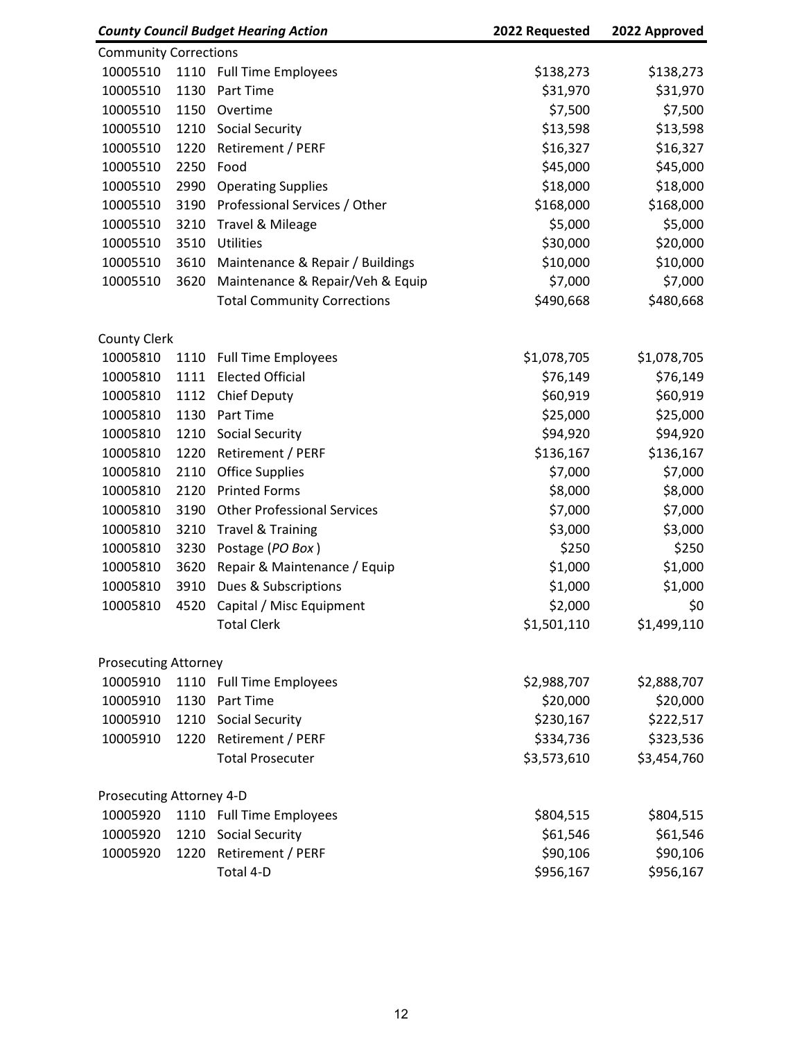| *County Council Budget Hearing Action* | | | 2022 Requested | 2022 Approved |
|---|---|---|---|---|
| Community Corrections | | | | |
| 10005510 | 1110 | Full Time Employees | $138,273 | $138,273 |
| 10005510 | 1130 | Part Time | $31,970 | $31,970 |
| 10005510 | 1150 | Overtime | $7,500 | $7,500 |
| 10005510 | 1210 | Social Security | $13,598 | $13,598 |
| 10005510 | 1220 | Retirement / PERF | $16,327 | $16,327 |
| 10005510 | 2250 | Food | $45,000 | $45,000 |
| 10005510 | 2990 | Operating Supplies | $18,000 | $18,000 |
| 10005510 | 3190 | Professional Services / Other | $168,000 | $168,000 |
| 10005510 | 3210 | Travel & Mileage | $5,000 | $5,000 |
| 10005510 | 3510 | Utilities | $30,000 | $20,000 |
| 10005510 | 3610 | Maintenance & Repair / Buildings | $10,000 | $10,000 |
| 10005510 | 3620 | Maintenance & Repair/Veh & Equip | $7,000 | $7,000 |
| | | Total Community Corrections | $490,668 | $480,668 |
| | | | | |
| County Clerk | | | | |
| 10005810 | 1110 | Full Time Employees | $1,078,705 | $1,078,705 |
| 10005810 | 1111 | Elected Official | $76,149 | $76,149 |
| 10005810 | 1112 | Chief Deputy | $60,919 | $60,919 |
| 10005810 | 1130 | Part Time | $25,000 | $25,000 |
| 10005810 | 1210 | Social Security | $94,920 | $94,920 |
| 10005810 | 1220 | Retirement / PERF | $136,167 | $136,167 |
| 10005810 | 2110 | Office Supplies | $7,000 | $7,000 |
| 10005810 | 2120 | Printed Forms | $8,000 | $8,000 |
| 10005810 | 3190 | Other Professional Services | $7,000 | $7,000 |
| 10005810 | 3210 | Travel & Training | $3,000 | $3,000 |
| 10005810 | 3230 | Postage (*PO Box*) | $250 | $250 |
| 10005810 | 3620 | Repair & Maintenance / Equip | $1,000 | $1,000 |
| 10005810 | 3910 | Dues & Subscriptions | $1,000 | $1,000 |
| 10005810 | 4520 | Capital / Misc Equipment | $2,000 | $0 |
| | | Total Clerk | $1,501,110 | $1,499,110 |
| | | | | |
| Prosecuting Attorney | | | | |
| 10005910 | 1110 | Full Time Employees | $2,988,707 | $2,888,707 |
| 10005910 | 1130 | Part Time | $20,000 | $20,000 |
| 10005910 | 1210 | Social Security | $230,167 | $222,517 |
| 10005910 | 1220 | Retirement / PERF | $334,736 | $323,536 |
| | | Total Prosecuter | $3,573,610 | $3,454,760 |
| | | | | |
| Prosecuting Attorney 4-D | | | | |
| 10005920 | 1110 | Full Time Employees | $804,515 | $804,515 |
| 10005920 | 1210 | Social Security | $61,546 | $61,546 |
| 10005920 | 1220 | Retirement / PERF | $90,106 | $90,106 |
| | | Total 4-D | $956,167 | $956,167 |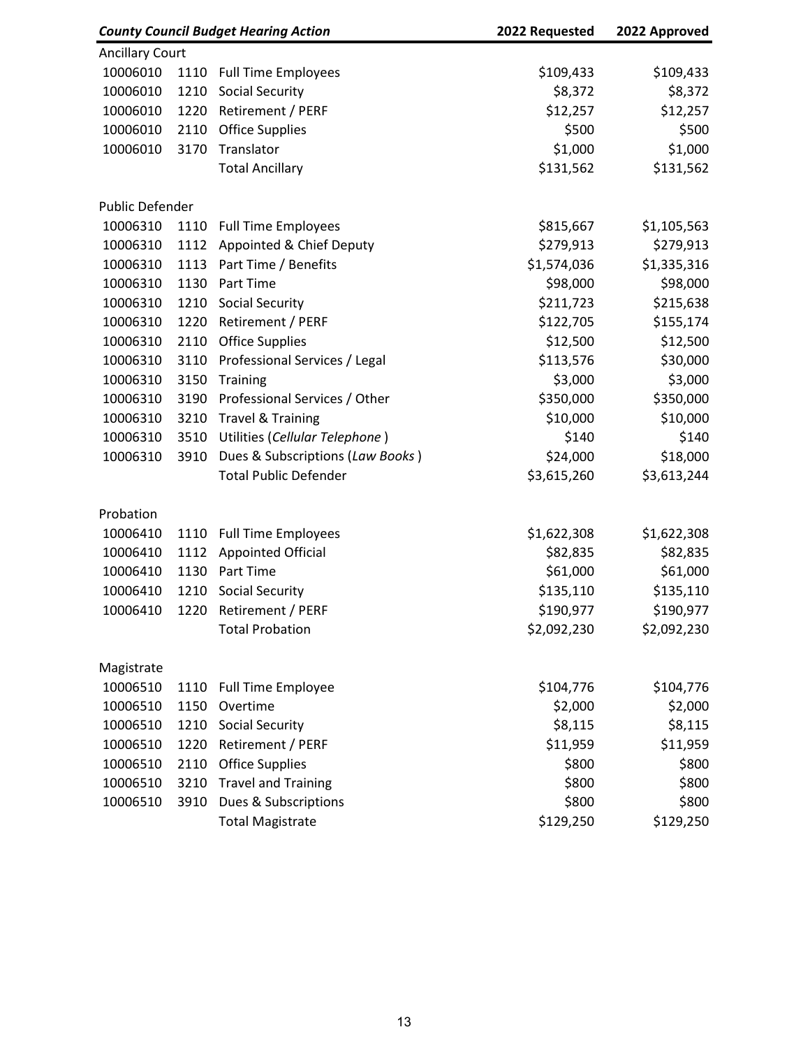| *County Council Budget Hearing Action* | | | 2022 Requested | 2022 Approved |
|---|---|---|---|---|
| Ancillary Court | | | | |
| 10006010 | 1110 | Full Time Employees | \$109,433 | \$109,433 |
| 10006010 | 1210 | Social Security | \$8,372 | \$8,372 |
| 10006010 | 1220 | Retirement / PERF | \$12,257 | \$12,257 |
| 10006010 | 2110 | Office Supplies | \$500 | \$500 |
| 10006010 | 3170 | Translator | \$1,000 | \$1,000 |
| | | Total Ancillary | \$131,562 | \$131,562 |
| | | | | |
| Public Defender | | | | |
| 10006310 | 1110 | Full Time Employees | \$815,667 | \$1,105,563 |
| 10006310 | 1112 | Appointed & Chief Deputy | \$279,913 | \$279,913 |
| 10006310 | 1113 | Part Time / Benefits | \$1,574,036 | \$1,335,316 |
| 10006310 | 1130 | Part Time | \$98,000 | \$98,000 |
| 10006310 | 1210 | Social Security | \$211,723 | \$215,638 |
| 10006310 | 1220 | Retirement / PERF | \$122,705 | \$155,174 |
| 10006310 | 2110 | Office Supplies | \$12,500 | \$12,500 |
| 10006310 | 3110 | Professional Services / Legal | \$113,576 | \$30,000 |
| 10006310 | 3150 | Training | \$3,000 | \$3,000 |
| 10006310 | 3190 | Professional Services / Other | \$350,000 | \$350,000 |
| 10006310 | 3210 | Travel & Training | \$10,000 | \$10,000 |
| 10006310 | 3510 | Utilities (*Cellular Telephone*) | \$140 | \$140 |
| 10006310 | 3910 | Dues & Subscriptions (*Law Books*) | \$24,000 | \$18,000 |
| | | Total Public Defender | \$3,615,260 | \$3,613,244 |
| | | | | |
| Probation | | | | |
| 10006410 | 1110 | Full Time Employees | \$1,622,308 | \$1,622,308 |
| 10006410 | 1112 | Appointed Official | \$82,835 | \$82,835 |
| 10006410 | 1130 | Part Time | \$61,000 | \$61,000 |
| 10006410 | 1210 | Social Security | \$135,110 | \$135,110 |
| 10006410 | 1220 | Retirement / PERF | \$190,977 | \$190,977 |
| | | Total Probation | \$2,092,230 | \$2,092,230 |
| | | | | |
| Magistrate | | | | |
| 10006510 | 1110 | Full Time Employee | \$104,776 | \$104,776 |
| 10006510 | 1150 | Overtime | \$2,000 | \$2,000 |
| 10006510 | 1210 | Social Security | \$8,115 | \$8,115 |
| 10006510 | 1220 | Retirement / PERF | \$11,959 | \$11,959 |
| 10006510 | 2110 | Office Supplies | \$800 | \$800 |
| 10006510 | 3210 | Travel and Training | \$800 | \$800 |
| 10006510 | 3910 | Dues & Subscriptions | \$800 | \$800 |
| | | Total Magistrate | \$129,250 | \$129,250 |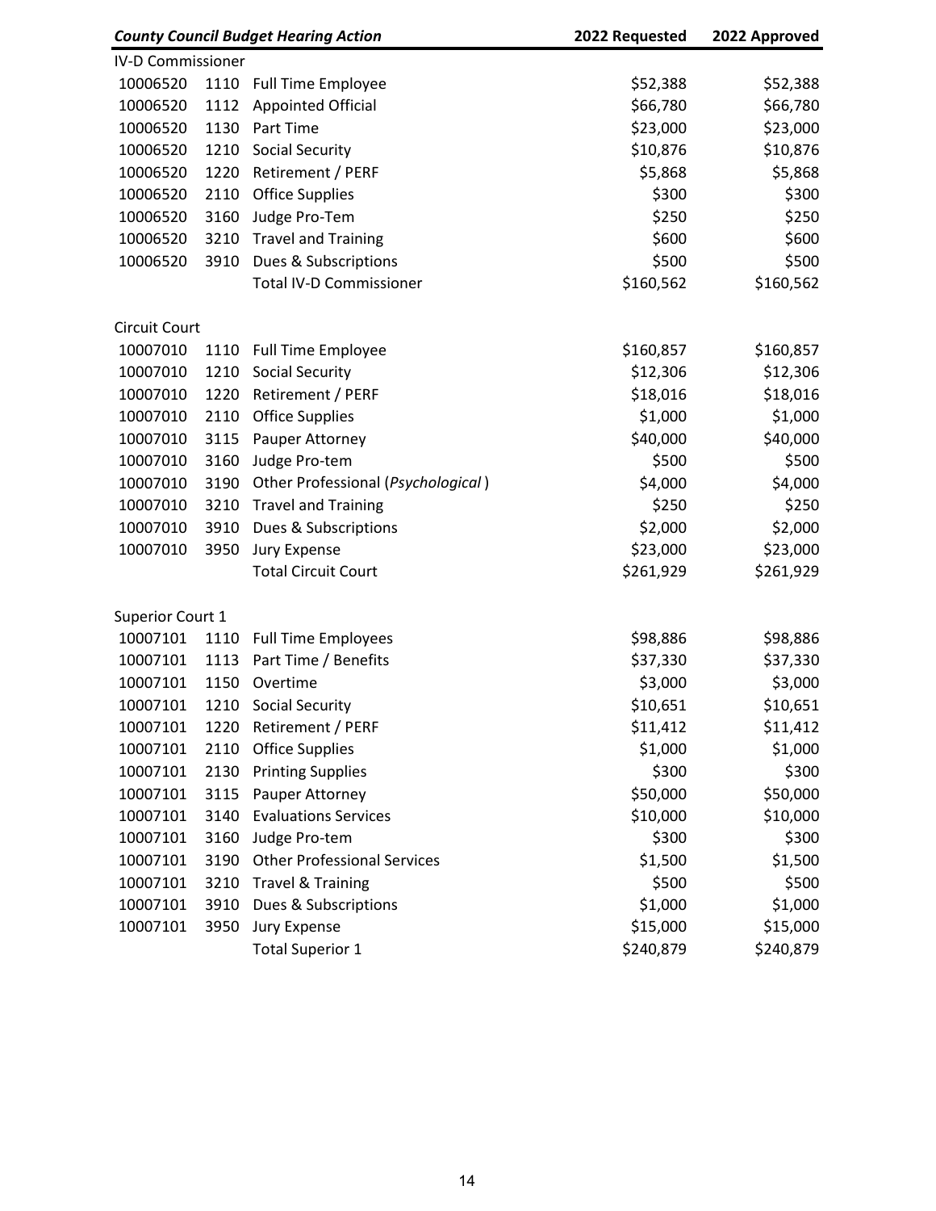| *County Council Budget Hearing Action* | | | 2022 Requested | 2022 Approved |
|---|---|---|---|---|
| IV-D Commissioner | | | | |
| 10006520 | 1110 | Full Time Employee | $52,388 | $52,388 |
| 10006520 | 1112 | Appointed Official | $66,780 | $66,780 |
| 10006520 | 1130 | Part Time | $23,000 | $23,000 |
| 10006520 | 1210 | Social Security | $10,876 | $10,876 |
| 10006520 | 1220 | Retirement / PERF | $5,868 | $5,868 |
| 10006520 | 2110 | Office Supplies | $300 | $300 |
| 10006520 | 3160 | Judge Pro-Tem | $250 | $250 |
| 10006520 | 3210 | Travel and Training | $600 | $600 |
| 10006520 | 3910 | Dues & Subscriptions | $500 | $500 |
| | | Total IV-D Commissioner | $160,562 | $160,562 |
| | | | | |
| Circuit Court | | | | |
| 10007010 | 1110 | Full Time Employee | $160,857 | $160,857 |
| 10007010 | 1210 | Social Security | $12,306 | $12,306 |
| 10007010 | 1220 | Retirement / PERF | $18,016 | $18,016 |
| 10007010 | 2110 | Office Supplies | $1,000 | $1,000 |
| 10007010 | 3115 | Pauper Attorney | $40,000 | $40,000 |
| 10007010 | 3160 | Judge Pro-tem | $500 | $500 |
| 10007010 | 3190 | Other Professional (*Psychological*) | $4,000 | $4,000 |
| 10007010 | 3210 | Travel and Training | $250 | $250 |
| 10007010 | 3910 | Dues & Subscriptions | $2,000 | $2,000 |
| 10007010 | 3950 | Jury Expense | $23,000 | $23,000 |
| | | Total Circuit Court | $261,929 | $261,929 |
| | | | | |
| Superior Court 1 | | | | |
| 10007101 | 1110 | Full Time Employees | $98,886 | $98,886 |
| 10007101 | 1113 | Part Time / Benefits | $37,330 | $37,330 |
| 10007101 | 1150 | Overtime | $3,000 | $3,000 |
| 10007101 | 1210 | Social Security | $10,651 | $10,651 |
| 10007101 | 1220 | Retirement / PERF | $11,412 | $11,412 |
| 10007101 | 2110 | Office Supplies | $1,000 | $1,000 |
| 10007101 | 2130 | Printing Supplies | $300 | $300 |
| 10007101 | 3115 | Pauper Attorney | $50,000 | $50,000 |
| 10007101 | 3140 | Evaluations Services | $10,000 | $10,000 |
| 10007101 | 3160 | Judge Pro-tem | $300 | $300 |
| 10007101 | 3190 | Other Professional Services | $1,500 | $1,500 |
| 10007101 | 3210 | Travel & Training | $500 | $500 |
| 10007101 | 3910 | Dues & Subscriptions | $1,000 | $1,000 |
| 10007101 | 3950 | Jury Expense | $15,000 | $15,000 |
| | | Total Superior 1 | $240,879 | $240,879 |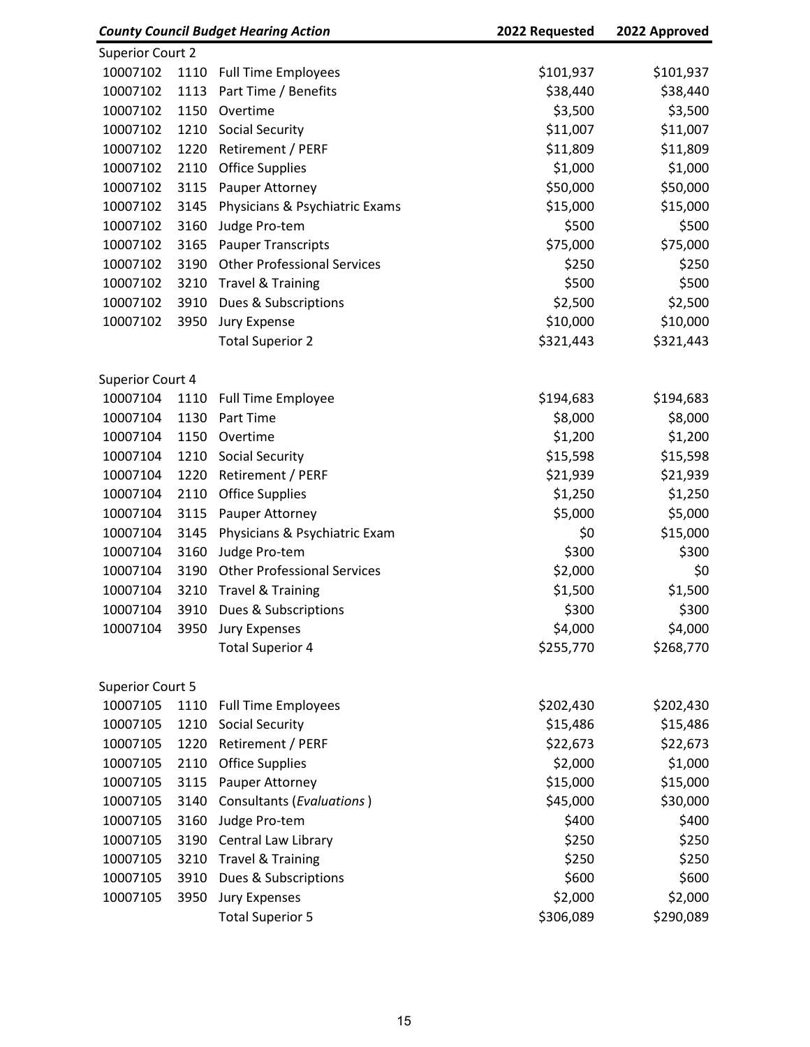| *County Council Budget Hearing Action* | | | 2022 Requested | 2022 Approved |
|---|---|---|---|---|
| Superior Court 2 | | | | |
| 10007102 | 1110 | Full Time Employees | $101,937 | $101,937 |
| 10007102 | 1113 | Part Time / Benefits | $38,440 | $38,440 |
| 10007102 | 1150 | Overtime | $3,500 | $3,500 |
| 10007102 | 1210 | Social Security | $11,007 | $11,007 |
| 10007102 | 1220 | Retirement / PERF | $11,809 | $11,809 |
| 10007102 | 2110 | Office Supplies | $1,000 | $1,000 |
| 10007102 | 3115 | Pauper Attorney | $50,000 | $50,000 |
| 10007102 | 3145 | Physicians & Psychiatric Exams | $15,000 | $15,000 |
| 10007102 | 3160 | Judge Pro-tem | $500 | $500 |
| 10007102 | 3165 | Pauper Transcripts | $75,000 | $75,000 |
| 10007102 | 3190 | Other Professional Services | $250 | $250 |
| 10007102 | 3210 | Travel & Training | $500 | $500 |
| 10007102 | 3910 | Dues & Subscriptions | $2,500 | $2,500 |
| 10007102 | 3950 | Jury Expense | $10,000 | $10,000 |
| | | Total Superior 2 | $321,443 | $321,443 |
| | | | | |
| Superior Court 4 | | | | |
| 10007104 | 1110 | Full Time Employee | $194,683 | $194,683 |
| 10007104 | 1130 | Part Time | $8,000 | $8,000 |
| 10007104 | 1150 | Overtime | $1,200 | $1,200 |
| 10007104 | 1210 | Social Security | $15,598 | $15,598 |
| 10007104 | 1220 | Retirement / PERF | $21,939 | $21,939 |
| 10007104 | 2110 | Office Supplies | $1,250 | $1,250 |
| 10007104 | 3115 | Pauper Attorney | $5,000 | $5,000 |
| 10007104 | 3145 | Physicians & Psychiatric Exam | $0 | $15,000 |
| 10007104 | 3160 | Judge Pro-tem | $300 | $300 |
| 10007104 | 3190 | Other Professional Services | $2,000 | $0 |
| 10007104 | 3210 | Travel & Training | $1,500 | $1,500 |
| 10007104 | 3910 | Dues & Subscriptions | $300 | $300 |
| 10007104 | 3950 | Jury Expenses | $4,000 | $4,000 |
| | | Total Superior 4 | $255,770 | $268,770 |
| | | | | |
| Superior Court 5 | | | | |
| 10007105 | 1110 | Full Time Employees | $202,430 | $202,430 |
| 10007105 | 1210 | Social Security | $15,486 | $15,486 |
| 10007105 | 1220 | Retirement / PERF | $22,673 | $22,673 |
| 10007105 | 2110 | Office Supplies | $2,000 | $1,000 |
| 10007105 | 3115 | Pauper Attorney | $15,000 | $15,000 |
| 10007105 | 3140 | Consultants (*Evaluations*) | $45,000 | $30,000 |
| 10007105 | 3160 | Judge Pro-tem | $400 | $400 |
| 10007105 | 3190 | Central Law Library | $250 | $250 |
| 10007105 | 3210 | Travel & Training | $250 | $250 |
| 10007105 | 3910 | Dues & Subscriptions | $600 | $600 |
| 10007105 | 3950 | Jury Expenses | $2,000 | $2,000 |
| | | Total Superior 5 | $306,089 | $290,089 |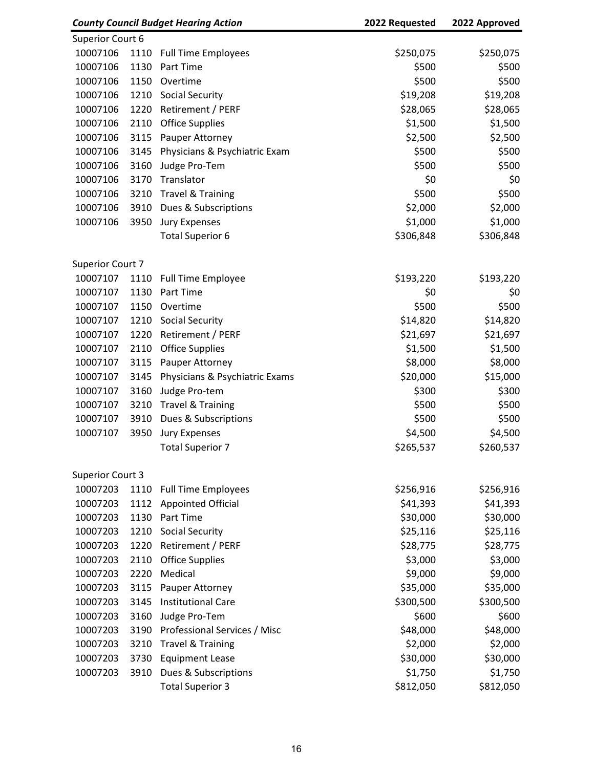| County Council Budget Hearing Action | | | 2022 Requested | 2022 Approved |
|---|---|---|---|---|
| Superior Court 6 | | | | |
| 10007106 | 1110 | Full Time Employees | $250,075 | $250,075 |
| 10007106 | 1130 | Part Time | $500 | $500 |
| 10007106 | 1150 | Overtime | $500 | $500 |
| 10007106 | 1210 | Social Security | $19,208 | $19,208 |
| 10007106 | 1220 | Retirement / PERF | $28,065 | $28,065 |
| 10007106 | 2110 | Office Supplies | $1,500 | $1,500 |
| 10007106 | 3115 | Pauper Attorney | $2,500 | $2,500 |
| 10007106 | 3145 | Physicians & Psychiatric Exam | $500 | $500 |
| 10007106 | 3160 | Judge Pro-Tem | $500 | $500 |
| 10007106 | 3170 | Translator | $0 | $0 |
| 10007106 | 3210 | Travel & Training | $500 | $500 |
| 10007106 | 3910 | Dues & Subscriptions | $2,000 | $2,000 |
| 10007106 | 3950 | Jury Expenses | $1,000 | $1,000 |
| | | Total Superior 6 | $306,848 | $306,848 |
| | | | | |
| Superior Court 7 | | | | |
| 10007107 | 1110 | Full Time Employee | $193,220 | $193,220 |
| 10007107 | 1130 | Part Time | $0 | $0 |
| 10007107 | 1150 | Overtime | $500 | $500 |
| 10007107 | 1210 | Social Security | $14,820 | $14,820 |
| 10007107 | 1220 | Retirement / PERF | $21,697 | $21,697 |
| 10007107 | 2110 | Office Supplies | $1,500 | $1,500 |
| 10007107 | 3115 | Pauper Attorney | $8,000 | $8,000 |
| 10007107 | 3145 | Physicians & Psychiatric Exams | $20,000 | $15,000 |
| 10007107 | 3160 | Judge Pro-tem | $300 | $300 |
| 10007107 | 3210 | Travel & Training | $500 | $500 |
| 10007107 | 3910 | Dues & Subscriptions | $500 | $500 |
| 10007107 | 3950 | Jury Expenses | $4,500 | $4,500 |
| | | Total Superior 7 | $265,537 | $260,537 |
| | | | | |
| Superior Court 3 | | | | |
| 10007203 | 1110 | Full Time Employees | $256,916 | $256,916 |
| 10007203 | 1112 | Appointed Official | $41,393 | $41,393 |
| 10007203 | 1130 | Part Time | $30,000 | $30,000 |
| 10007203 | 1210 | Social Security | $25,116 | $25,116 |
| 10007203 | 1220 | Retirement / PERF | $28,775 | $28,775 |
| 10007203 | 2110 | Office Supplies | $3,000 | $3,000 |
| 10007203 | 2220 | Medical | $9,000 | $9,000 |
| 10007203 | 3115 | Pauper Attorney | $35,000 | $35,000 |
| 10007203 | 3145 | Institutional Care | $300,500 | $300,500 |
| 10007203 | 3160 | Judge Pro-Tem | $600 | $600 |
| 10007203 | 3190 | Professional Services / Misc | $48,000 | $48,000 |
| 10007203 | 3210 | Travel & Training | $2,000 | $2,000 |
| 10007203 | 3730 | Equipment Lease | $30,000 | $30,000 |
| 10007203 | 3910 | Dues & Subscriptions | $1,750 | $1,750 |
| | | Total Superior 3 | $812,050 | $812,050 |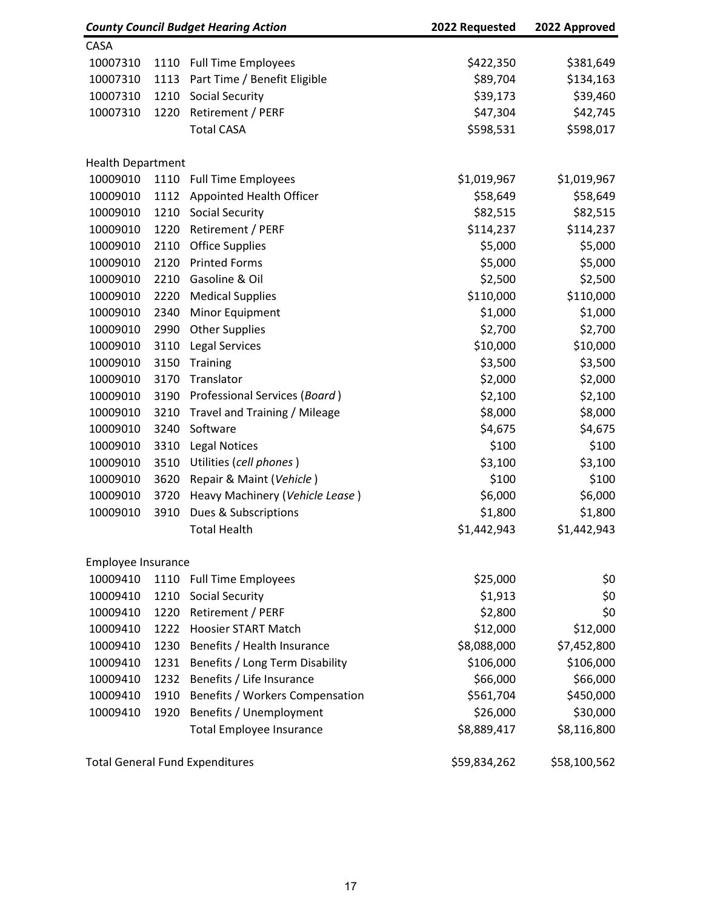| *County Council Budget Hearing Action* | | | 2022 Requested | 2022 Approved |
|---|---|---|---|---|
| CASA | | | | |
| 10007310 | 1110 | Full Time Employees | $422,350 | $381,649 |
| 10007310 | 1113 | Part Time / Benefit Eligible | $89,704 | $134,163 |
| 10007310 | 1210 | Social Security | $39,173 | $39,460 |
| 10007310 | 1220 | Retirement / PERF | $47,304 | $42,745 |
| | | Total CASA | $598,531 | $598,017 |
| | | | | |
| Health Department | | | | |
| 10009010 | 1110 | Full Time Employees | $1,019,967 | $1,019,967 |
| 10009010 | 1112 | Appointed Health Officer | $58,649 | $58,649 |
| 10009010 | 1210 | Social Security | $82,515 | $82,515 |
| 10009010 | 1220 | Retirement / PERF | $114,237 | $114,237 |
| 10009010 | 2110 | Office Supplies | $5,000 | $5,000 |
| 10009010 | 2120 | Printed Forms | $5,000 | $5,000 |
| 10009010 | 2210 | Gasoline & Oil | $2,500 | $2,500 |
| 10009010 | 2220 | Medical Supplies | $110,000 | $110,000 |
| 10009010 | 2340 | Minor Equipment | $1,000 | $1,000 |
| 10009010 | 2990 | Other Supplies | $2,700 | $2,700 |
| 10009010 | 3110 | Legal Services | $10,000 | $10,000 |
| 10009010 | 3150 | Training | $3,500 | $3,500 |
| 10009010 | 3170 | Translator | $2,000 | $2,000 |
| 10009010 | 3190 | Professional Services (*Board*) | $2,100 | $2,100 |
| 10009010 | 3210 | Travel and Training / Mileage | $8,000 | $8,000 |
| 10009010 | 3240 | Software | $4,675 | $4,675 |
| 10009010 | 3310 | Legal Notices | $100 | $100 |
| 10009010 | 3510 | Utilities (*cell phones*) | $3,100 | $3,100 |
| 10009010 | 3620 | Repair & Maint (*Vehicle*) | $100 | $100 |
| 10009010 | 3720 | Heavy Machinery (*Vehicle Lease*) | $6,000 | $6,000 |
| 10009010 | 3910 | Dues & Subscriptions | $1,800 | $1,800 |
| | | Total Health | $1,442,943 | $1,442,943 |
| | | | | |
| Employee Insurance | | | | |
| 10009410 | 1110 | Full Time Employees | $25,000 | $0 |
| 10009410 | 1210 | Social Security | $1,913 | $0 |
| 10009410 | 1220 | Retirement / PERF | $2,800 | $0 |
| 10009410 | 1222 | Hoosier START Match | $12,000 | $12,000 |
| 10009410 | 1230 | Benefits / Health Insurance | $8,088,000 | $7,452,800 |
| 10009410 | 1231 | Benefits / Long Term Disability | $106,000 | $106,000 |
| 10009410 | 1232 | Benefits / Life Insurance | $66,000 | $66,000 |
| 10009410 | 1910 | Benefits / Workers Compensation | $561,704 | $450,000 |
| 10009410 | 1920 | Benefits / Unemployment | $26,000 | $30,000 |
| | | Total Employee Insurance | $8,889,417 | $8,116,800 |
| | | | | |
| Total General Fund Expenditures | | | $59,834,262 | $58,100,562 |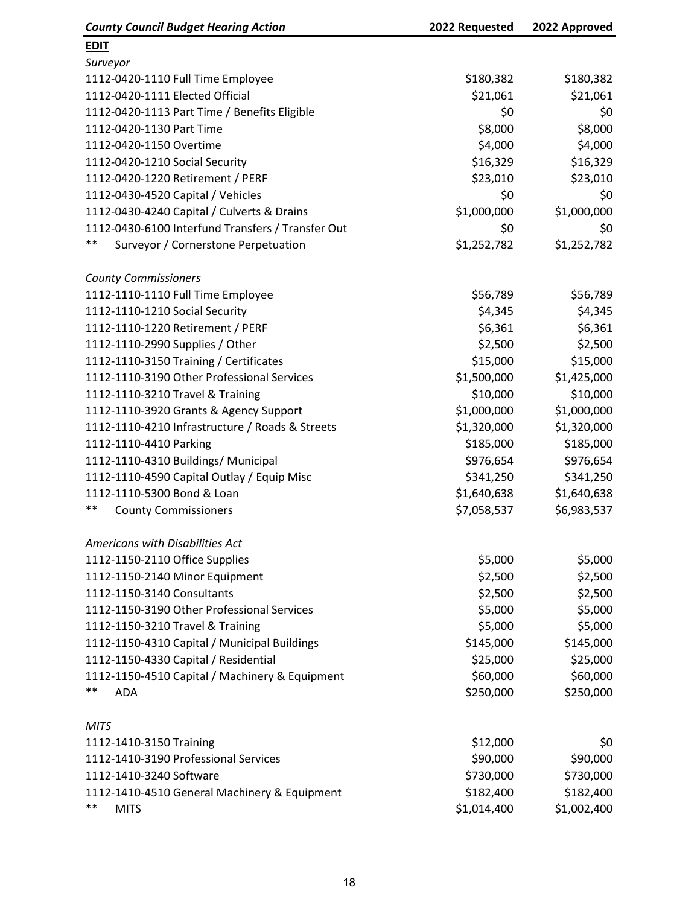| *County Council Budget Hearing Action* | 2022 Requested | 2022 Approved |
|---|---|---|
| **EDIT** | | |
| *Surveyor* | | |
| 1112-0420-1110 Full Time Employee | $180,382 | $180,382 |
| 1112-0420-1111 Elected Official | $21,061 | $21,061 |
| 1112-0420-1113 Part Time / Benefits Eligible | $0 | $0 |
| 1112-0420-1130 Part Time | $8,000 | $8,000 |
| 1112-0420-1150 Overtime | $4,000 | $4,000 |
| 1112-0420-1210 Social Security | $16,329 | $16,329 |
| 1112-0420-1220 Retirement / PERF | $23,010 | $23,010 |
| 1112-0430-4520 Capital / Vehicles | $0 | $0 |
| 1112-0430-4240 Capital / Culverts & Drains | $1,000,000 | $1,000,000 |
| 1112-0430-6100 Interfund Transfers / Transfer Out | $0 | $0 |
| ** Surveyor / Cornerstone Perpetuation | $1,252,782 | $1,252,782 |
| | | |
| *County Commissioners* | | |
| 1112-1110-1110 Full Time Employee | $56,789 | $56,789 |
| 1112-1110-1210 Social Security | $4,345 | $4,345 |
| 1112-1110-1220 Retirement / PERF | $6,361 | $6,361 |
| 1112-1110-2990 Supplies / Other | $2,500 | $2,500 |
| 1112-1110-3150 Training / Certificates | $15,000 | $15,000 |
| 1112-1110-3190 Other Professional Services | $1,500,000 | $1,425,000 |
| 1112-1110-3210 Travel & Training | $10,000 | $10,000 |
| 1112-1110-3920 Grants & Agency Support | $1,000,000 | $1,000,000 |
| 1112-1110-4210 Infrastructure / Roads & Streets | $1,320,000 | $1,320,000 |
| 1112-1110-4410 Parking | $185,000 | $185,000 |
| 1112-1110-4310 Buildings/ Municipal | $976,654 | $976,654 |
| 1112-1110-4590 Capital Outlay / Equip Misc | $341,250 | $341,250 |
| 1112-1110-5300 Bond & Loan | $1,640,638 | $1,640,638 |
| ** County Commissioners | $7,058,537 | $6,983,537 |
| | | |
| *Americans with Disabilities Act* | | |
| 1112-1150-2110 Office Supplies | $5,000 | $5,000 |
| 1112-1150-2140 Minor Equipment | $2,500 | $2,500 |
| 1112-1150-3140 Consultants | $2,500 | $2,500 |
| 1112-1150-3190 Other Professional Services | $5,000 | $5,000 |
| 1112-1150-3210 Travel & Training | $5,000 | $5,000 |
| 1112-1150-4310 Capital / Municipal Buildings | $145,000 | $145,000 |
| 1112-1150-4330 Capital / Residential | $25,000 | $25,000 |
| 1112-1150-4510 Capital / Machinery & Equipment | $60,000 | $60,000 |
| ** ADA | $250,000 | $250,000 |
| | | |
| *MITS* | | |
| 1112-1410-3150 Training | $12,000 | $0 |
| 1112-1410-3190 Professional Services | $90,000 | $90,000 |
| 1112-1410-3240 Software | $730,000 | $730,000 |
| 1112-1410-4510 General Machinery & Equipment | $182,400 | $182,400 |
| ** MITS | $1,014,400 | $1,002,400 |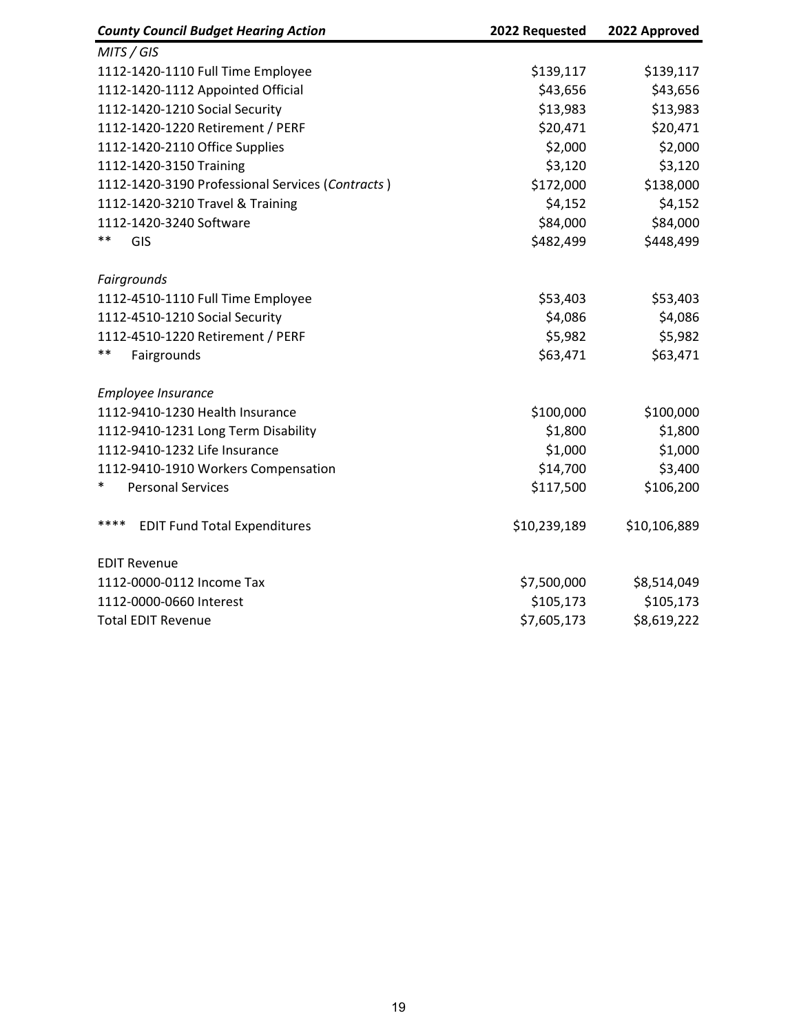| *County Council Budget Hearing Action* | 2022 Requested | 2022 Approved |
|---|---|---|
| *MITS / GIS* | | |
| 1112-1420-1110 Full Time Employee | $139,117 | $139,117 |
| 1112-1420-1112 Appointed Official | $43,656 | $43,656 |
| 1112-1420-1210 Social Security | $13,983 | $13,983 |
| 1112-1420-1220 Retirement / PERF | $20,471 | $20,471 |
| 1112-1420-2110 Office Supplies | $2,000 | $2,000 |
| 1112-1420-3150 Training | $3,120 | $3,120 |
| 1112-1420-3190 Professional Services (*Contracts* ) | $172,000 | $138,000 |
| 1112-1420-3210 Travel & Training | $4,152 | $4,152 |
| 1112-1420-3240 Software | $84,000 | $84,000 |
| ** GIS | $482,499 | $448,499 |
| | | |
| *Fairgrounds* | | |
| 1112-4510-1110 Full Time Employee | $53,403 | $53,403 |
| 1112-4510-1210 Social Security | $4,086 | $4,086 |
| 1112-4510-1220 Retirement / PERF | $5,982 | $5,982 |
| ** Fairgrounds | $63,471 | $63,471 |
| | | |
| *Employee Insurance* | | |
| 1112-9410-1230 Health Insurance | $100,000 | $100,000 |
| 1112-9410-1231 Long Term Disability | $1,800 | $1,800 |
| 1112-9410-1232 Life Insurance | $1,000 | $1,000 |
| 1112-9410-1910 Workers Compensation | $14,700 | $3,400 |
| * Personal Services | $117,500 | $106,200 |
| | | |
| **** EDIT Fund Total Expenditures | $10,239,189 | $10,106,889 |
| | | |
| EDIT Revenue | | |
| 1112-0000-0112 Income Tax | $7,500,000 | $8,514,049 |
| 1112-0000-0660 Interest | $105,173 | $105,173 |
| Total EDIT Revenue | $7,605,173 | $8,619,222 |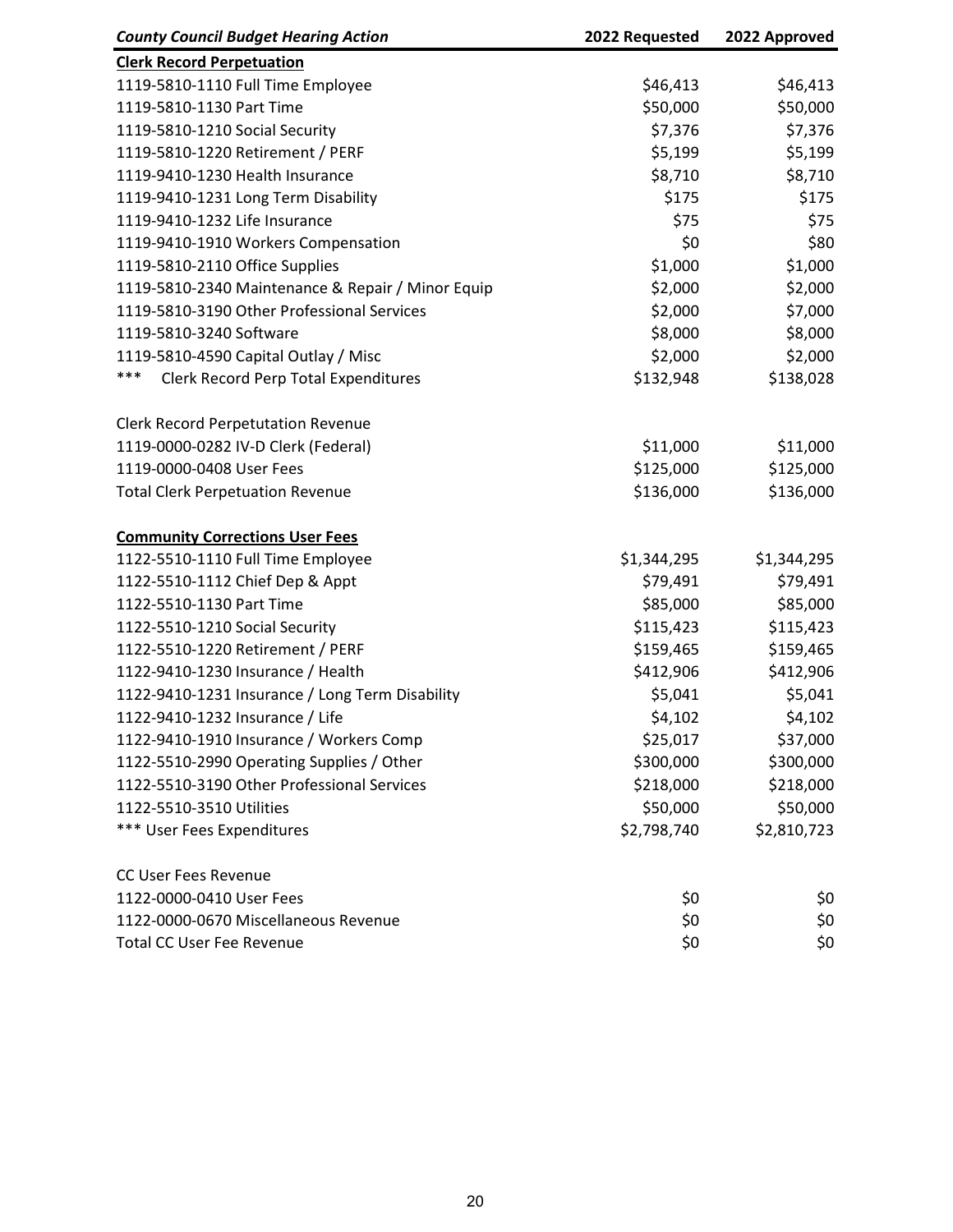| *County Council Budget Hearing Action* | 2022 Requested | 2022 Approved |
|---|---|---|
| **Clerk Record Perpetuation** | | |
| 1119-5810-1110 Full Time Employee | $46,413 | $46,413 |
| 1119-5810-1130 Part Time | $50,000 | $50,000 |
| 1119-5810-1210 Social Security | $7,376 | $7,376 |
| 1119-5810-1220 Retirement / PERF | $5,199 | $5,199 |
| 1119-9410-1230 Health Insurance | $8,710 | $8,710 |
| 1119-9410-1231 Long Term Disability | $175 | $175 |
| 1119-9410-1232 Life Insurance | $75 | $75 |
| 1119-9410-1910 Workers Compensation | $0 | $80 |
| 1119-5810-2110 Office Supplies | $1,000 | $1,000 |
| 1119-5810-2340 Maintenance & Repair / Minor Equip | $2,000 | $2,000 |
| 1119-5810-3190 Other Professional Services | $2,000 | $7,000 |
| 1119-5810-3240 Software | $8,000 | $8,000 |
| 1119-5810-4590 Capital Outlay / Misc | $2,000 | $2,000 |
| *** Clerk Record Perp Total Expenditures | $132,948 | $138,028 |
| | | |
| Clerk Record Perpetutation Revenue | | |
| 1119-0000-0282 IV-D Clerk (Federal) | $11,000 | $11,000 |
| 1119-0000-0408 User Fees | $125,000 | $125,000 |
| Total Clerk Perpetuation Revenue | $136,000 | $136,000 |
| | | |
| **Community Corrections User Fees** | | |
| 1122-5510-1110 Full Time Employee | $1,344,295 | $1,344,295 |
| 1122-5510-1112 Chief Dep & Appt | $79,491 | $79,491 |
| 1122-5510-1130 Part Time | $85,000 | $85,000 |
| 1122-5510-1210 Social Security | $115,423 | $115,423 |
| 1122-5510-1220 Retirement / PERF | $159,465 | $159,465 |
| 1122-9410-1230 Insurance / Health | $412,906 | $412,906 |
| 1122-9410-1231 Insurance / Long Term Disability | $5,041 | $5,041 |
| 1122-9410-1232 Insurance / Life | $4,102 | $4,102 |
| 1122-9410-1910 Insurance / Workers Comp | $25,017 | $37,000 |
| 1122-5510-2990 Operating Supplies / Other | $300,000 | $300,000 |
| 1122-5510-3190 Other Professional Services | $218,000 | $218,000 |
| 1122-5510-3510 Utilities | $50,000 | $50,000 |
| *** User Fees Expenditures | $2,798,740 | $2,810,723 |
| | | |
| CC User Fees Revenue | | |
| 1122-0000-0410 User Fees | $0 | $0 |
| 1122-0000-0670 Miscellaneous Revenue | $0 | $0 |
| Total CC User Fee Revenue | $0 | $0 |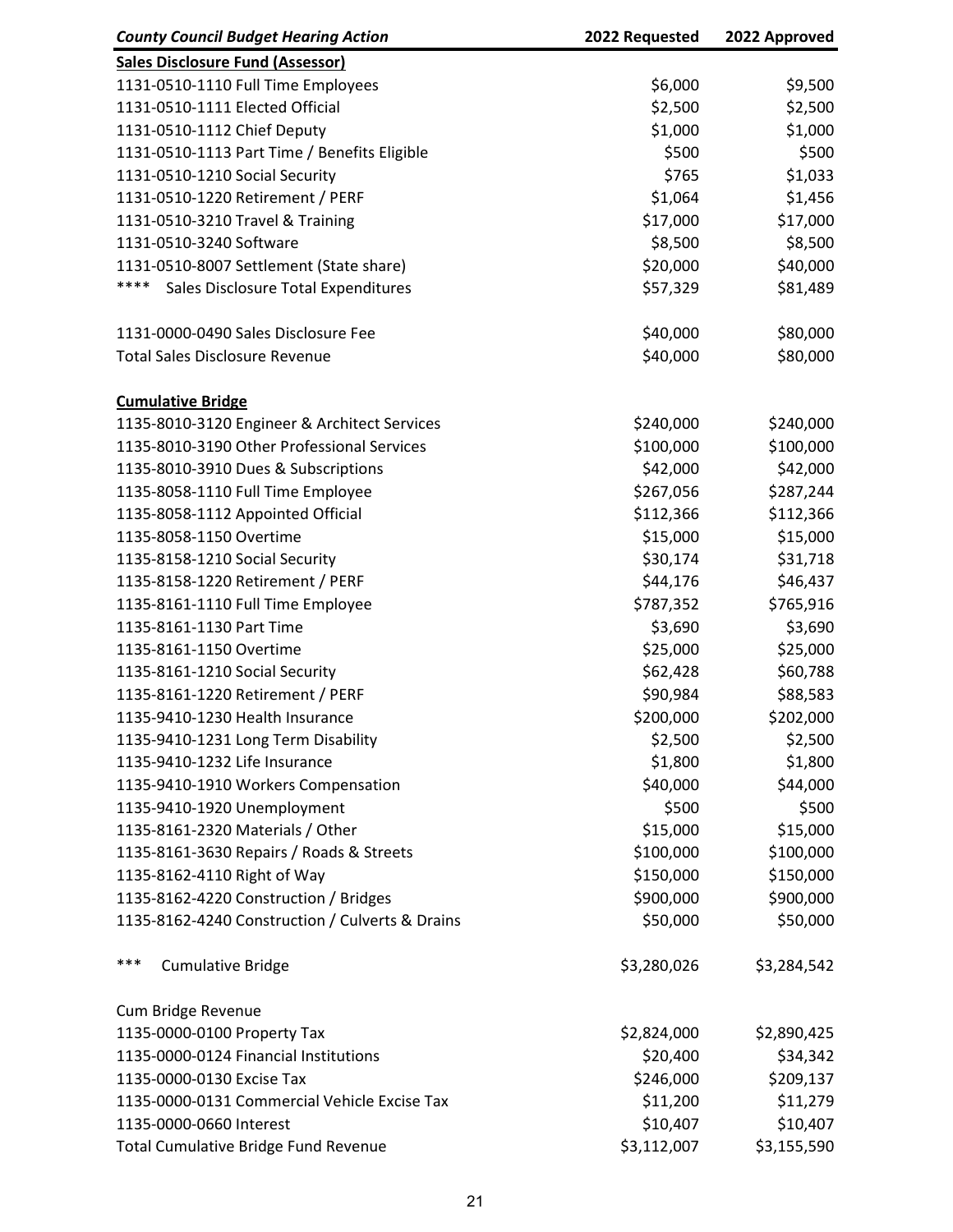| *County Council Budget Hearing Action* | 2022 Requested | 2022 Approved |
|---|---|---|
| **Sales Disclosure Fund (Assessor)** | | |
| 1131-0510-1110 Full Time Employees | $6,000 | $9,500 |
| 1131-0510-1111 Elected Official | $2,500 | $2,500 |
| 1131-0510-1112 Chief Deputy | $1,000 | $1,000 |
| 1131-0510-1113 Part Time / Benefits Eligible | $500 | $500 |
| 1131-0510-1210 Social Security | $765 | $1,033 |
| 1131-0510-1220 Retirement / PERF | $1,064 | $1,456 |
| 1131-0510-3210 Travel & Training | $17,000 | $17,000 |
| 1131-0510-3240 Software | $8,500 | $8,500 |
| 1131-0510-8007 Settlement (State share) | $20,000 | $40,000 |
| **** Sales Disclosure Total Expenditures | $57,329 | $81,489 |
| | | |
| 1131-0000-0490 Sales Disclosure Fee | $40,000 | $80,000 |
| Total Sales Disclosure Revenue | $40,000 | $80,000 |
| | | |
| **Cumulative Bridge** | | |
| 1135-8010-3120 Engineer & Architect Services | $240,000 | $240,000 |
| 1135-8010-3190 Other Professional Services | $100,000 | $100,000 |
| 1135-8010-3910 Dues & Subscriptions | $42,000 | $42,000 |
| 1135-8058-1110 Full Time Employee | $267,056 | $287,244 |
| 1135-8058-1112 Appointed Official | $112,366 | $112,366 |
| 1135-8058-1150 Overtime | $15,000 | $15,000 |
| 1135-8158-1210 Social Security | $30,174 | $31,718 |
| 1135-8158-1220 Retirement / PERF | $44,176 | $46,437 |
| 1135-8161-1110 Full Time Employee | $787,352 | $765,916 |
| 1135-8161-1130 Part Time | $3,690 | $3,690 |
| 1135-8161-1150 Overtime | $25,000 | $25,000 |
| 1135-8161-1210 Social Security | $62,428 | $60,788 |
| 1135-8161-1220 Retirement / PERF | $90,984 | $88,583 |
| 1135-9410-1230 Health Insurance | $200,000 | $202,000 |
| 1135-9410-1231 Long Term Disability | $2,500 | $2,500 |
| 1135-9410-1232 Life Insurance | $1,800 | $1,800 |
| 1135-9410-1910 Workers Compensation | $40,000 | $44,000 |
| 1135-9410-1920 Unemployment | $500 | $500 |
| 1135-8161-2320 Materials / Other | $15,000 | $15,000 |
| 1135-8161-3630 Repairs / Roads & Streets | $100,000 | $100,000 |
| 1135-8162-4110 Right of Way | $150,000 | $150,000 |
| 1135-8162-4220 Construction / Bridges | $900,000 | $900,000 |
| 1135-8162-4240 Construction / Culverts & Drains | $50,000 | $50,000 |
| | | |
| *** Cumulative Bridge | $3,280,026 | $3,284,542 |
| | | |
| Cum Bridge Revenue | | |
| 1135-0000-0100 Property Tax | $2,824,000 | $2,890,425 |
| 1135-0000-0124 Financial Institutions | $20,400 | $34,342 |
| 1135-0000-0130 Excise Tax | $246,000 | $209,137 |
| 1135-0000-0131 Commercial Vehicle Excise Tax | $11,200 | $11,279 |
| 1135-0000-0660 Interest | $10,407 | $10,407 |
| Total Cumulative Bridge Fund Revenue | $3,112,007 | $3,155,590 |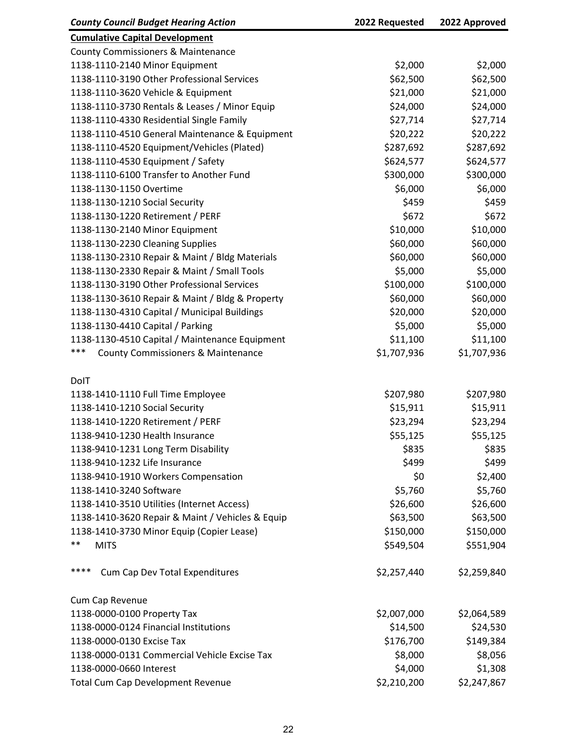| *County Council Budget Hearing Action* | 2022 Requested | 2022 Approved |
|---|---|---|
| **Cumulative Capital Development** | | |
| County Commissioners & Maintenance | | |
| 1138-1110-2140 Minor Equipment | $2,000 | $2,000 |
| 1138-1110-3190 Other Professional Services | $62,500 | $62,500 |
| 1138-1110-3620 Vehicle & Equipment | $21,000 | $21,000 |
| 1138-1110-3730 Rentals & Leases / Minor Equip | $24,000 | $24,000 |
| 1138-1110-4330 Residential Single Family | $27,714 | $27,714 |
| 1138-1110-4510 General Maintenance & Equipment | $20,222 | $20,222 |
| 1138-1110-4520 Equipment/Vehicles (Plated) | $287,692 | $287,692 |
| 1138-1110-4530 Equipment / Safety | $624,577 | $624,577 |
| 1138-1110-6100 Transfer to Another Fund | $300,000 | $300,000 |
| 1138-1130-1150 Overtime | $6,000 | $6,000 |
| 1138-1130-1210 Social Security | $459 | $459 |
| 1138-1130-1220 Retirement / PERF | $672 | $672 |
| 1138-1130-2140 Minor Equipment | $10,000 | $10,000 |
| 1138-1130-2230 Cleaning Supplies | $60,000 | $60,000 |
| 1138-1130-2310 Repair & Maint / Bldg Materials | $60,000 | $60,000 |
| 1138-1130-2330 Repair & Maint / Small Tools | $5,000 | $5,000 |
| 1138-1130-3190 Other Professional Services | $100,000 | $100,000 |
| 1138-1130-3610 Repair & Maint / Bldg & Property | $60,000 | $60,000 |
| 1138-1130-4310 Capital / Municipal Buildings | $20,000 | $20,000 |
| 1138-1130-4410 Capital / Parking | $5,000 | $5,000 |
| 1138-1130-4510 Capital / Maintenance Equipment | $11,100 | $11,100 |
| *** County Commissioners & Maintenance | $1,707,936 | $1,707,936 |
| | | |
| DoIT | | |
| 1138-1410-1110 Full Time Employee | $207,980 | $207,980 |
| 1138-1410-1210 Social Security | $15,911 | $15,911 |
| 1138-1410-1220 Retirement / PERF | $23,294 | $23,294 |
| 1138-9410-1230 Health Insurance | $55,125 | $55,125 |
| 1138-9410-1231 Long Term Disability | $835 | $835 |
| 1138-9410-1232 Life Insurance | $499 | $499 |
| 1138-9410-1910 Workers Compensation | $0 | $2,400 |
| 1138-1410-3240 Software | $5,760 | $5,760 |
| 1138-1410-3510 Utilities (Internet Access) | $26,600 | $26,600 |
| 1138-1410-3620 Repair & Maint / Vehicles & Equip | $63,500 | $63,500 |
| 1138-1410-3730 Minor Equip (Copier Lease) | $150,000 | $150,000 |
| ** MITS | $549,504 | $551,904 |
| | | |
| **** Cum Cap Dev Total Expenditures | $2,257,440 | $2,259,840 |
| | | |
| Cum Cap Revenue | | |
| 1138-0000-0100 Property Tax | $2,007,000 | $2,064,589 |
| 1138-0000-0124 Financial Institutions | $14,500 | $24,530 |
| 1138-0000-0130 Excise Tax | $176,700 | $149,384 |
| 1138-0000-0131 Commercial Vehicle Excise Tax | $8,000 | $8,056 |
| 1138-0000-0660 Interest | $4,000 | $1,308 |
| Total Cum Cap Development Revenue | $2,210,200 | $2,247,867 |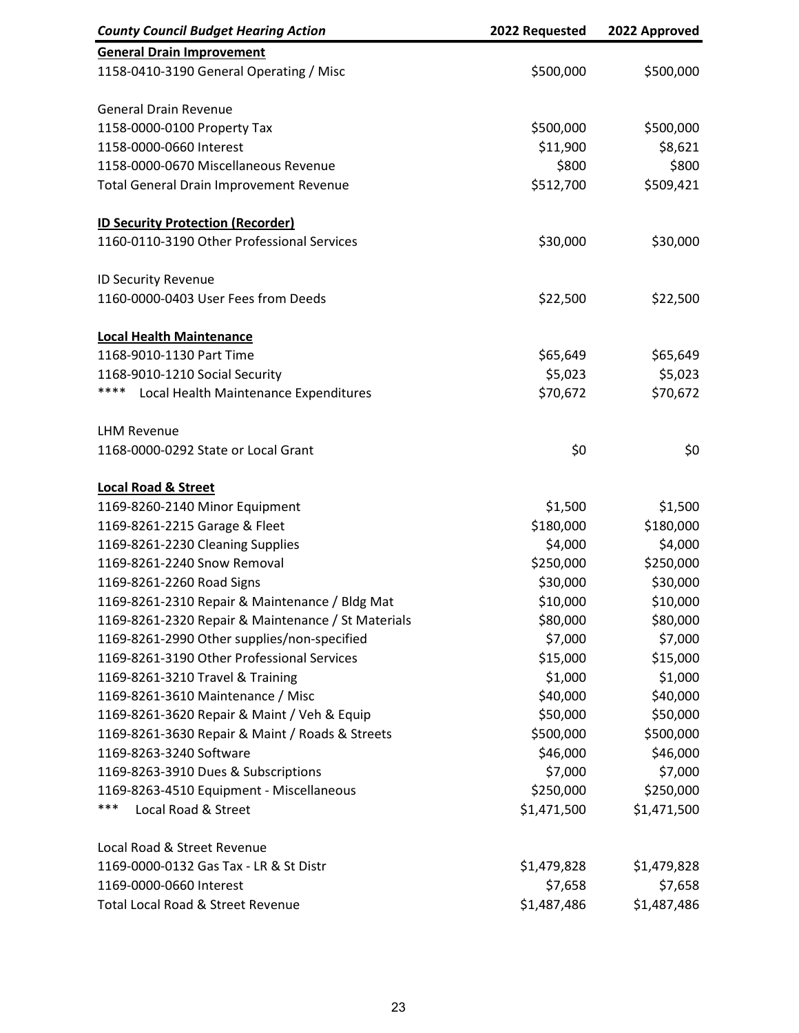| *County Council Budget Hearing Action* | 2022 Requested | 2022 Approved |
|---|---|---|
| **General Drain Improvement** | | |
| 1158-0410-3190 General Operating / Misc | $500,000 | $500,000 |
| | | |
| General Drain Revenue | | |
| 1158-0000-0100 Property Tax | $500,000 | $500,000 |
| 1158-0000-0660 Interest | $11,900 | $8,621 |
| 1158-0000-0670 Miscellaneous Revenue | $800 | $800 |
| Total General Drain Improvement Revenue | $512,700 | $509,421 |
| | | |
| **ID Security Protection (Recorder)** | | |
| 1160-0110-3190 Other Professional Services | $30,000 | $30,000 |
| | | |
| ID Security Revenue | | |
| 1160-0000-0403 User Fees from Deeds | $22,500 | $22,500 |
| | | |
| **Local Health Maintenance** | | |
| 1168-9010-1130 Part Time | $65,649 | $65,649 |
| 1168-9010-1210 Social Security | $5,023 | $5,023 |
| **** Local Health Maintenance Expenditures | $70,672 | $70,672 |
| | | |
| LHM Revenue | | |
| 1168-0000-0292 State or Local Grant | $0 | $0 |
| | | |
| **Local Road & Street** | | |
| 1169-8260-2140 Minor Equipment | $1,500 | $1,500 |
| 1169-8261-2215 Garage & Fleet | $180,000 | $180,000 |
| 1169-8261-2230 Cleaning Supplies | $4,000 | $4,000 |
| 1169-8261-2240 Snow Removal | $250,000 | $250,000 |
| 1169-8261-2260 Road Signs | $30,000 | $30,000 |
| 1169-8261-2310 Repair & Maintenance / Bldg Mat | $10,000 | $10,000 |
| 1169-8261-2320 Repair & Maintenance / St Materials | $80,000 | $80,000 |
| 1169-8261-2990 Other supplies/non-specified | $7,000 | $7,000 |
| 1169-8261-3190 Other Professional Services | $15,000 | $15,000 |
| 1169-8261-3210 Travel & Training | $1,000 | $1,000 |
| 1169-8261-3610 Maintenance / Misc | $40,000 | $40,000 |
| 1169-8261-3620 Repair & Maint / Veh & Equip | $50,000 | $50,000 |
| 1169-8261-3630 Repair & Maint / Roads & Streets | $500,000 | $500,000 |
| 1169-8263-3240 Software | $46,000 | $46,000 |
| 1169-8263-3910 Dues & Subscriptions | $7,000 | $7,000 |
| 1169-8263-4510 Equipment - Miscellaneous | $250,000 | $250,000 |
| *** Local Road & Street | $1,471,500 | $1,471,500 |
| | | |
| Local Road & Street Revenue | | |
| 1169-0000-0132 Gas Tax - LR & St Distr | $1,479,828 | $1,479,828 |
| 1169-0000-0660 Interest | $7,658 | $7,658 |
| Total Local Road & Street Revenue | $1,487,486 | $1,487,486 |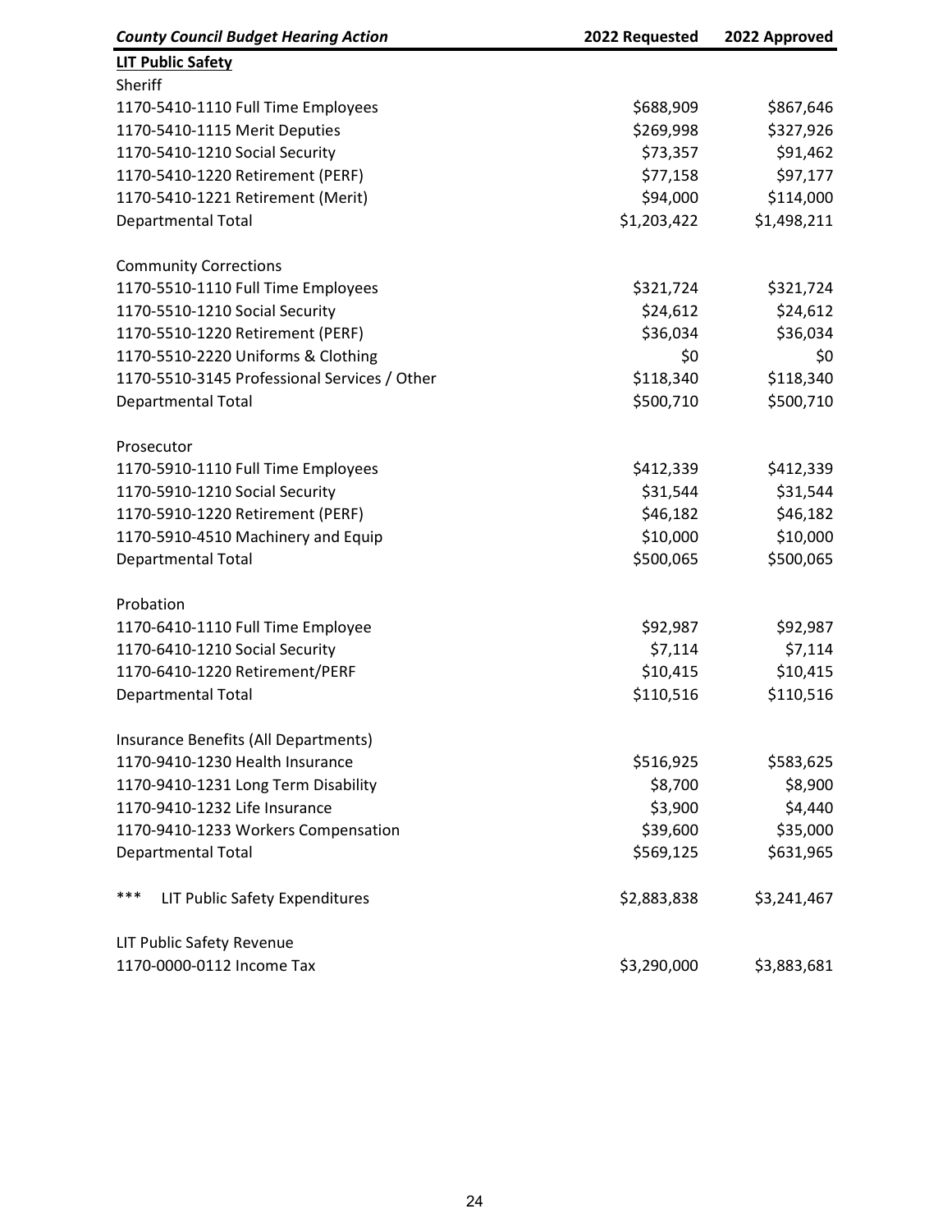| *County Council Budget Hearing Action* | 2022 Requested | 2022 Approved |
|---|---|---|
| **LIT Public Safety** | | |
| Sheriff | | |
| 1170-5410-1110 Full Time Employees | $688,909 | $867,646 |
| 1170-5410-1115 Merit Deputies | $269,998 | $327,926 |
| 1170-5410-1210 Social Security | $73,357 | $91,462 |
| 1170-5410-1220 Retirement (PERF) | $77,158 | $97,177 |
| 1170-5410-1221 Retirement (Merit) | $94,000 | $114,000 |
| Departmental Total | $1,203,422 | $1,498,211 |
| | | |
| Community Corrections | | |
| 1170-5510-1110 Full Time Employees | $321,724 | $321,724 |
| 1170-5510-1210 Social Security | $24,612 | $24,612 |
| 1170-5510-1220 Retirement (PERF) | $36,034 | $36,034 |
| 1170-5510-2220 Uniforms & Clothing | $0 | $0 |
| 1170-5510-3145 Professional Services / Other | $118,340 | $118,340 |
| Departmental Total | $500,710 | $500,710 |
| | | |
| Prosecutor | | |
| 1170-5910-1110 Full Time Employees | $412,339 | $412,339 |
| 1170-5910-1210 Social Security | $31,544 | $31,544 |
| 1170-5910-1220 Retirement (PERF) | $46,182 | $46,182 |
| 1170-5910-4510 Machinery and Equip | $10,000 | $10,000 |
| Departmental Total | $500,065 | $500,065 |
| | | |
| Probation | | |
| 1170-6410-1110 Full Time Employee | $92,987 | $92,987 |
| 1170-6410-1210 Social Security | $7,114 | $7,114 |
| 1170-6410-1220 Retirement/PERF | $10,415 | $10,415 |
| Departmental Total | $110,516 | $110,516 |
| | | |
| Insurance Benefits (All Departments) | | |
| 1170-9410-1230 Health Insurance | $516,925 | $583,625 |
| 1170-9410-1231 Long Term Disability | $8,700 | $8,900 |
| 1170-9410-1232 Life Insurance | $3,900 | $4,440 |
| 1170-9410-1233 Workers Compensation | $39,600 | $35,000 |
| Departmental Total | $569,125 | $631,965 |
| | | |
| *** LIT Public Safety Expenditures | $2,883,838 | $3,241,467 |
| | | |
| LIT Public Safety Revenue | | |
| 1170-0000-0112 Income Tax | $3,290,000 | $3,883,681 |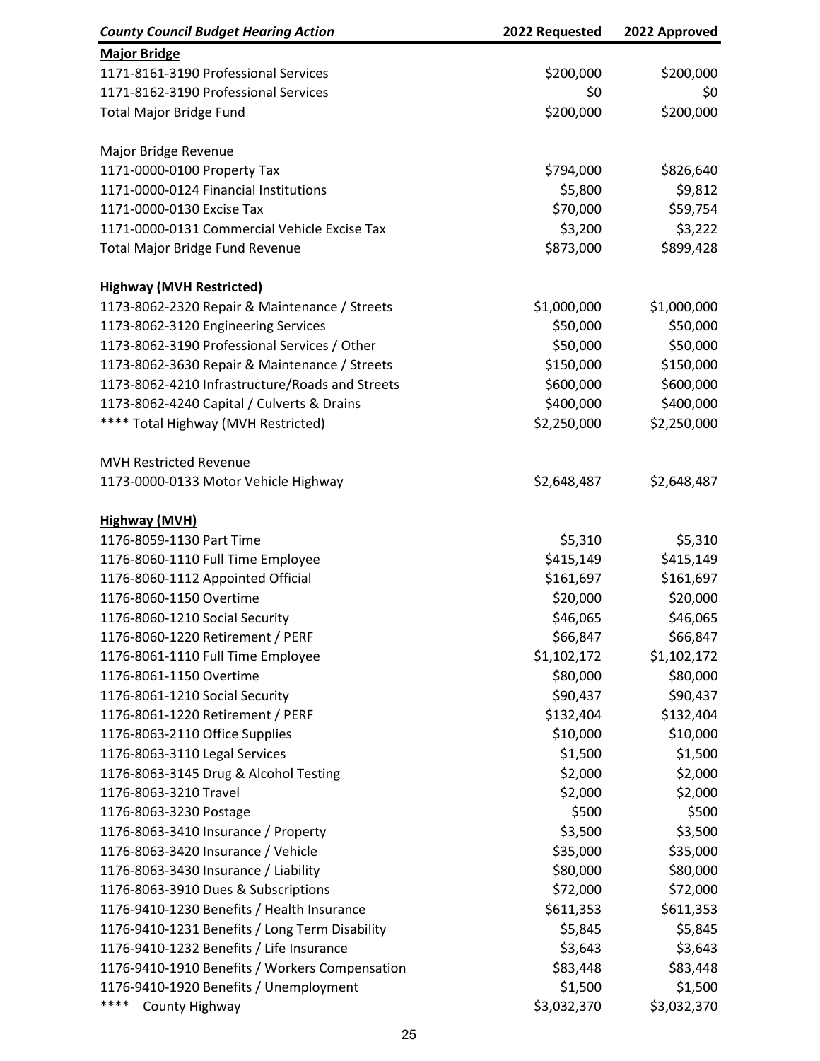| *County Council Budget Hearing Action* | 2022 Requested | 2022 Approved |
|---|---|---|
| **Major Bridge** | | |
| 1171-8161-3190 Professional Services | $200,000 | $200,000 |
| 1171-8162-3190 Professional Services | $0 | $0 |
| Total Major Bridge Fund | $200,000 | $200,000 |
| | | |
| Major Bridge Revenue | | |
| 1171-0000-0100 Property Tax | $794,000 | $826,640 |
| 1171-0000-0124 Financial Institutions | $5,800 | $9,812 |
| 1171-0000-0130 Excise Tax | $70,000 | $59,754 |
| 1171-0000-0131 Commercial Vehicle Excise Tax | $3,200 | $3,222 |
| Total Major Bridge Fund Revenue | $873,000 | $899,428 |
| | | |
| **Highway (MVH Restricted)** | | |
| 1173-8062-2320 Repair & Maintenance / Streets | $1,000,000 | $1,000,000 |
| 1173-8062-3120 Engineering Services | $50,000 | $50,000 |
| 1173-8062-3190 Professional Services / Other | $50,000 | $50,000 |
| 1173-8062-3630 Repair & Maintenance / Streets | $150,000 | $150,000 |
| 1173-8062-4210 Infrastructure/Roads and Streets | $600,000 | $600,000 |
| 1173-8062-4240 Capital / Culverts & Drains | $400,000 | $400,000 |
| **** Total Highway (MVH Restricted) | $2,250,000 | $2,250,000 |
| | | |
| MVH Restricted Revenue | | |
| 1173-0000-0133 Motor Vehicle Highway | $2,648,487 | $2,648,487 |
| | | |
| **Highway (MVH)** | | |
| 1176-8059-1130 Part Time | $5,310 | $5,310 |
| 1176-8060-1110 Full Time Employee | $415,149 | $415,149 |
| 1176-8060-1112 Appointed Official | $161,697 | $161,697 |
| 1176-8060-1150 Overtime | $20,000 | $20,000 |
| 1176-8060-1210 Social Security | $46,065 | $46,065 |
| 1176-8060-1220 Retirement / PERF | $66,847 | $66,847 |
| 1176-8061-1110 Full Time Employee | $1,102,172 | $1,102,172 |
| 1176-8061-1150 Overtime | $80,000 | $80,000 |
| 1176-8061-1210 Social Security | $90,437 | $90,437 |
| 1176-8061-1220 Retirement / PERF | $132,404 | $132,404 |
| 1176-8063-2110 Office Supplies | $10,000 | $10,000 |
| 1176-8063-3110 Legal Services | $1,500 | $1,500 |
| 1176-8063-3145 Drug & Alcohol Testing | $2,000 | $2,000 |
| 1176-8063-3210 Travel | $2,000 | $2,000 |
| 1176-8063-3230 Postage | $500 | $500 |
| 1176-8063-3410 Insurance / Property | $3,500 | $3,500 |
| 1176-8063-3420 Insurance / Vehicle | $35,000 | $35,000 |
| 1176-8063-3430 Insurance / Liability | $80,000 | $80,000 |
| 1176-8063-3910 Dues & Subscriptions | $72,000 | $72,000 |
| 1176-9410-1230 Benefits / Health Insurance | $611,353 | $611,353 |
| 1176-9410-1231 Benefits / Long Term Disability | $5,845 | $5,845 |
| 1176-9410-1232 Benefits / Life Insurance | $3,643 | $3,643 |
| 1176-9410-1910 Benefits / Workers Compensation | $83,448 | $83,448 |
| 1176-9410-1920 Benefits / Unemployment | $1,500 | $1,500 |
| **** County Highway | $3,032,370 | $3,032,370 |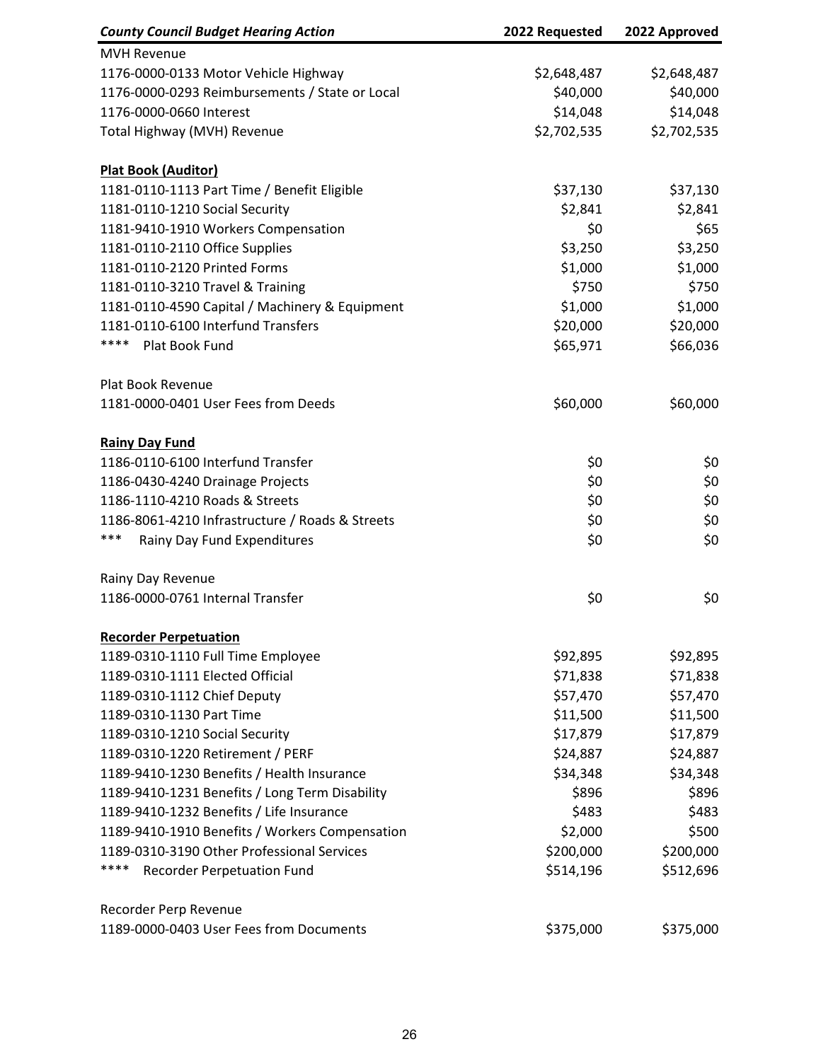| *County Council Budget Hearing Action* | 2022 Requested | 2022 Approved |
|---|---|---|
| MVH Revenue | | |
| 1176-0000-0133 Motor Vehicle Highway | $2,648,487 | $2,648,487 |
| 1176-0000-0293 Reimbursements / State or Local | $40,000 | $40,000 |
| 1176-0000-0660 Interest | $14,048 | $14,048 |
| Total Highway (MVH) Revenue | $2,702,535 | $2,702,535 |
| | | |
| **Plat Book (Auditor)** | | |
| 1181-0110-1113 Part Time / Benefit Eligible | $37,130 | $37,130 |
| 1181-0110-1210 Social Security | $2,841 | $2,841 |
| 1181-9410-1910 Workers Compensation | $0 | $65 |
| 1181-0110-2110 Office Supplies | $3,250 | $3,250 |
| 1181-0110-2120 Printed Forms | $1,000 | $1,000 |
| 1181-0110-3210 Travel & Training | $750 | $750 |
| 1181-0110-4590 Capital / Machinery & Equipment | $1,000 | $1,000 |
| 1181-0110-6100 Interfund Transfers | $20,000 | $20,000 |
| **** Plat Book Fund | $65,971 | $66,036 |
| | | |
| Plat Book Revenue | | |
| 1181-0000-0401 User Fees from Deeds | $60,000 | $60,000 |
| | | |
| **Rainy Day Fund** | | |
| 1186-0110-6100 Interfund Transfer | $0 | $0 |
| 1186-0430-4240 Drainage Projects | $0 | $0 |
| 1186-1110-4210 Roads & Streets | $0 | $0 |
| 1186-8061-4210 Infrastructure / Roads & Streets | $0 | $0 |
| *** Rainy Day Fund Expenditures | $0 | $0 |
| | | |
| Rainy Day Revenue | | |
| 1186-0000-0761 Internal Transfer | $0 | $0 |
| | | |
| **Recorder Perpetuation** | | |
| 1189-0310-1110 Full Time Employee | $92,895 | $92,895 |
| 1189-0310-1111 Elected Official | $71,838 | $71,838 |
| 1189-0310-1112 Chief Deputy | $57,470 | $57,470 |
| 1189-0310-1130 Part Time | $11,500 | $11,500 |
| 1189-0310-1210 Social Security | $17,879 | $17,879 |
| 1189-0310-1220 Retirement / PERF | $24,887 | $24,887 |
| 1189-9410-1230 Benefits / Health Insurance | $34,348 | $34,348 |
| 1189-9410-1231 Benefits / Long Term Disability | $896 | $896 |
| 1189-9410-1232 Benefits / Life Insurance | $483 | $483 |
| 1189-9410-1910 Benefits / Workers Compensation | $2,000 | $500 |
| 1189-0310-3190 Other Professional Services | $200,000 | $200,000 |
| **** Recorder Perpetuation Fund | $514,196 | $512,696 |
| | | |
| Recorder Perp Revenue | | |
| 1189-0000-0403 User Fees from Documents | $375,000 | $375,000 |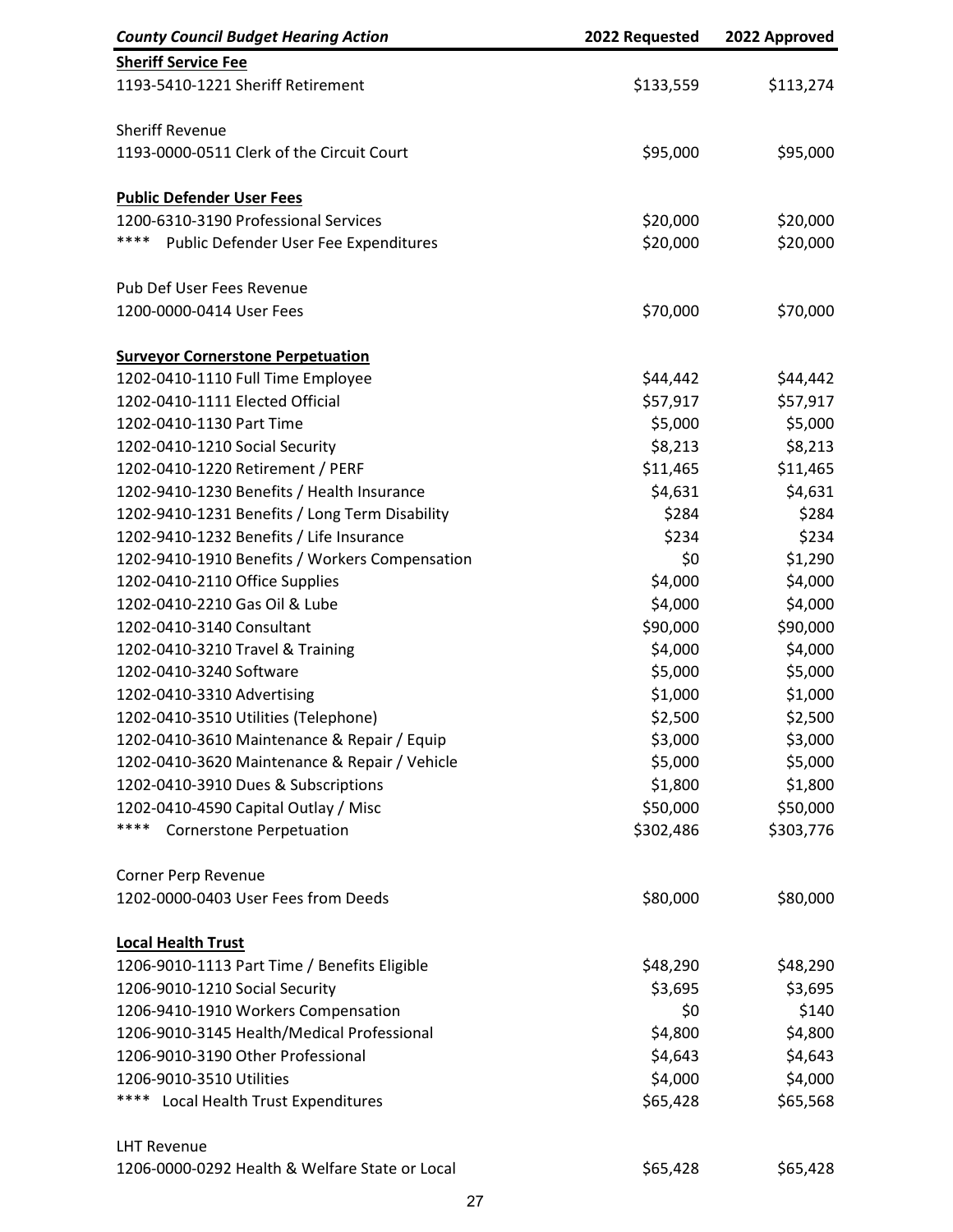| *County Council Budget Hearing Action* | 2022 Requested | 2022 Approved |
|---|---|---|
| **Sheriff Service Fee** | | |
| 1193-5410-1221 Sheriff Retirement | $133,559 | $113,274 |
| | | |
| Sheriff Revenue | | |
| 1193-0000-0511 Clerk of the Circuit Court | $95,000 | $95,000 |
| | | |
| **Public Defender User Fees** | | |
| 1200-6310-3190 Professional Services | $20,000 | $20,000 |
| **** Public Defender User Fee Expenditures | $20,000 | $20,000 |
| | | |
| Pub Def User Fees Revenue | | |
| 1200-0000-0414 User Fees | $70,000 | $70,000 |
| | | |
| **Surveyor Cornerstone Perpetuation** | | |
| 1202-0410-1110 Full Time Employee | $44,442 | $44,442 |
| 1202-0410-1111 Elected Official | $57,917 | $57,917 |
| 1202-0410-1130 Part Time | $5,000 | $5,000 |
| 1202-0410-1210 Social Security | $8,213 | $8,213 |
| 1202-0410-1220 Retirement / PERF | $11,465 | $11,465 |
| 1202-9410-1230 Benefits / Health Insurance | $4,631 | $4,631 |
| 1202-9410-1231 Benefits / Long Term Disability | $284 | $284 |
| 1202-9410-1232 Benefits / Life Insurance | $234 | $234 |
| 1202-9410-1910 Benefits / Workers Compensation | $0 | $1,290 |
| 1202-0410-2110 Office Supplies | $4,000 | $4,000 |
| 1202-0410-2210 Gas Oil & Lube | $4,000 | $4,000 |
| 1202-0410-3140 Consultant | $90,000 | $90,000 |
| 1202-0410-3210 Travel & Training | $4,000 | $4,000 |
| 1202-0410-3240 Software | $5,000 | $5,000 |
| 1202-0410-3310 Advertising | $1,000 | $1,000 |
| 1202-0410-3510 Utilities (Telephone) | $2,500 | $2,500 |
| 1202-0410-3610 Maintenance & Repair / Equip | $3,000 | $3,000 |
| 1202-0410-3620 Maintenance & Repair / Vehicle | $5,000 | $5,000 |
| 1202-0410-3910 Dues & Subscriptions | $1,800 | $1,800 |
| 1202-0410-4590 Capital Outlay / Misc | $50,000 | $50,000 |
| **** Cornerstone Perpetuation | $302,486 | $303,776 |
| | | |
| Corner Perp Revenue | | |
| 1202-0000-0403 User Fees from Deeds | $80,000 | $80,000 |
| | | |
| **Local Health Trust** | | |
| 1206-9010-1113 Part Time / Benefits Eligible | $48,290 | $48,290 |
| 1206-9010-1210 Social Security | $3,695 | $3,695 |
| 1206-9410-1910 Workers Compensation | $0 | $140 |
| 1206-9010-3145 Health/Medical Professional | $4,800 | $4,800 |
| 1206-9010-3190 Other Professional | $4,643 | $4,643 |
| 1206-9010-3510 Utilities | $4,000 | $4,000 |
| **** Local Health Trust Expenditures | $65,428 | $65,568 |
| | | |
| LHT Revenue | | |
| 1206-0000-0292 Health & Welfare State or Local | $65,428 | $65,428 |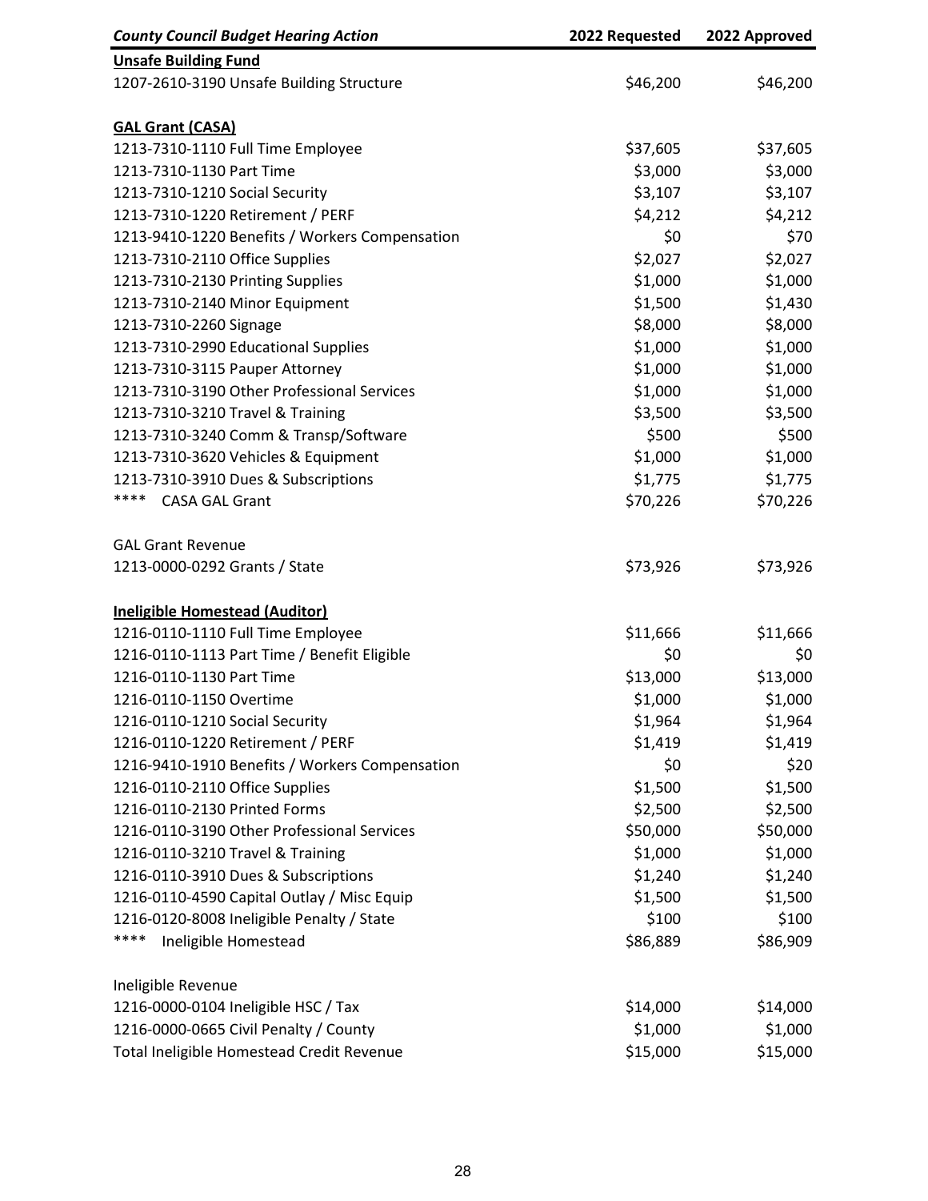| *County Council Budget Hearing Action* | 2022 Requested | 2022 Approved |
|---|---|---|
| **Unsafe Building Fund** | | |
| 1207-2610-3190 Unsafe Building Structure | $46,200 | $46,200 |
| | | |
| **GAL Grant (CASA)** | | |
| 1213-7310-1110 Full Time Employee | $37,605 | $37,605 |
| 1213-7310-1130 Part Time | $3,000 | $3,000 |
| 1213-7310-1210 Social Security | $3,107 | $3,107 |
| 1213-7310-1220 Retirement / PERF | $4,212 | $4,212 |
| 1213-9410-1220 Benefits / Workers Compensation | $0 | $70 |
| 1213-7310-2110 Office Supplies | $2,027 | $2,027 |
| 1213-7310-2130 Printing Supplies | $1,000 | $1,000 |
| 1213-7310-2140 Minor Equipment | $1,500 | $1,430 |
| 1213-7310-2260 Signage | $8,000 | $8,000 |
| 1213-7310-2990 Educational Supplies | $1,000 | $1,000 |
| 1213-7310-3115 Pauper Attorney | $1,000 | $1,000 |
| 1213-7310-3190 Other Professional Services | $1,000 | $1,000 |
| 1213-7310-3210 Travel & Training | $3,500 | $3,500 |
| 1213-7310-3240 Comm & Transp/Software | $500 | $500 |
| 1213-7310-3620 Vehicles & Equipment | $1,000 | $1,000 |
| 1213-7310-3910 Dues & Subscriptions | $1,775 | $1,775 |
| **** CASA GAL Grant | $70,226 | $70,226 |
| | | |
| GAL Grant Revenue | | |
| 1213-0000-0292 Grants / State | $73,926 | $73,926 |
| | | |
| **Ineligible Homestead (Auditor)** | | |
| 1216-0110-1110 Full Time Employee | $11,666 | $11,666 |
| 1216-0110-1113 Part Time / Benefit Eligible | $0 | $0 |
| 1216-0110-1130 Part Time | $13,000 | $13,000 |
| 1216-0110-1150 Overtime | $1,000 | $1,000 |
| 1216-0110-1210 Social Security | $1,964 | $1,964 |
| 1216-0110-1220 Retirement / PERF | $1,419 | $1,419 |
| 1216-9410-1910 Benefits / Workers Compensation | $0 | $20 |
| 1216-0110-2110 Office Supplies | $1,500 | $1,500 |
| 1216-0110-2130 Printed Forms | $2,500 | $2,500 |
| 1216-0110-3190 Other Professional Services | $50,000 | $50,000 |
| 1216-0110-3210 Travel & Training | $1,000 | $1,000 |
| 1216-0110-3910 Dues & Subscriptions | $1,240 | $1,240 |
| 1216-0110-4590 Capital Outlay / Misc Equip | $1,500 | $1,500 |
| 1216-0120-8008 Ineligible Penalty / State | $100 | $100 |
| **** Ineligible Homestead | $86,889 | $86,909 |
| | | |
| Ineligible Revenue | | |
| 1216-0000-0104 Ineligible HSC / Tax | $14,000 | $14,000 |
| 1216-0000-0665 Civil Penalty / County | $1,000 | $1,000 |
| Total Ineligible Homestead Credit Revenue | $15,000 | $15,000 |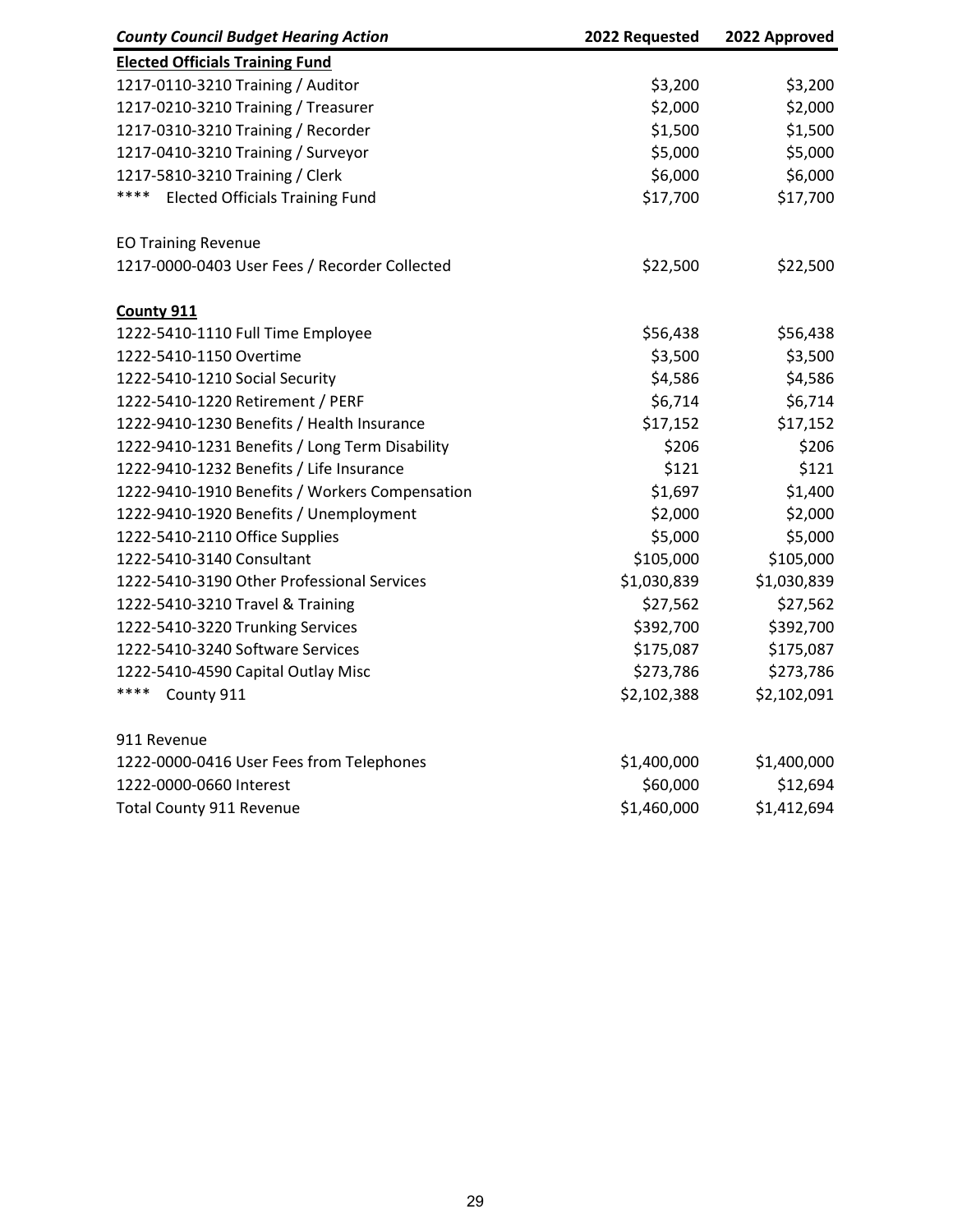| *County Council Budget Hearing Action* | 2022 Requested | 2022 Approved |
|---|---|---|
| **Elected Officials Training Fund** | | |
| 1217-0110-3210 Training / Auditor | $3,200 | $3,200 |
| 1217-0210-3210 Training / Treasurer | $2,000 | $2,000 |
| 1217-0310-3210 Training / Recorder | $1,500 | $1,500 |
| 1217-0410-3210 Training / Surveyor | $5,000 | $5,000 |
| 1217-5810-3210 Training / Clerk | $6,000 | $6,000 |
| **** Elected Officials Training Fund | $17,700 | $17,700 |
| | | |
| EO Training Revenue | | |
| 1217-0000-0403 User Fees / Recorder Collected | $22,500 | $22,500 |
| | | |
| **County 911** | | |
| 1222-5410-1110 Full Time Employee | $56,438 | $56,438 |
| 1222-5410-1150 Overtime | $3,500 | $3,500 |
| 1222-5410-1210 Social Security | $4,586 | $4,586 |
| 1222-5410-1220 Retirement / PERF | $6,714 | $6,714 |
| 1222-9410-1230 Benefits / Health Insurance | $17,152 | $17,152 |
| 1222-9410-1231 Benefits / Long Term Disability | $206 | $206 |
| 1222-9410-1232 Benefits / Life Insurance | $121 | $121 |
| 1222-9410-1910 Benefits / Workers Compensation | $1,697 | $1,400 |
| 1222-9410-1920 Benefits / Unemployment | $2,000 | $2,000 |
| 1222-5410-2110 Office Supplies | $5,000 | $5,000 |
| 1222-5410-3140 Consultant | $105,000 | $105,000 |
| 1222-5410-3190 Other Professional Services | $1,030,839 | $1,030,839 |
| 1222-5410-3210 Travel & Training | $27,562 | $27,562 |
| 1222-5410-3220 Trunking Services | $392,700 | $392,700 |
| 1222-5410-3240 Software Services | $175,087 | $175,087 |
| 1222-5410-4590 Capital Outlay Misc | $273,786 | $273,786 |
| **** County 911 | $2,102,388 | $2,102,091 |
| | | |
| 911 Revenue | | |
| 1222-0000-0416 User Fees from Telephones | $1,400,000 | $1,400,000 |
| 1222-0000-0660 Interest | $60,000 | $12,694 |
| Total County 911 Revenue | $1,460,000 | $1,412,694 |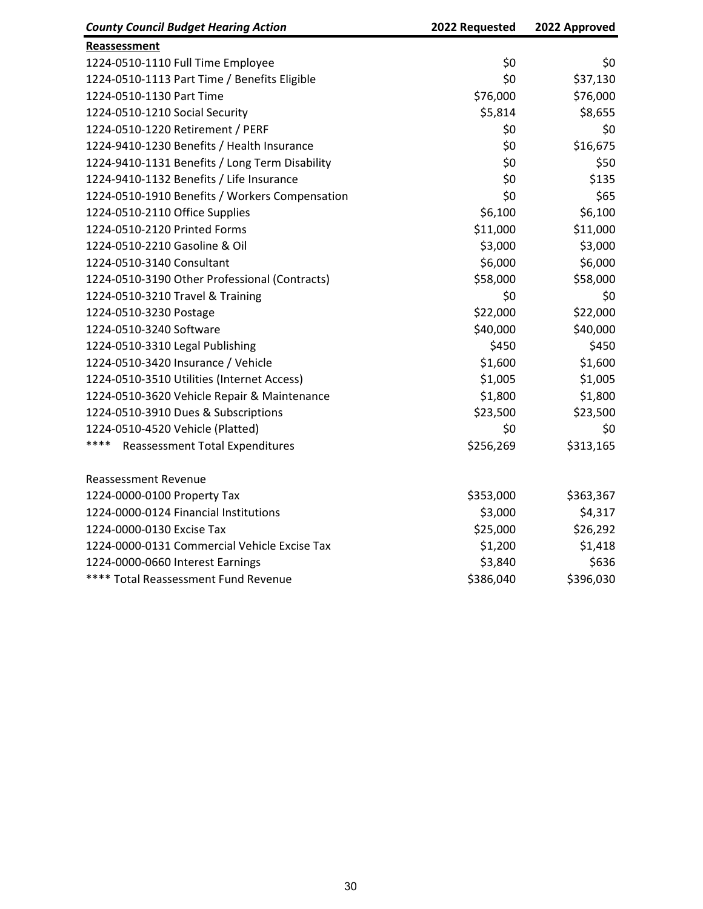| *County Council Budget Hearing Action* | 2022 Requested | 2022 Approved |
|---|---|---|
| **Reassessment** | | |
| 1224-0510-1110 Full Time Employee | $0 | $0 |
| 1224-0510-1113 Part Time / Benefits Eligible | $0 | $37,130 |
| 1224-0510-1130 Part Time | $76,000 | $76,000 |
| 1224-0510-1210 Social Security | $5,814 | $8,655 |
| 1224-0510-1220 Retirement / PERF | $0 | $0 |
| 1224-9410-1230 Benefits / Health Insurance | $0 | $16,675 |
| 1224-9410-1131 Benefits / Long Term Disability | $0 | $50 |
| 1224-9410-1132 Benefits / Life Insurance | $0 | $135 |
| 1224-0510-1910 Benefits / Workers Compensation | $0 | $65 |
| 1224-0510-2110 Office Supplies | $6,100 | $6,100 |
| 1224-0510-2120 Printed Forms | $11,000 | $11,000 |
| 1224-0510-2210 Gasoline & Oil | $3,000 | $3,000 |
| 1224-0510-3140 Consultant | $6,000 | $6,000 |
| 1224-0510-3190 Other Professional (Contracts) | $58,000 | $58,000 |
| 1224-0510-3210 Travel & Training | $0 | $0 |
| 1224-0510-3230 Postage | $22,000 | $22,000 |
| 1224-0510-3240 Software | $40,000 | $40,000 |
| 1224-0510-3310 Legal Publishing | $450 | $450 |
| 1224-0510-3420 Insurance / Vehicle | $1,600 | $1,600 |
| 1224-0510-3510 Utilities (Internet Access) | $1,005 | $1,005 |
| 1224-0510-3620 Vehicle Repair & Maintenance | $1,800 | $1,800 |
| 1224-0510-3910 Dues & Subscriptions | $23,500 | $23,500 |
| 1224-0510-4520 Vehicle (Platted) | $0 | $0 |
| **** Reassessment Total Expenditures | $256,269 | $313,165 |
| | | |
| Reassessment Revenue | | |
| 1224-0000-0100 Property Tax | $353,000 | $363,367 |
| 1224-0000-0124 Financial Institutions | $3,000 | $4,317 |
| 1224-0000-0130 Excise Tax | $25,000 | $26,292 |
| 1224-0000-0131 Commercial Vehicle Excise Tax | $1,200 | $1,418 |
| 1224-0000-0660 Interest Earnings | $3,840 | $636 |
| **** Total Reassessment Fund Revenue | $386,040 | $396,030 |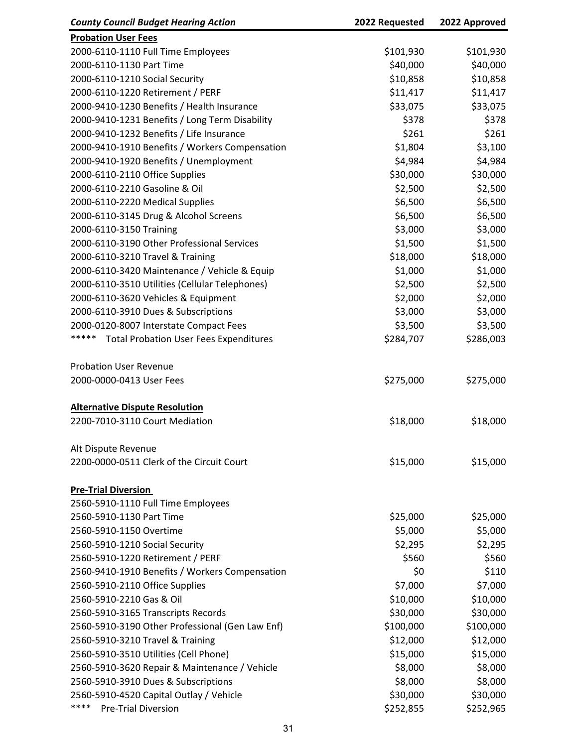| *County Council Budget Hearing Action* | 2022 Requested | 2022 Approved |
|---|---|---|
| **Probation User Fees** | | |
| 2000-6110-1110 Full Time Employees | $101,930 | $101,930 |
| 2000-6110-1130 Part Time | $40,000 | $40,000 |
| 2000-6110-1210 Social Security | $10,858 | $10,858 |
| 2000-6110-1220 Retirement / PERF | $11,417 | $11,417 |
| 2000-9410-1230 Benefits / Health Insurance | $33,075 | $33,075 |
| 2000-9410-1231 Benefits / Long Term Disability | $378 | $378 |
| 2000-9410-1232 Benefits / Life Insurance | $261 | $261 |
| 2000-9410-1910 Benefits / Workers Compensation | $1,804 | $3,100 |
| 2000-9410-1920 Benefits / Unemployment | $4,984 | $4,984 |
| 2000-6110-2110 Office Supplies | $30,000 | $30,000 |
| 2000-6110-2210 Gasoline & Oil | $2,500 | $2,500 |
| 2000-6110-2220 Medical Supplies | $6,500 | $6,500 |
| 2000-6110-3145 Drug & Alcohol Screens | $6,500 | $6,500 |
| 2000-6110-3150 Training | $3,000 | $3,000 |
| 2000-6110-3190 Other Professional Services | $1,500 | $1,500 |
| 2000-6110-3210 Travel & Training | $18,000 | $18,000 |
| 2000-6110-3420 Maintenance / Vehicle & Equip | $1,000 | $1,000 |
| 2000-6110-3510 Utilities (Cellular Telephones) | $2,500 | $2,500 |
| 2000-6110-3620 Vehicles & Equipment | $2,000 | $2,000 |
| 2000-6110-3910 Dues & Subscriptions | $3,000 | $3,000 |
| 2000-0120-8007 Interstate Compact Fees | $3,500 | $3,500 |
| ***** Total Probation User Fees Expenditures | $284,707 | $286,003 |
| | | |
| Probation User Revenue | | |
| 2000-0000-0413 User Fees | $275,000 | $275,000 |
| | | |
| **Alternative Dispute Resolution** | | |
| 2200-7010-3110 Court Mediation | $18,000 | $18,000 |
| | | |
| Alt Dispute Revenue | | |
| 2200-0000-0511 Clerk of the Circuit Court | $15,000 | $15,000 |
| | | |
| **Pre-Trial Diversion** | | |
| 2560-5910-1110 Full Time Employees | | |
| 2560-5910-1130 Part Time | $25,000 | $25,000 |
| 2560-5910-1150 Overtime | $5,000 | $5,000 |
| 2560-5910-1210 Social Security | $2,295 | $2,295 |
| 2560-5910-1220 Retirement / PERF | $560 | $560 |
| 2560-9410-1910 Benefits / Workers Compensation | $0 | $110 |
| 2560-5910-2110 Office Supplies | $7,000 | $7,000 |
| 2560-5910-2210 Gas & Oil | $10,000 | $10,000 |
| 2560-5910-3165 Transcripts Records | $30,000 | $30,000 |
| 2560-5910-3190 Other Professional (Gen Law Enf) | $100,000 | $100,000 |
| 2560-5910-3210 Travel & Training | $12,000 | $12,000 |
| 2560-5910-3510 Utilities (Cell Phone) | $15,000 | $15,000 |
| 2560-5910-3620 Repair & Maintenance / Vehicle | $8,000 | $8,000 |
| 2560-5910-3910 Dues & Subscriptions | $8,000 | $8,000 |
| 2560-5910-4520 Capital Outlay / Vehicle | $30,000 | $30,000 |
| **** Pre-Trial Diversion | $252,855 | $252,965 |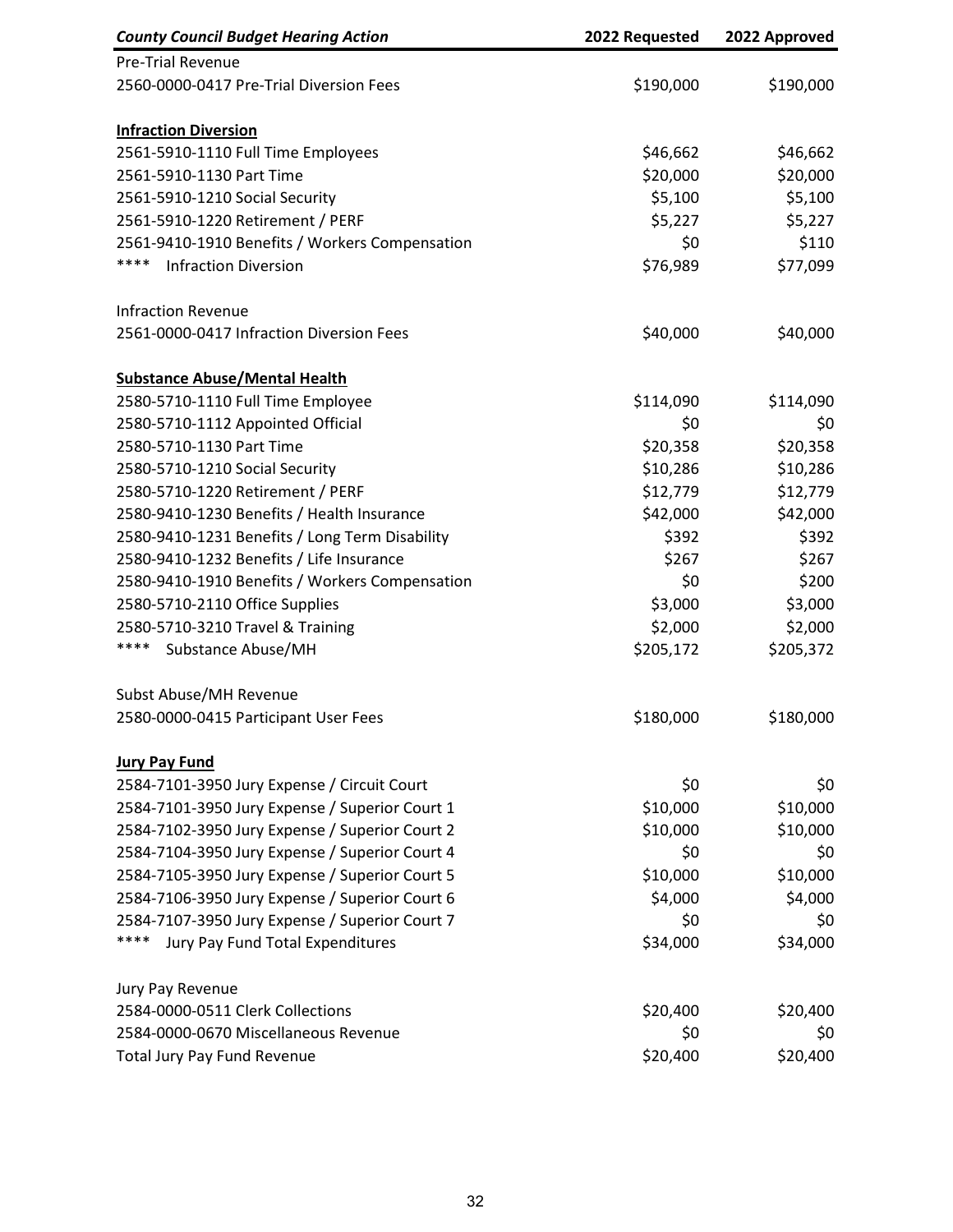| *County Council Budget Hearing Action* | 2022 Requested | 2022 Approved |
|---|---|---|
| Pre-Trial Revenue | | |
| 2560-0000-0417 Pre-Trial Diversion Fees | $190,000 | $190,000 |
| | | |
| **Infraction Diversion** | | |
| 2561-5910-1110 Full Time Employees | $46,662 | $46,662 |
| 2561-5910-1130 Part Time | $20,000 | $20,000 |
| 2561-5910-1210 Social Security | $5,100 | $5,100 |
| 2561-5910-1220 Retirement / PERF | $5,227 | $5,227 |
| 2561-9410-1910 Benefits / Workers Compensation | $0 | $110 |
| **** Infraction Diversion | $76,989 | $77,099 |
| | | |
| Infraction Revenue | | |
| 2561-0000-0417 Infraction Diversion Fees | $40,000 | $40,000 |
| | | |
| **Substance Abuse/Mental Health** | | |
| 2580-5710-1110 Full Time Employee | $114,090 | $114,090 |
| 2580-5710-1112 Appointed Official | $0 | $0 |
| 2580-5710-1130 Part Time | $20,358 | $20,358 |
| 2580-5710-1210 Social Security | $10,286 | $10,286 |
| 2580-5710-1220 Retirement / PERF | $12,779 | $12,779 |
| 2580-9410-1230 Benefits / Health Insurance | $42,000 | $42,000 |
| 2580-9410-1231 Benefits / Long Term Disability | $392 | $392 |
| 2580-9410-1232 Benefits / Life Insurance | $267 | $267 |
| 2580-9410-1910 Benefits / Workers Compensation | $0 | $200 |
| 2580-5710-2110 Office Supplies | $3,000 | $3,000 |
| 2580-5710-3210 Travel & Training | $2,000 | $2,000 |
| **** Substance Abuse/MH | $205,172 | $205,372 |
| | | |
| Subst Abuse/MH Revenue | | |
| 2580-0000-0415 Participant User Fees | $180,000 | $180,000 |
| | | |
| **Jury Pay Fund** | | |
| 2584-7101-3950 Jury Expense / Circuit Court | $0 | $0 |
| 2584-7101-3950 Jury Expense / Superior Court 1 | $10,000 | $10,000 |
| 2584-7102-3950 Jury Expense / Superior Court 2 | $10,000 | $10,000 |
| 2584-7104-3950 Jury Expense / Superior Court 4 | $0 | $0 |
| 2584-7105-3950 Jury Expense / Superior Court 5 | $10,000 | $10,000 |
| 2584-7106-3950 Jury Expense / Superior Court 6 | $4,000 | $4,000 |
| 2584-7107-3950 Jury Expense / Superior Court 7 | $0 | $0 |
| **** Jury Pay Fund Total Expenditures | $34,000 | $34,000 |
| | | |
| Jury Pay Revenue | | |
| 2584-0000-0511 Clerk Collections | $20,400 | $20,400 |
| 2584-0000-0670 Miscellaneous Revenue | $0 | $0 |
| Total Jury Pay Fund Revenue | $20,400 | $20,400 |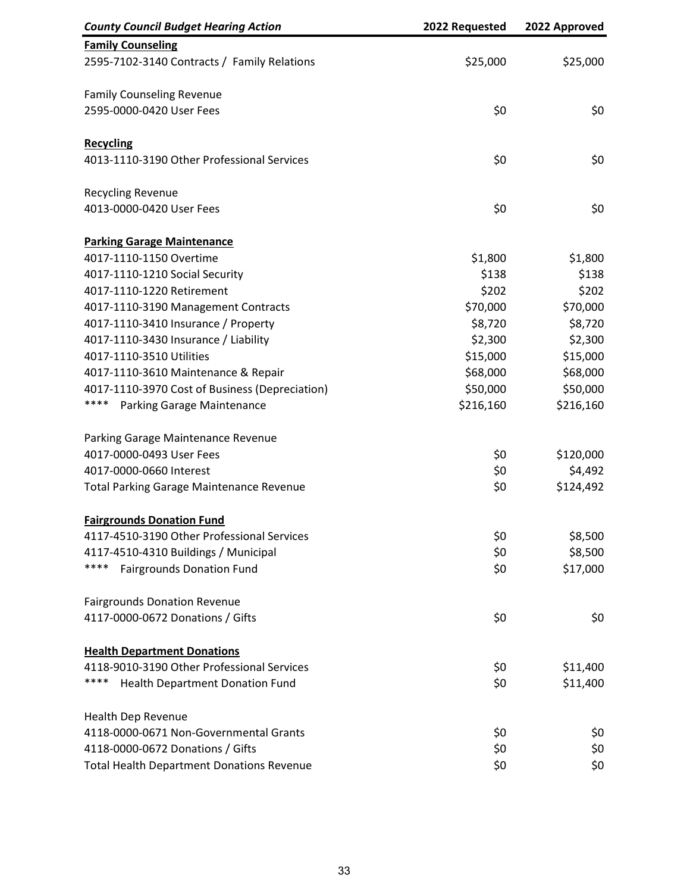| *County Council Budget Hearing Action* | 2022 Requested | 2022 Approved |
|---|---|---|
| **Family Counseling** | | |
| 2595-7102-3140 Contracts / Family Relations | $25,000 | $25,000 |
| | | |
| Family Counseling Revenue | | |
| 2595-0000-0420 User Fees | $0 | $0 |
| | | |
| **Recycling** | | |
| 4013-1110-3190 Other Professional Services | $0 | $0 |
| | | |
| Recycling Revenue | | |
| 4013-0000-0420 User Fees | $0 | $0 |
| | | |
| **Parking Garage Maintenance** | | |
| 4017-1110-1150 Overtime | $1,800 | $1,800 |
| 4017-1110-1210 Social Security | $138 | $138 |
| 4017-1110-1220 Retirement | $202 | $202 |
| 4017-1110-3190 Management Contracts | $70,000 | $70,000 |
| 4017-1110-3410 Insurance / Property | $8,720 | $8,720 |
| 4017-1110-3430 Insurance / Liability | $2,300 | $2,300 |
| 4017-1110-3510 Utilities | $15,000 | $15,000 |
| 4017-1110-3610 Maintenance & Repair | $68,000 | $68,000 |
| 4017-1110-3970 Cost of Business (Depreciation) | $50,000 | $50,000 |
| **** Parking Garage Maintenance | $216,160 | $216,160 |
| | | |
| Parking Garage Maintenance Revenue | | |
| 4017-0000-0493 User Fees | $0 | $120,000 |
| 4017-0000-0660 Interest | $0 | $4,492 |
| Total Parking Garage Maintenance Revenue | $0 | $124,492 |
| | | |
| **Fairgrounds Donation Fund** | | |
| 4117-4510-3190 Other Professional Services | $0 | $8,500 |
| 4117-4510-4310 Buildings / Municipal | $0 | $8,500 |
| **** Fairgrounds Donation Fund | $0 | $17,000 |
| | | |
| Fairgrounds Donation Revenue | | |
| 4117-0000-0672 Donations / Gifts | $0 | $0 |
| | | |
| **Health Department Donations** | | |
| 4118-9010-3190 Other Professional Services | $0 | $11,400 |
| **** Health Department Donation Fund | $0 | $11,400 |
| | | |
| Health Dep Revenue | | |
| 4118-0000-0671 Non-Governmental Grants | $0 | $0 |
| 4118-0000-0672 Donations / Gifts | $0 | $0 |
| Total Health Department Donations Revenue | $0 | $0 |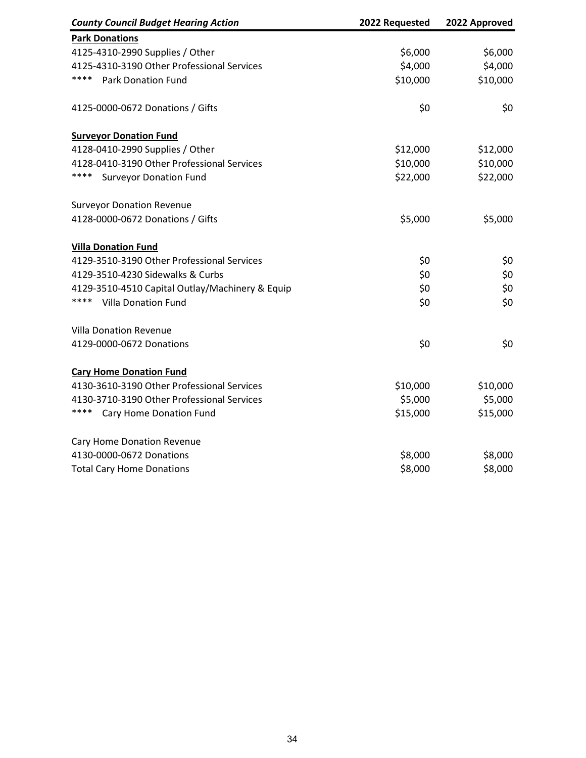| *County Council Budget Hearing Action* | 2022 Requested | 2022 Approved |
|---|---|---|
| **Park Donations** | | |
| 4125-4310-2990 Supplies / Other | $6,000 | $6,000 |
| 4125-4310-3190 Other Professional Services | $4,000 | $4,000 |
| **** Park Donation Fund | $10,000 | $10,000 |
| | | |
| 4125-0000-0672 Donations / Gifts | $0 | $0 |
| | | |
| **Surveyor Donation Fund** | | |
| 4128-0410-2990 Supplies / Other | $12,000 | $12,000 |
| 4128-0410-3190 Other Professional Services | $10,000 | $10,000 |
| **** Surveyor Donation Fund | $22,000 | $22,000 |
| | | |
| Surveyor Donation Revenue | | |
| 4128-0000-0672 Donations / Gifts | $5,000 | $5,000 |
| | | |
| **Villa Donation Fund** | | |
| 4129-3510-3190 Other Professional Services | $0 | $0 |
| 4129-3510-4230 Sidewalks & Curbs | $0 | $0 |
| 4129-3510-4510 Capital Outlay/Machinery & Equip | $0 | $0 |
| **** Villa Donation Fund | $0 | $0 |
| | | |
| Villa Donation Revenue | | |
| 4129-0000-0672 Donations | $0 | $0 |
| | | |
| **Cary Home Donation Fund** | | |
| 4130-3610-3190 Other Professional Services | $10,000 | $10,000 |
| 4130-3710-3190 Other Professional Services | $5,000 | $5,000 |
| **** Cary Home Donation Fund | $15,000 | $15,000 |
| | | |
| Cary Home Donation Revenue | | |
| 4130-0000-0672 Donations | $8,000 | $8,000 |
| Total Cary Home Donations | $8,000 | $8,000 |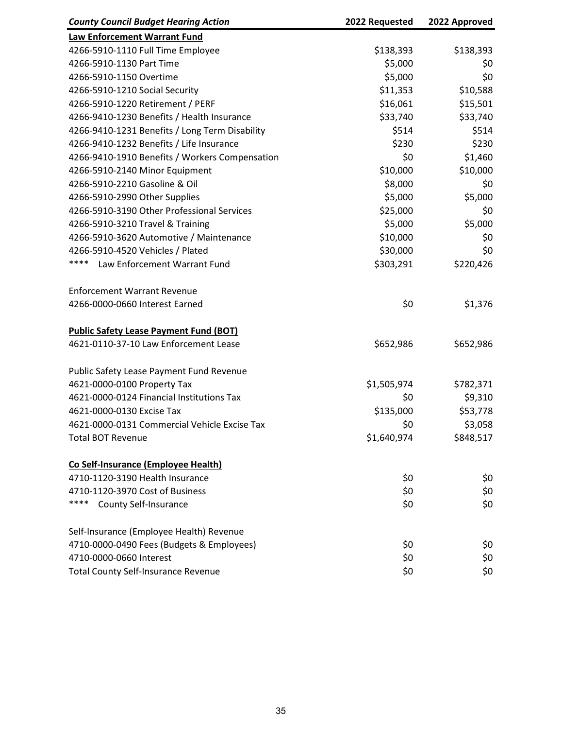| *County Council Budget Hearing Action* | 2022 Requested | 2022 Approved |
|---|---|---|
| **Law Enforcement Warrant Fund** | | |
| 4266-5910-1110 Full Time Employee | $138,393 | $138,393 |
| 4266-5910-1130 Part Time | $5,000 | $0 |
| 4266-5910-1150 Overtime | $5,000 | $0 |
| 4266-5910-1210 Social Security | $11,353 | $10,588 |
| 4266-5910-1220 Retirement / PERF | $16,061 | $15,501 |
| 4266-9410-1230 Benefits / Health Insurance | $33,740 | $33,740 |
| 4266-9410-1231 Benefits / Long Term Disability | $514 | $514 |
| 4266-9410-1232 Benefits / Life Insurance | $230 | $230 |
| 4266-9410-1910 Benefits / Workers Compensation | $0 | $1,460 |
| 4266-5910-2140 Minor Equipment | $10,000 | $10,000 |
| 4266-5910-2210 Gasoline & Oil | $8,000 | $0 |
| 4266-5910-2990 Other Supplies | $5,000 | $5,000 |
| 4266-5910-3190 Other Professional Services | $25,000 | $0 |
| 4266-5910-3210 Travel & Training | $5,000 | $5,000 |
| 4266-5910-3620 Automotive / Maintenance | $10,000 | $0 |
| 4266-5910-4520 Vehicles / Plated | $30,000 | $0 |
| **** Law Enforcement Warrant Fund | $303,291 | $220,426 |
| | | |
| Enforcement Warrant Revenue | | |
| 4266-0000-0660 Interest Earned | $0 | $1,376 |
| | | |
| **Public Safety Lease Payment Fund (BOT)** | | |
| 4621-0110-37-10 Law Enforcement Lease | $652,986 | $652,986 |
| | | |
| Public Safety Lease Payment Fund Revenue | | |
| 4621-0000-0100 Property Tax | $1,505,974 | $782,371 |
| 4621-0000-0124 Financial Institutions Tax | $0 | $9,310 |
| 4621-0000-0130 Excise Tax | $135,000 | $53,778 |
| 4621-0000-0131 Commercial Vehicle Excise Tax | $0 | $3,058 |
| Total BOT Revenue | $1,640,974 | $848,517 |
| | | |
| **Co Self-Insurance (Employee Health)** | | |
| 4710-1120-3190 Health Insurance | $0 | $0 |
| 4710-1120-3970 Cost of Business | $0 | $0 |
| **** County Self-Insurance | $0 | $0 |
| | | |
| Self-Insurance (Employee Health) Revenue | | |
| 4710-0000-0490 Fees (Budgets & Employees) | $0 | $0 |
| 4710-0000-0660 Interest | $0 | $0 |
| Total County Self-Insurance Revenue | $0 | $0 |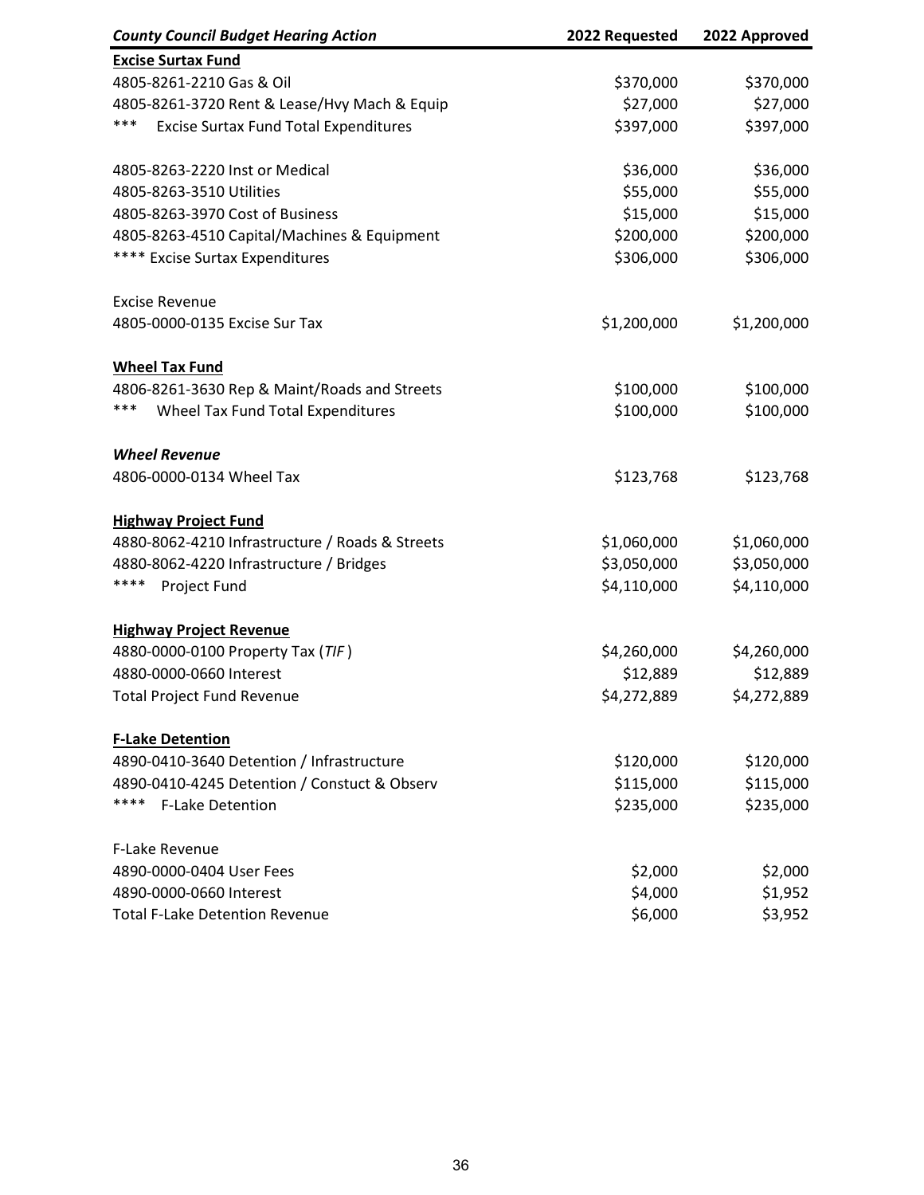| County Council Budget Hearing Action | 2022 Requested | 2022 Approved |
|---|---|---|
| **Excise Surtax Fund** | | |
| 4805-8261-2210 Gas & Oil | $370,000 | $370,000 |
| 4805-8261-3720 Rent & Lease/Hvy Mach & Equip | $27,000 | $27,000 |
| *** Excise Surtax Fund Total Expenditures | $397,000 | $397,000 |
| | | |
| 4805-8263-2220 Inst or Medical | $36,000 | $36,000 |
| 4805-8263-3510 Utilities | $55,000 | $55,000 |
| 4805-8263-3970 Cost of Business | $15,000 | $15,000 |
| 4805-8263-4510 Capital/Machines & Equipment | $200,000 | $200,000 |
| **** Excise Surtax Expenditures | $306,000 | $306,000 |
| | | |
| Excise Revenue | | |
| 4805-0000-0135 Excise Sur Tax | $1,200,000 | $1,200,000 |
| | | |
| **Wheel Tax Fund** | | |
| 4806-8261-3630 Rep & Maint/Roads and Streets | $100,000 | $100,000 |
| *** Wheel Tax Fund Total Expenditures | $100,000 | $100,000 |
| | | |
| ***Wheel Revenue*** | | |
| 4806-0000-0134 Wheel Tax | $123,768 | $123,768 |
| | | |
| **Highway Project Fund** | | |
| 4880-8062-4210 Infrastructure / Roads & Streets | $1,060,000 | $1,060,000 |
| 4880-8062-4220 Infrastructure / Bridges | $3,050,000 | $3,050,000 |
| **** Project Fund | $4,110,000 | $4,110,000 |
| | | |
| **Highway Project Revenue** | | |
| 4880-0000-0100 Property Tax (*TIF*) | $4,260,000 | $4,260,000 |
| 4880-0000-0660 Interest | $12,889 | $12,889 |
| Total Project Fund Revenue | $4,272,889 | $4,272,889 |
| | | |
| **F-Lake Detention** | | |
| 4890-0410-3640 Detention / Infrastructure | $120,000 | $120,000 |
| 4890-0410-4245 Detention / Constuct & Observ | $115,000 | $115,000 |
| **** F-Lake Detention | $235,000 | $235,000 |
| | | |
| F-Lake Revenue | | |
| 4890-0000-0404 User Fees | $2,000 | $2,000 |
| 4890-0000-0660 Interest | $4,000 | $1,952 |
| Total F-Lake Detention Revenue | $6,000 | $3,952 |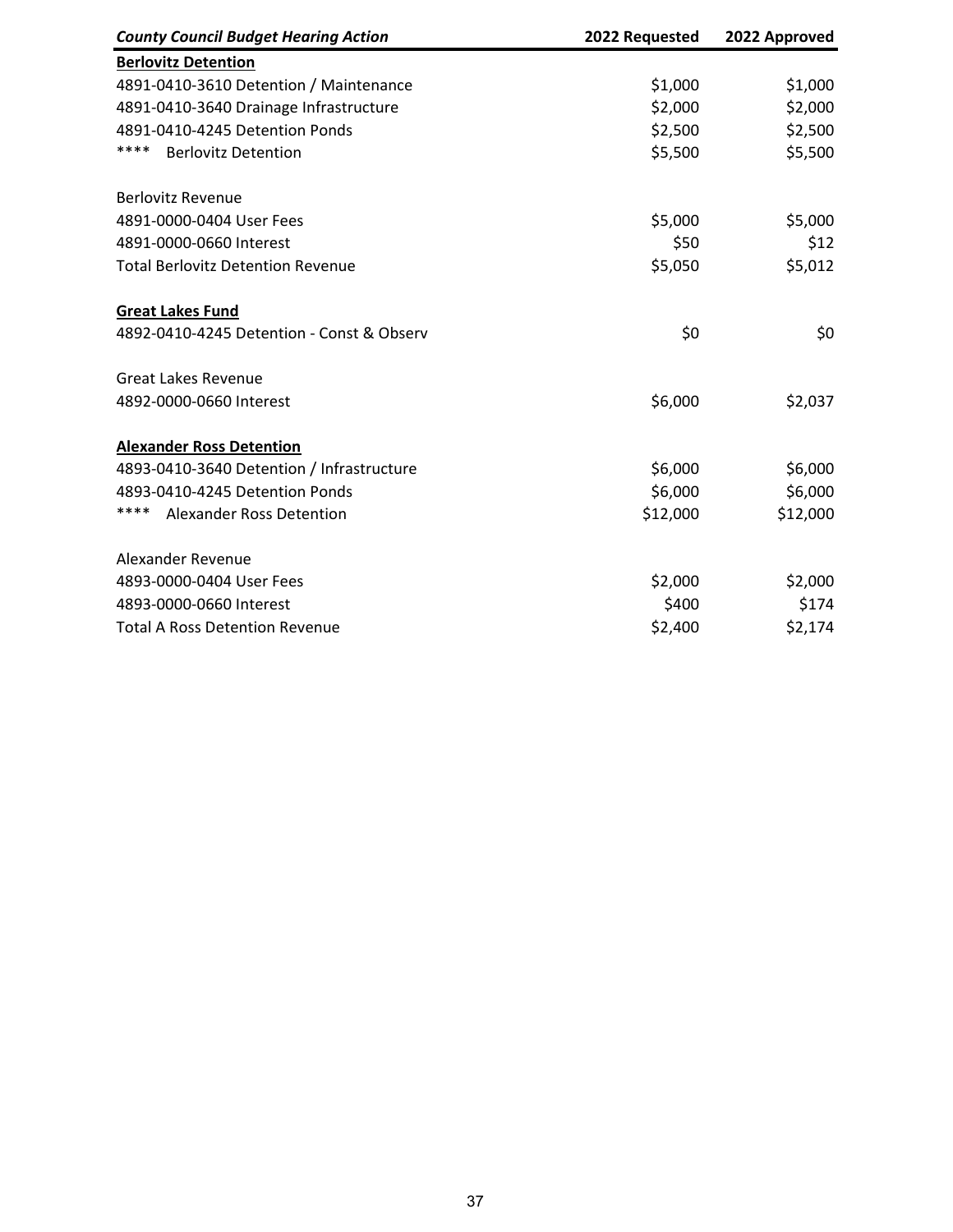| *County Council Budget Hearing Action* | 2022 Requested | 2022 Approved |
| --- | --- | --- |
| **Berlovitz Detention** | | |
| 4891-0410-3610 Detention / Maintenance | $1,000 | $1,000 |
| 4891-0410-3640 Drainage Infrastructure | $2,000 | $2,000 |
| 4891-0410-4245 Detention Ponds | $2,500 | $2,500 |
| **** Berlovitz Detention | $5,500 | $5,500 |
| | | |
| Berlovitz Revenue | | |
| 4891-0000-0404 User Fees | $5,000 | $5,000 |
| 4891-0000-0660 Interest | $50 | $12 |
| Total Berlovitz Detention Revenue | $5,050 | $5,012 |
| | | |
| **Great Lakes Fund** | | |
| 4892-0410-4245 Detention - Const & Observ | $0 | $0 |
| | | |
| Great Lakes Revenue | | |
| 4892-0000-0660 Interest | $6,000 | $2,037 |
| | | |
| **Alexander Ross Detention** | | |
| 4893-0410-3640 Detention / Infrastructure | $6,000 | $6,000 |
| 4893-0410-4245 Detention Ponds | $6,000 | $6,000 |
| **** Alexander Ross Detention | $12,000 | $12,000 |
| | | |
| Alexander Revenue | | |
| 4893-0000-0404 User Fees | $2,000 | $2,000 |
| 4893-0000-0660 Interest | $400 | $174 |
| Total A Ross Detention Revenue | $2,400 | $2,174 |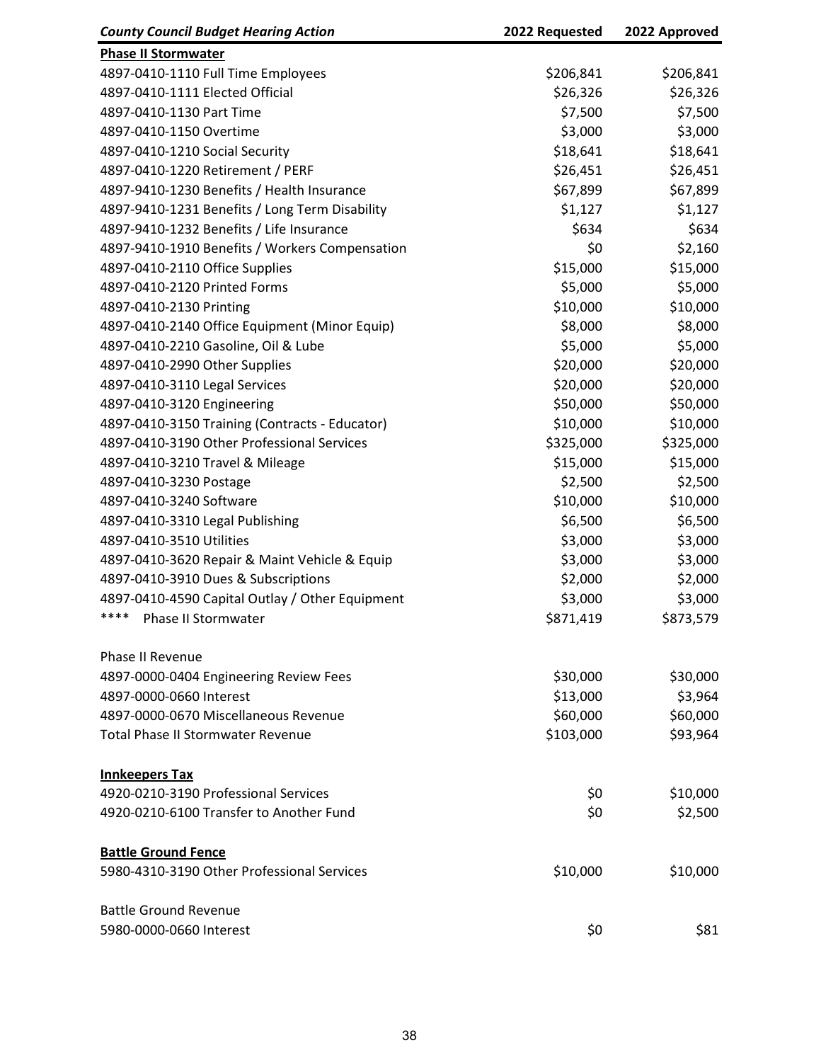| *County Council Budget Hearing Action* | 2022 Requested | 2022 Approved |
|---|---|---|
| **Phase II Stormwater** | | |
| 4897-0410-1110 Full Time Employees | $206,841 | $206,841 |
| 4897-0410-1111 Elected Official | $26,326 | $26,326 |
| 4897-0410-1130 Part Time | $7,500 | $7,500 |
| 4897-0410-1150 Overtime | $3,000 | $3,000 |
| 4897-0410-1210 Social Security | $18,641 | $18,641 |
| 4897-0410-1220 Retirement / PERF | $26,451 | $26,451 |
| 4897-9410-1230 Benefits / Health Insurance | $67,899 | $67,899 |
| 4897-9410-1231 Benefits / Long Term Disability | $1,127 | $1,127 |
| 4897-9410-1232 Benefits / Life Insurance | $634 | $634 |
| 4897-9410-1910 Benefits / Workers Compensation | $0 | $2,160 |
| 4897-0410-2110 Office Supplies | $15,000 | $15,000 |
| 4897-0410-2120 Printed Forms | $5,000 | $5,000 |
| 4897-0410-2130 Printing | $10,000 | $10,000 |
| 4897-0410-2140 Office Equipment (Minor Equip) | $8,000 | $8,000 |
| 4897-0410-2210 Gasoline, Oil & Lube | $5,000 | $5,000 |
| 4897-0410-2990 Other Supplies | $20,000 | $20,000 |
| 4897-0410-3110 Legal Services | $20,000 | $20,000 |
| 4897-0410-3120 Engineering | $50,000 | $50,000 |
| 4897-0410-3150 Training (Contracts - Educator) | $10,000 | $10,000 |
| 4897-0410-3190 Other Professional Services | $325,000 | $325,000 |
| 4897-0410-3210 Travel & Mileage | $15,000 | $15,000 |
| 4897-0410-3230 Postage | $2,500 | $2,500 |
| 4897-0410-3240 Software | $10,000 | $10,000 |
| 4897-0410-3310 Legal Publishing | $6,500 | $6,500 |
| 4897-0410-3510 Utilities | $3,000 | $3,000 |
| 4897-0410-3620 Repair & Maint Vehicle & Equip | $3,000 | $3,000 |
| 4897-0410-3910 Dues & Subscriptions | $2,000 | $2,000 |
| 4897-0410-4590 Capital Outlay / Other Equipment | $3,000 | $3,000 |
| **** Phase II Stormwater | $871,419 | $873,579 |
| | | |
| Phase II Revenue | | |
| 4897-0000-0404 Engineering Review Fees | $30,000 | $30,000 |
| 4897-0000-0660 Interest | $13,000 | $3,964 |
| 4897-0000-0670 Miscellaneous Revenue | $60,000 | $60,000 |
| Total Phase II Stormwater Revenue | $103,000 | $93,964 |
| | | |
| **Innkeepers Tax** | | |
| 4920-0210-3190 Professional Services | $0 | $10,000 |
| 4920-0210-6100 Transfer to Another Fund | $0 | $2,500 |
| | | |
| **Battle Ground Fence** | | |
| 5980-4310-3190 Other Professional Services | $10,000 | $10,000 |
| | | |
| Battle Ground Revenue | | |
| 5980-0000-0660 Interest | $0 | $81 |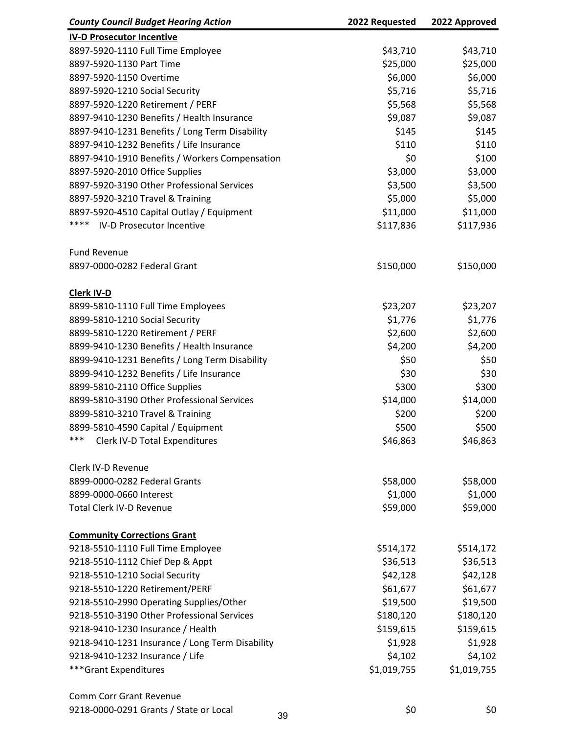| *County Council Budget Hearing Action* | 2022 Requested | 2022 Approved |
|---|---|---|
| **IV-D Prosecutor Incentive** | | |
| 8897-5920-1110 Full Time Employee | $43,710 | $43,710 |
| 8897-5920-1130 Part Time | $25,000 | $25,000 |
| 8897-5920-1150 Overtime | $6,000 | $6,000 |
| 8897-5920-1210 Social Security | $5,716 | $5,716 |
| 8897-5920-1220 Retirement / PERF | $5,568 | $5,568 |
| 8897-9410-1230 Benefits / Health Insurance | $9,087 | $9,087 |
| 8897-9410-1231 Benefits / Long Term Disability | $145 | $145 |
| 8897-9410-1232 Benefits / Life Insurance | $110 | $110 |
| 8897-9410-1910 Benefits / Workers Compensation | $0 | $100 |
| 8897-5920-2010 Office Supplies | $3,000 | $3,000 |
| 8897-5920-3190 Other Professional Services | $3,500 | $3,500 |
| 8897-5920-3210 Travel & Training | $5,000 | $5,000 |
| 8897-5920-4510 Capital Outlay / Equipment | $11,000 | $11,000 |
| **** IV-D Prosecutor Incentive | $117,836 | $117,936 |
| | | |
| Fund Revenue | | |
| 8897-0000-0282 Federal Grant | $150,000 | $150,000 |
| | | |
| **Clerk IV-D** | | |
| 8899-5810-1110 Full Time Employees | $23,207 | $23,207 |
| 8899-5810-1210 Social Security | $1,776 | $1,776 |
| 8899-5810-1220 Retirement / PERF | $2,600 | $2,600 |
| 8899-9410-1230 Benefits / Health Insurance | $4,200 | $4,200 |
| 8899-9410-1231 Benefits / Long Term Disability | $50 | $50 |
| 8899-9410-1232 Benefits / Life Insurance | $30 | $30 |
| 8899-5810-2110 Office Supplies | $300 | $300 |
| 8899-5810-3190 Other Professional Services | $14,000 | $14,000 |
| 8899-5810-3210 Travel & Training | $200 | $200 |
| 8899-5810-4590 Capital / Equipment | $500 | $500 |
| *** Clerk IV-D Total Expenditures | $46,863 | $46,863 |
| | | |
| Clerk IV-D Revenue | | |
| 8899-0000-0282 Federal Grants | $58,000 | $58,000 |
| 8899-0000-0660 Interest | $1,000 | $1,000 |
| Total Clerk IV-D Revenue | $59,000 | $59,000 |
| | | |
| **Community Corrections Grant** | | |
| 9218-5510-1110 Full Time Employee | $514,172 | $514,172 |
| 9218-5510-1112 Chief Dep & Appt | $36,513 | $36,513 |
| 9218-5510-1210 Social Security | $42,128 | $42,128 |
| 9218-5510-1220 Retirement/PERF | $61,677 | $61,677 |
| 9218-5510-2990 Operating Supplies/Other | $19,500 | $19,500 |
| 9218-5510-3190 Other Professional Services | $180,120 | $180,120 |
| 9218-9410-1230 Insurance / Health | $159,615 | $159,615 |
| 9218-9410-1231 Insurance / Long Term Disability | $1,928 | $1,928 |
| 9218-9410-1232 Insurance / Life | $4,102 | $4,102 |
| ***Grant Expenditures | $1,019,755 | $1,019,755 |
| | | |
| Comm Corr Grant Revenue | | |
| 9218-0000-0291 Grants / State or Local | $0 | $0 |